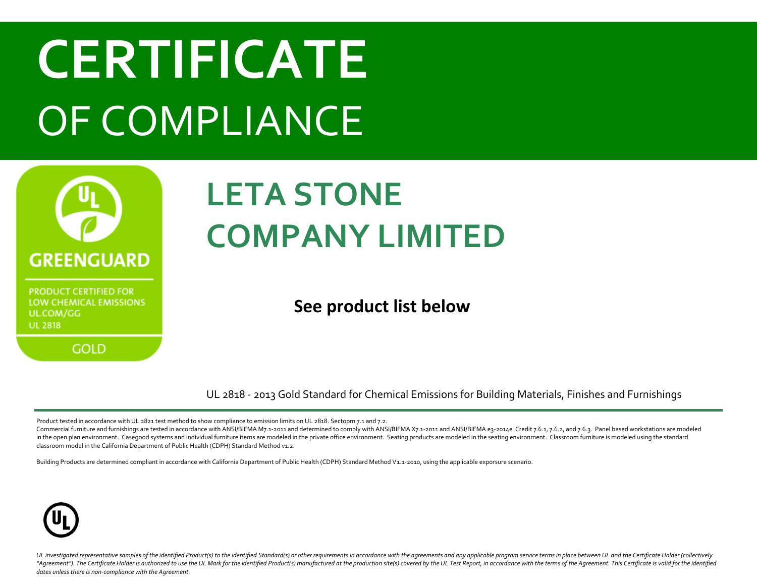# CERTIFICATE OF COMPLIANCE

GREENGUARD

PRODUCT CERTIFIED FOR LOW CHEMICAL EMISSIONS UL.COM/GG UL 2818

GOLD

## LETA STONE COMPANY LIMITED

**See product list below**

UL 2818 - 2013 Gold Standard for Chemical Emissions for Building Materials, Finishes and Furnishings

---

Product tested in accordance with UL 2821 test method to show compliance to emission limits on UL 2818. Sectopm 7.1 and 7.2.
Commercial furniture and furnishings are tested in accordance with ANSI/BIFMA M7.1-2011 and determined to comply with ANSI/BIFMA X7.1-2011 and ANSI/BIFMA e3-2014e Credit 7.6.1, 7.6.2, and 7.6.3. Panel based workstations are modeled in the open plan environment. Casegood systems and individual furniture items are modeled in the private office environment. Seating products are modeled in the seating environment. Classroom furniture is modeled using the standard classroom model in the California Department of Public Health (CDPH) Standard Method v1.2.

Building Products are determined compliant in accordance with California Department of Public Health (CDPH) Standard Method V1.1-2010, using the applicable exporsure scenario.

*UL investigated representative samples of the identified Product(s) to the identified Standard(s) or other requirements in accordance with the agreements and any applicable program service terms in place between UL and the Certificate Holder (collectively "Agreement"). The Certificate Holder is authorized to use the UL Mark for the identified Product(s) manufactured at the production site(s) covered by the UL Test Report, in accordance with the terms of the Agreement. This Certificate is valid for the identified dates unless there is non-compliance with the Agreement.*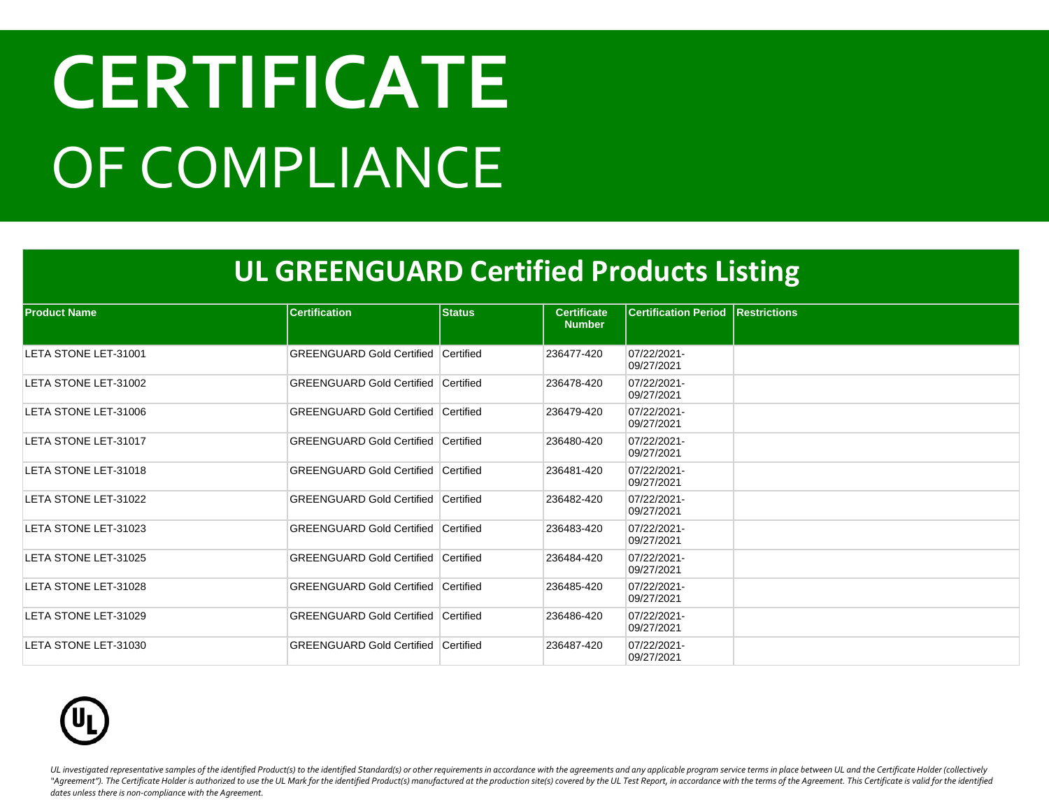# CERTIFICATE
# OF COMPLIANCE

## UL GREENGUARD Certified Products Listing

| Product Name | Certification | Status | Certificate Number | Certification Period | Restrictions |
|---|---|---|---|---|---|
| LETA STONE LET-31001 | GREENGUARD Gold Certified | Certified | 236477-420 | 07/22/2021-09/27/2021 | |
| LETA STONE LET-31002 | GREENGUARD Gold Certified | Certified | 236478-420 | 07/22/2021-09/27/2021 | |
| LETA STONE LET-31006 | GREENGUARD Gold Certified | Certified | 236479-420 | 07/22/2021-09/27/2021 | |
| LETA STONE LET-31017 | GREENGUARD Gold Certified | Certified | 236480-420 | 07/22/2021-09/27/2021 | |
| LETA STONE LET-31018 | GREENGUARD Gold Certified | Certified | 236481-420 | 07/22/2021-09/27/2021 | |
| LETA STONE LET-31022 | GREENGUARD Gold Certified | Certified | 236482-420 | 07/22/2021-09/27/2021 | |
| LETA STONE LET-31023 | GREENGUARD Gold Certified | Certified | 236483-420 | 07/22/2021-09/27/2021 | |
| LETA STONE LET-31025 | GREENGUARD Gold Certified | Certified | 236484-420 | 07/22/2021-09/27/2021 | |
| LETA STONE LET-31028 | GREENGUARD Gold Certified | Certified | 236485-420 | 07/22/2021-09/27/2021 | |
| LETA STONE LET-31029 | GREENGUARD Gold Certified | Certified | 236486-420 | 07/22/2021-09/27/2021 | |
| LETA STONE LET-31030 | GREENGUARD Gold Certified | Certified | 236487-420 | 07/22/2021-09/27/2021 | |

*UL investigated representative samples of the identified Product(s) to the identified Standard(s) or other requirements in accordance with the agreements and any applicable program service terms in place between UL and the Certificate Holder (collectively "Agreement"). The Certificate Holder is authorized to use the UL Mark for the identified Product(s) manufactured at the production site(s) covered by the UL Test Report, in accordance with the terms of the Agreement. This Certificate is valid for the identified dates unless there is non-compliance with the Agreement.*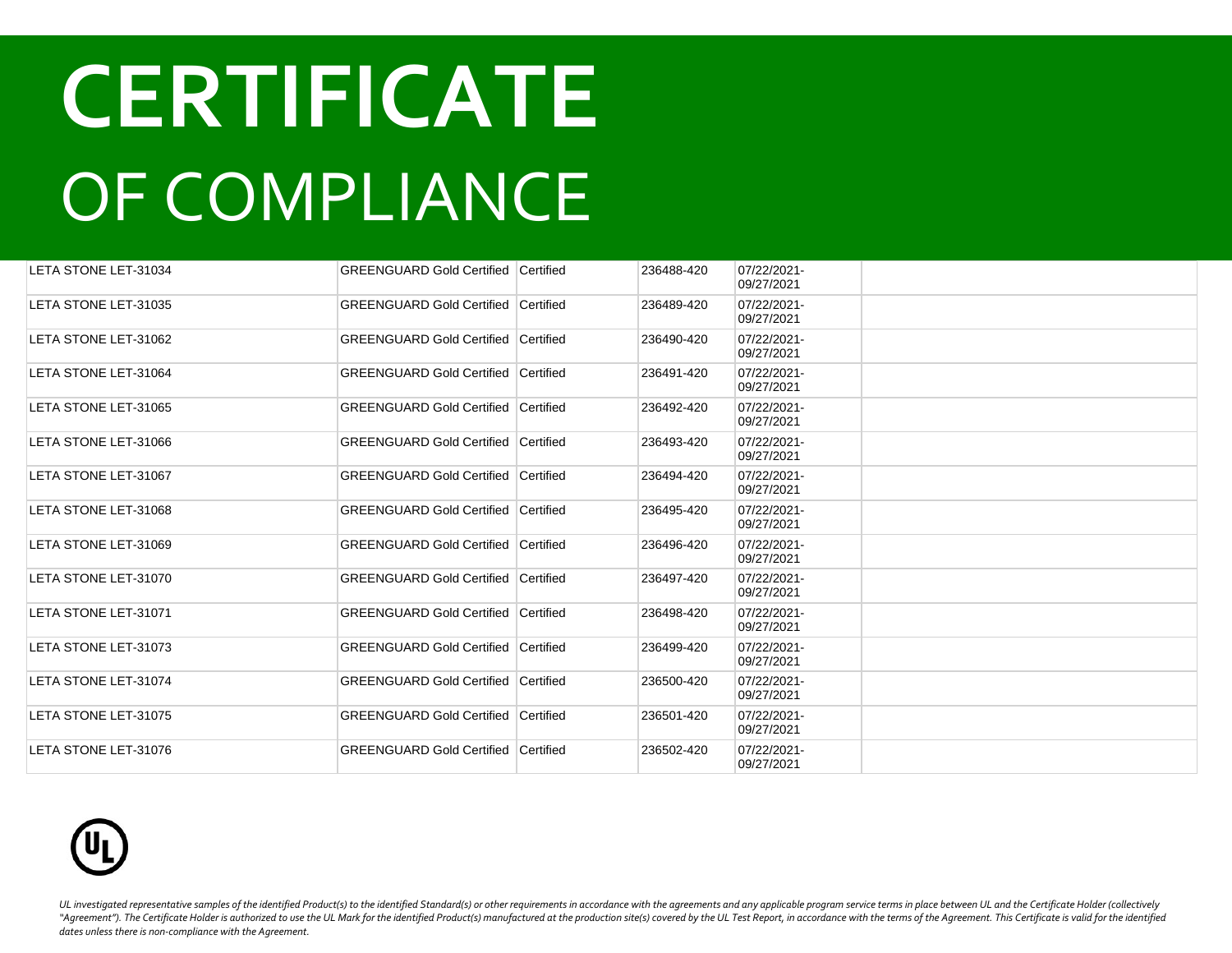# CERTIFICATE

## OF COMPLIANCE

| | | | | | |
|---|---|---|---|---|---|
| LETA STONE LET-31034 | GREENGUARD Gold Certified | Certified | 236488-420 | 07/22/2021-09/27/2021 | |
| LETA STONE LET-31035 | GREENGUARD Gold Certified | Certified | 236489-420 | 07/22/2021-09/27/2021 | |
| LETA STONE LET-31062 | GREENGUARD Gold Certified | Certified | 236490-420 | 07/22/2021-09/27/2021 | |
| LETA STONE LET-31064 | GREENGUARD Gold Certified | Certified | 236491-420 | 07/22/2021-09/27/2021 | |
| LETA STONE LET-31065 | GREENGUARD Gold Certified | Certified | 236492-420 | 07/22/2021-09/27/2021 | |
| LETA STONE LET-31066 | GREENGUARD Gold Certified | Certified | 236493-420 | 07/22/2021-09/27/2021 | |
| LETA STONE LET-31067 | GREENGUARD Gold Certified | Certified | 236494-420 | 07/22/2021-09/27/2021 | |
| LETA STONE LET-31068 | GREENGUARD Gold Certified | Certified | 236495-420 | 07/22/2021-09/27/2021 | |
| LETA STONE LET-31069 | GREENGUARD Gold Certified | Certified | 236496-420 | 07/22/2021-09/27/2021 | |
| LETA STONE LET-31070 | GREENGUARD Gold Certified | Certified | 236497-420 | 07/22/2021-09/27/2021 | |
| LETA STONE LET-31071 | GREENGUARD Gold Certified | Certified | 236498-420 | 07/22/2021-09/27/2021 | |
| LETA STONE LET-31073 | GREENGUARD Gold Certified | Certified | 236499-420 | 07/22/2021-09/27/2021 | |
| LETA STONE LET-31074 | GREENGUARD Gold Certified | Certified | 236500-420 | 07/22/2021-09/27/2021 | |
| LETA STONE LET-31075 | GREENGUARD Gold Certified | Certified | 236501-420 | 07/22/2021-09/27/2021 | |
| LETA STONE LET-31076 | GREENGUARD Gold Certified | Certified | 236502-420 | 07/22/2021-09/27/2021 | |

*UL investigated representative samples of the identified Product(s) to the identified Standard(s) or other requirements in accordance with the agreements and any applicable program service terms in place between UL and the Certificate Holder (collectively "Agreement"). The Certificate Holder is authorized to use the UL Mark for the identified Product(s) manufactured at the production site(s) covered by the UL Test Report, in accordance with the terms of the Agreement. This Certificate is valid for the identified dates unless there is non-compliance with the Agreement.*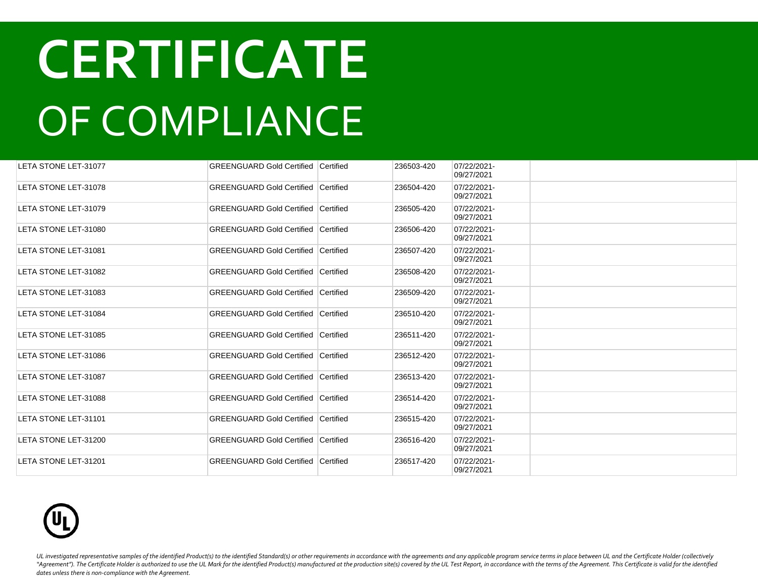# CERTIFICATE
## OF COMPLIANCE

| | | | | | |
|---|---|---|---|---|---|
| LETA STONE LET-31077 | GREENGUARD Gold Certified | Certified | 236503-420 | 07/22/2021-09/27/2021 | |
| LETA STONE LET-31078 | GREENGUARD Gold Certified | Certified | 236504-420 | 07/22/2021-09/27/2021 | |
| LETA STONE LET-31079 | GREENGUARD Gold Certified | Certified | 236505-420 | 07/22/2021-09/27/2021 | |
| LETA STONE LET-31080 | GREENGUARD Gold Certified | Certified | 236506-420 | 07/22/2021-09/27/2021 | |
| LETA STONE LET-31081 | GREENGUARD Gold Certified | Certified | 236507-420 | 07/22/2021-09/27/2021 | |
| LETA STONE LET-31082 | GREENGUARD Gold Certified | Certified | 236508-420 | 07/22/2021-09/27/2021 | |
| LETA STONE LET-31083 | GREENGUARD Gold Certified | Certified | 236509-420 | 07/22/2021-09/27/2021 | |
| LETA STONE LET-31084 | GREENGUARD Gold Certified | Certified | 236510-420 | 07/22/2021-09/27/2021 | |
| LETA STONE LET-31085 | GREENGUARD Gold Certified | Certified | 236511-420 | 07/22/2021-09/27/2021 | |
| LETA STONE LET-31086 | GREENGUARD Gold Certified | Certified | 236512-420 | 07/22/2021-09/27/2021 | |
| LETA STONE LET-31087 | GREENGUARD Gold Certified | Certified | 236513-420 | 07/22/2021-09/27/2021 | |
| LETA STONE LET-31088 | GREENGUARD Gold Certified | Certified | 236514-420 | 07/22/2021-09/27/2021 | |
| LETA STONE LET-31101 | GREENGUARD Gold Certified | Certified | 236515-420 | 07/22/2021-09/27/2021 | |
| LETA STONE LET-31200 | GREENGUARD Gold Certified | Certified | 236516-420 | 07/22/2021-09/27/2021 | |
| LETA STONE LET-31201 | GREENGUARD Gold Certified | Certified | 236517-420 | 07/22/2021-09/27/2021 | |

*UL investigated representative samples of the identified Product(s) to the identified Standard(s) or other requirements in accordance with the agreements and any applicable program service terms in place between UL and the Certificate Holder (collectively "Agreement"). The Certificate Holder is authorized to use the UL Mark for the identified Product(s) manufactured at the production site(s) covered by the UL Test Report, in accordance with the terms of the Agreement. This Certificate is valid for the identified dates unless there is non-compliance with the Agreement.*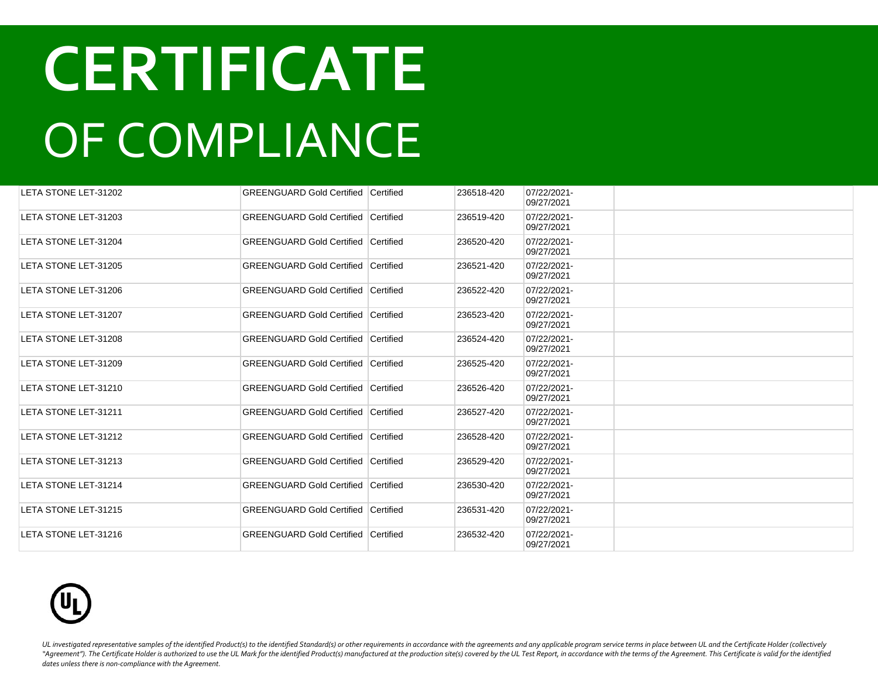# CERTIFICATE

# OF COMPLIANCE

| | | | | | |
|---|---|---|---|---|---|
| LETA STONE LET-31202 | GREENGUARD Gold Certified | Certified | 236518-420 | 07/22/2021-09/27/2021 | |
| LETA STONE LET-31203 | GREENGUARD Gold Certified | Certified | 236519-420 | 07/22/2021-09/27/2021 | |
| LETA STONE LET-31204 | GREENGUARD Gold Certified | Certified | 236520-420 | 07/22/2021-09/27/2021 | |
| LETA STONE LET-31205 | GREENGUARD Gold Certified | Certified | 236521-420 | 07/22/2021-09/27/2021 | |
| LETA STONE LET-31206 | GREENGUARD Gold Certified | Certified | 236522-420 | 07/22/2021-09/27/2021 | |
| LETA STONE LET-31207 | GREENGUARD Gold Certified | Certified | 236523-420 | 07/22/2021-09/27/2021 | |
| LETA STONE LET-31208 | GREENGUARD Gold Certified | Certified | 236524-420 | 07/22/2021-09/27/2021 | |
| LETA STONE LET-31209 | GREENGUARD Gold Certified | Certified | 236525-420 | 07/22/2021-09/27/2021 | |
| LETA STONE LET-31210 | GREENGUARD Gold Certified | Certified | 236526-420 | 07/22/2021-09/27/2021 | |
| LETA STONE LET-31211 | GREENGUARD Gold Certified | Certified | 236527-420 | 07/22/2021-09/27/2021 | |
| LETA STONE LET-31212 | GREENGUARD Gold Certified | Certified | 236528-420 | 07/22/2021-09/27/2021 | |
| LETA STONE LET-31213 | GREENGUARD Gold Certified | Certified | 236529-420 | 07/22/2021-09/27/2021 | |
| LETA STONE LET-31214 | GREENGUARD Gold Certified | Certified | 236530-420 | 07/22/2021-09/27/2021 | |
| LETA STONE LET-31215 | GREENGUARD Gold Certified | Certified | 236531-420 | 07/22/2021-09/27/2021 | |
| LETA STONE LET-31216 | GREENGUARD Gold Certified | Certified | 236532-420 | 07/22/2021-09/27/2021 | |

*UL investigated representative samples of the identified Product(s) to the identified Standard(s) or other requirements in accordance with the agreements and any applicable program service terms in place between UL and the Certificate Holder (collectively "Agreement"). The Certificate Holder is authorized to use the UL Mark for the identified Product(s) manufactured at the production site(s) covered by the UL Test Report, in accordance with the terms of the Agreement. This Certificate is valid for the identified dates unless there is non-compliance with the Agreement.*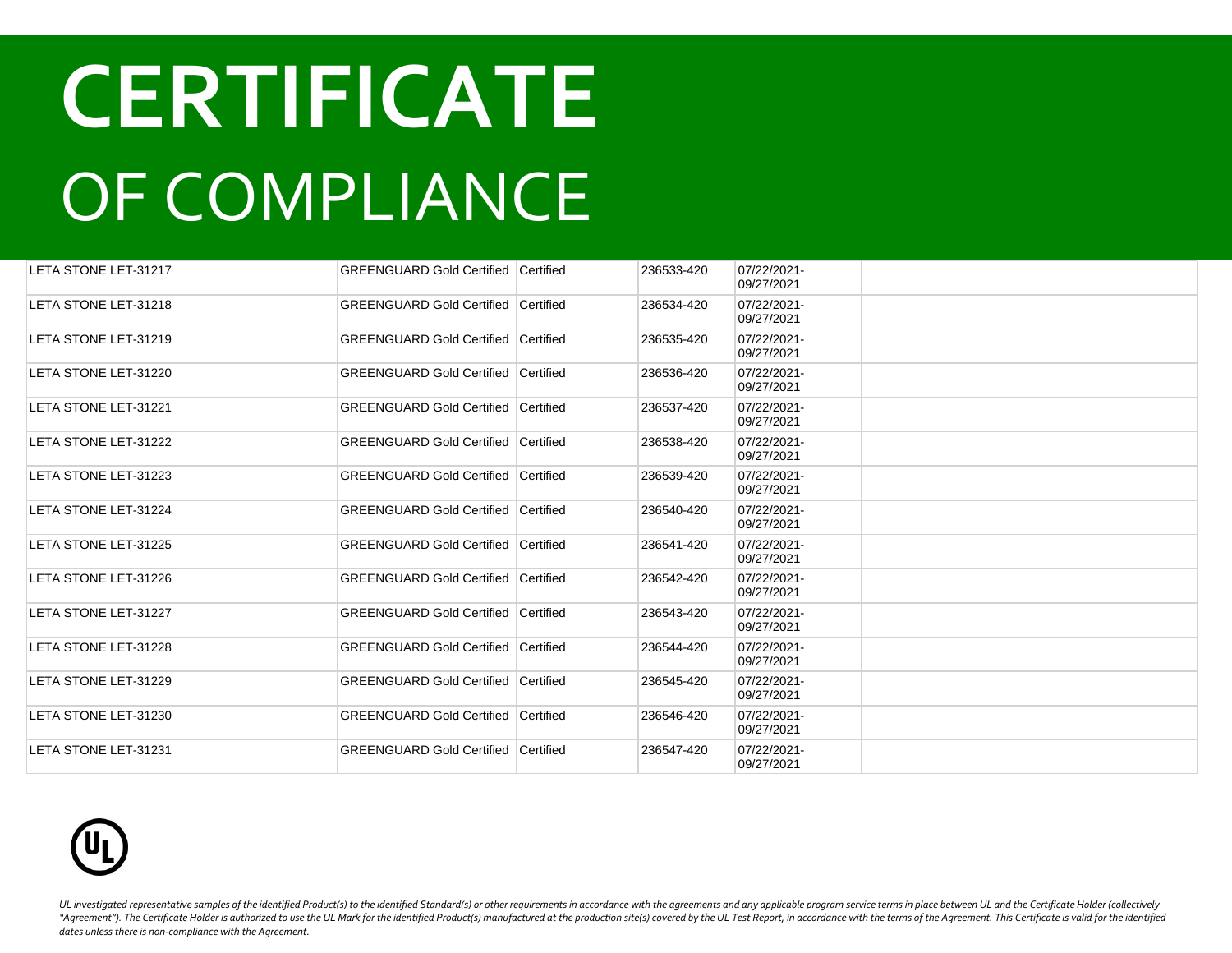# CERTIFICATE

# OF COMPLIANCE

| | | | | | |
|---|---|---|---|---|---|
| LETA STONE LET-31217 | GREENGUARD Gold Certified | Certified | 236533-420 | 07/22/2021-09/27/2021 | |
| LETA STONE LET-31218 | GREENGUARD Gold Certified | Certified | 236534-420 | 07/22/2021-09/27/2021 | |
| LETA STONE LET-31219 | GREENGUARD Gold Certified | Certified | 236535-420 | 07/22/2021-09/27/2021 | |
| LETA STONE LET-31220 | GREENGUARD Gold Certified | Certified | 236536-420 | 07/22/2021-09/27/2021 | |
| LETA STONE LET-31221 | GREENGUARD Gold Certified | Certified | 236537-420 | 07/22/2021-09/27/2021 | |
| LETA STONE LET-31222 | GREENGUARD Gold Certified | Certified | 236538-420 | 07/22/2021-09/27/2021 | |
| LETA STONE LET-31223 | GREENGUARD Gold Certified | Certified | 236539-420 | 07/22/2021-09/27/2021 | |
| LETA STONE LET-31224 | GREENGUARD Gold Certified | Certified | 236540-420 | 07/22/2021-09/27/2021 | |
| LETA STONE LET-31225 | GREENGUARD Gold Certified | Certified | 236541-420 | 07/22/2021-09/27/2021 | |
| LETA STONE LET-31226 | GREENGUARD Gold Certified | Certified | 236542-420 | 07/22/2021-09/27/2021 | |
| LETA STONE LET-31227 | GREENGUARD Gold Certified | Certified | 236543-420 | 07/22/2021-09/27/2021 | |
| LETA STONE LET-31228 | GREENGUARD Gold Certified | Certified | 236544-420 | 07/22/2021-09/27/2021 | |
| LETA STONE LET-31229 | GREENGUARD Gold Certified | Certified | 236545-420 | 07/22/2021-09/27/2021 | |
| LETA STONE LET-31230 | GREENGUARD Gold Certified | Certified | 236546-420 | 07/22/2021-09/27/2021 | |
| LETA STONE LET-31231 | GREENGUARD Gold Certified | Certified | 236547-420 | 07/22/2021-09/27/2021 | |

*UL investigated representative samples of the identified Product(s) to the identified Standard(s) or other requirements in accordance with the agreements and any applicable program service terms in place between UL and the Certificate Holder (collectively "Agreement"). The Certificate Holder is authorized to use the UL Mark for the identified Product(s) manufactured at the production site(s) covered by the UL Test Report, in accordance with the terms of the Agreement. This Certificate is valid for the identified dates unless there is non-compliance with the Agreement.*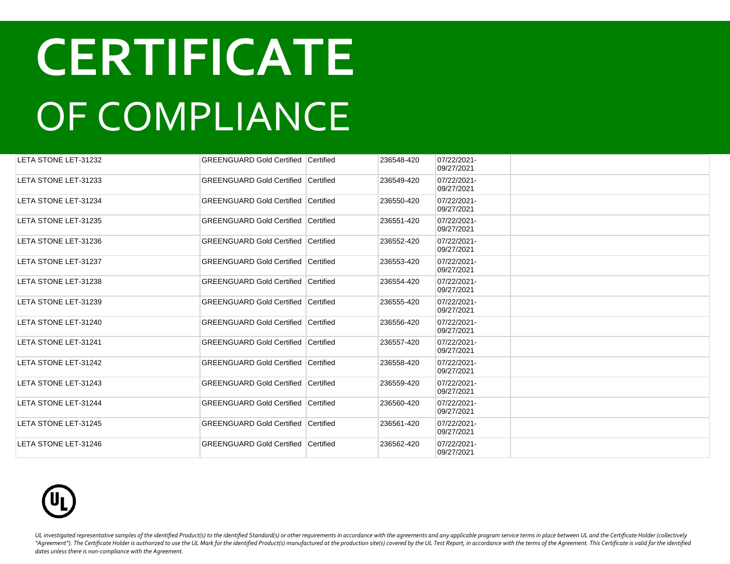# CERTIFICATE

# OF COMPLIANCE

| | | | | | |
|---|---|---|---|---|---|
| LETA STONE LET-31232 | GREENGUARD Gold Certified | Certified | 236548-420 | 07/22/2021-09/27/2021 | |
| LETA STONE LET-31233 | GREENGUARD Gold Certified | Certified | 236549-420 | 07/22/2021-09/27/2021 | |
| LETA STONE LET-31234 | GREENGUARD Gold Certified | Certified | 236550-420 | 07/22/2021-09/27/2021 | |
| LETA STONE LET-31235 | GREENGUARD Gold Certified | Certified | 236551-420 | 07/22/2021-09/27/2021 | |
| LETA STONE LET-31236 | GREENGUARD Gold Certified | Certified | 236552-420 | 07/22/2021-09/27/2021 | |
| LETA STONE LET-31237 | GREENGUARD Gold Certified | Certified | 236553-420 | 07/22/2021-09/27/2021 | |
| LETA STONE LET-31238 | GREENGUARD Gold Certified | Certified | 236554-420 | 07/22/2021-09/27/2021 | |
| LETA STONE LET-31239 | GREENGUARD Gold Certified | Certified | 236555-420 | 07/22/2021-09/27/2021 | |
| LETA STONE LET-31240 | GREENGUARD Gold Certified | Certified | 236556-420 | 07/22/2021-09/27/2021 | |
| LETA STONE LET-31241 | GREENGUARD Gold Certified | Certified | 236557-420 | 07/22/2021-09/27/2021 | |
| LETA STONE LET-31242 | GREENGUARD Gold Certified | Certified | 236558-420 | 07/22/2021-09/27/2021 | |
| LETA STONE LET-31243 | GREENGUARD Gold Certified | Certified | 236559-420 | 07/22/2021-09/27/2021 | |
| LETA STONE LET-31244 | GREENGUARD Gold Certified | Certified | 236560-420 | 07/22/2021-09/27/2021 | |
| LETA STONE LET-31245 | GREENGUARD Gold Certified | Certified | 236561-420 | 07/22/2021-09/27/2021 | |
| LETA STONE LET-31246 | GREENGUARD Gold Certified | Certified | 236562-420 | 07/22/2021-09/27/2021 | |

*UL investigated representative samples of the identified Product(s) to the identified Standard(s) or other requirements in accordance with the agreements and any applicable program service terms in place between UL and the Certificate Holder (collectively "Agreement"). The Certificate Holder is authorized to use the UL Mark for the identified Product(s) manufactured at the production site(s) covered by the UL Test Report, in accordance with the terms of the Agreement. This Certificate is valid for the identified dates unless there is non-compliance with the Agreement.*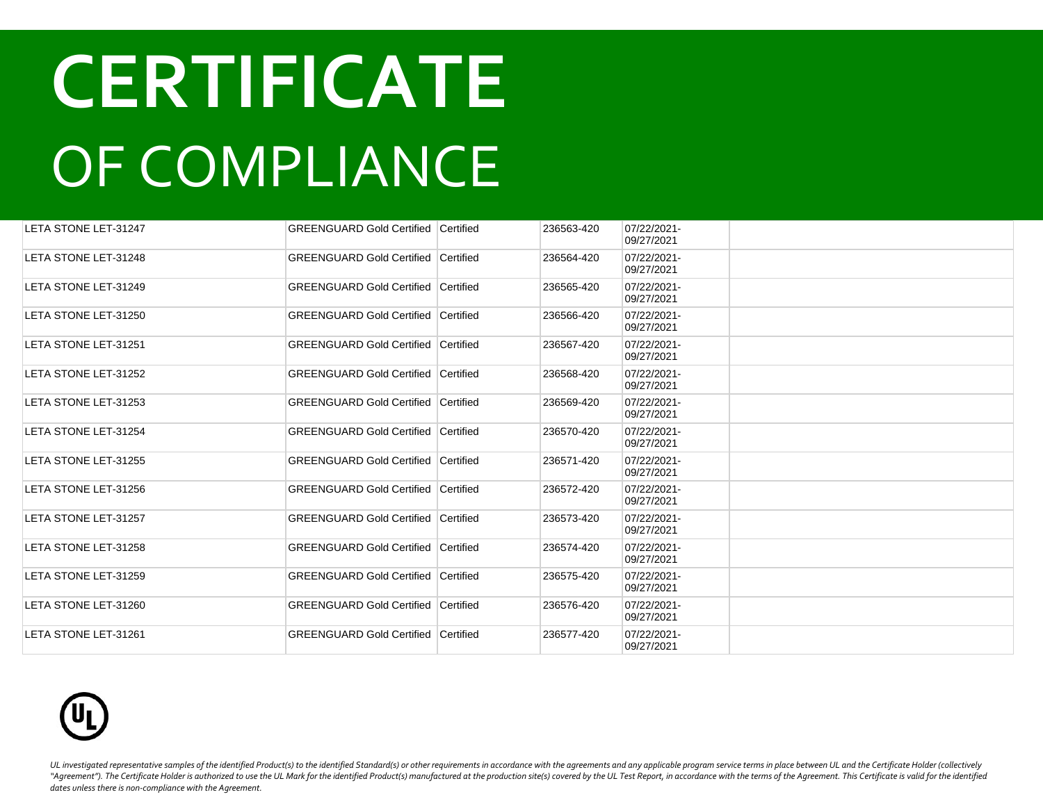# CERTIFICATE

# OF COMPLIANCE

| | | | | | |
|---|---|---|---|---|---|
| LETA STONE LET-31247 | GREENGUARD Gold Certified | Certified | 236563-420 | 07/22/2021-09/27/2021 | |
| LETA STONE LET-31248 | GREENGUARD Gold Certified | Certified | 236564-420 | 07/22/2021-09/27/2021 | |
| LETA STONE LET-31249 | GREENGUARD Gold Certified | Certified | 236565-420 | 07/22/2021-09/27/2021 | |
| LETA STONE LET-31250 | GREENGUARD Gold Certified | Certified | 236566-420 | 07/22/2021-09/27/2021 | |
| LETA STONE LET-31251 | GREENGUARD Gold Certified | Certified | 236567-420 | 07/22/2021-09/27/2021 | |
| LETA STONE LET-31252 | GREENGUARD Gold Certified | Certified | 236568-420 | 07/22/2021-09/27/2021 | |
| LETA STONE LET-31253 | GREENGUARD Gold Certified | Certified | 236569-420 | 07/22/2021-09/27/2021 | |
| LETA STONE LET-31254 | GREENGUARD Gold Certified | Certified | 236570-420 | 07/22/2021-09/27/2021 | |
| LETA STONE LET-31255 | GREENGUARD Gold Certified | Certified | 236571-420 | 07/22/2021-09/27/2021 | |
| LETA STONE LET-31256 | GREENGUARD Gold Certified | Certified | 236572-420 | 07/22/2021-09/27/2021 | |
| LETA STONE LET-31257 | GREENGUARD Gold Certified | Certified | 236573-420 | 07/22/2021-09/27/2021 | |
| LETA STONE LET-31258 | GREENGUARD Gold Certified | Certified | 236574-420 | 07/22/2021-09/27/2021 | |
| LETA STONE LET-31259 | GREENGUARD Gold Certified | Certified | 236575-420 | 07/22/2021-09/27/2021 | |
| LETA STONE LET-31260 | GREENGUARD Gold Certified | Certified | 236576-420 | 07/22/2021-09/27/2021 | |
| LETA STONE LET-31261 | GREENGUARD Gold Certified | Certified | 236577-420 | 07/22/2021-09/27/2021 | |

*UL investigated representative samples of the identified Product(s) to the identified Standard(s) or other requirements in accordance with the agreements and any applicable program service terms in place between UL and the Certificate Holder (collectively "Agreement"). The Certificate Holder is authorized to use the UL Mark for the identified Product(s) manufactured at the production site(s) covered by the UL Test Report, in accordance with the terms of the Agreement. This Certificate is valid for the identified dates unless there is non-compliance with the Agreement.*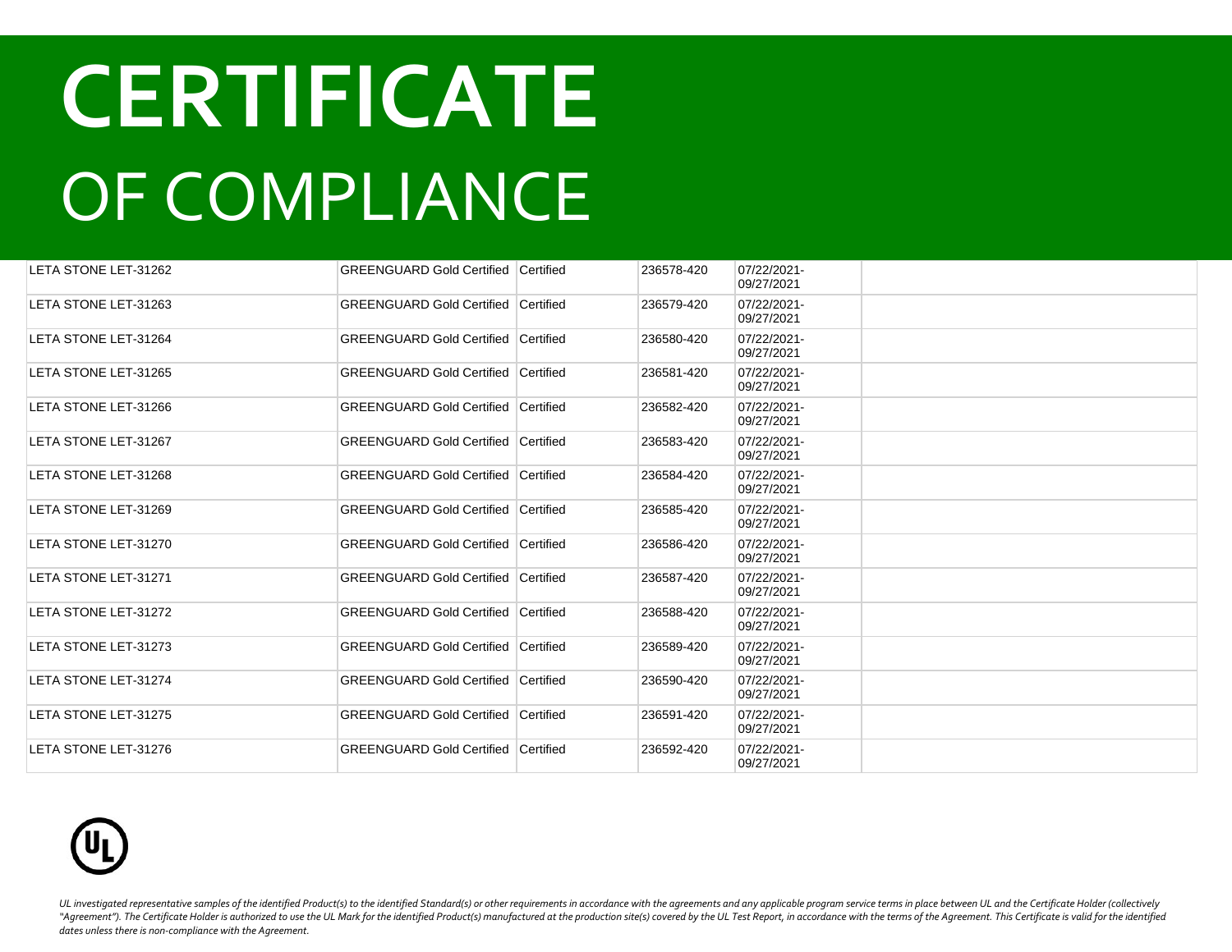# CERTIFICATE
# OF COMPLIANCE

| | | | | | |
|---|---|---|---|---|---|
| LETA STONE LET-31262 | GREENGUARD Gold Certified | Certified | 236578-420 | 07/22/2021-09/27/2021 | |
| LETA STONE LET-31263 | GREENGUARD Gold Certified | Certified | 236579-420 | 07/22/2021-09/27/2021 | |
| LETA STONE LET-31264 | GREENGUARD Gold Certified | Certified | 236580-420 | 07/22/2021-09/27/2021 | |
| LETA STONE LET-31265 | GREENGUARD Gold Certified | Certified | 236581-420 | 07/22/2021-09/27/2021 | |
| LETA STONE LET-31266 | GREENGUARD Gold Certified | Certified | 236582-420 | 07/22/2021-09/27/2021 | |
| LETA STONE LET-31267 | GREENGUARD Gold Certified | Certified | 236583-420 | 07/22/2021-09/27/2021 | |
| LETA STONE LET-31268 | GREENGUARD Gold Certified | Certified | 236584-420 | 07/22/2021-09/27/2021 | |
| LETA STONE LET-31269 | GREENGUARD Gold Certified | Certified | 236585-420 | 07/22/2021-09/27/2021 | |
| LETA STONE LET-31270 | GREENGUARD Gold Certified | Certified | 236586-420 | 07/22/2021-09/27/2021 | |
| LETA STONE LET-31271 | GREENGUARD Gold Certified | Certified | 236587-420 | 07/22/2021-09/27/2021 | |
| LETA STONE LET-31272 | GREENGUARD Gold Certified | Certified | 236588-420 | 07/22/2021-09/27/2021 | |
| LETA STONE LET-31273 | GREENGUARD Gold Certified | Certified | 236589-420 | 07/22/2021-09/27/2021 | |
| LETA STONE LET-31274 | GREENGUARD Gold Certified | Certified | 236590-420 | 07/22/2021-09/27/2021 | |
| LETA STONE LET-31275 | GREENGUARD Gold Certified | Certified | 236591-420 | 07/22/2021-09/27/2021 | |
| LETA STONE LET-31276 | GREENGUARD Gold Certified | Certified | 236592-420 | 07/22/2021-09/27/2021 | |

*UL investigated representative samples of the identified Product(s) to the identified Standard(s) or other requirements in accordance with the agreements and any applicable program service terms in place between UL and the Certificate Holder (collectively "Agreement"). The Certificate Holder is authorized to use the UL Mark for the identified Product(s) manufactured at the production site(s) covered by the UL Test Report, in accordance with the terms of the Agreement. This Certificate is valid for the identified dates unless there is non-compliance with the Agreement.*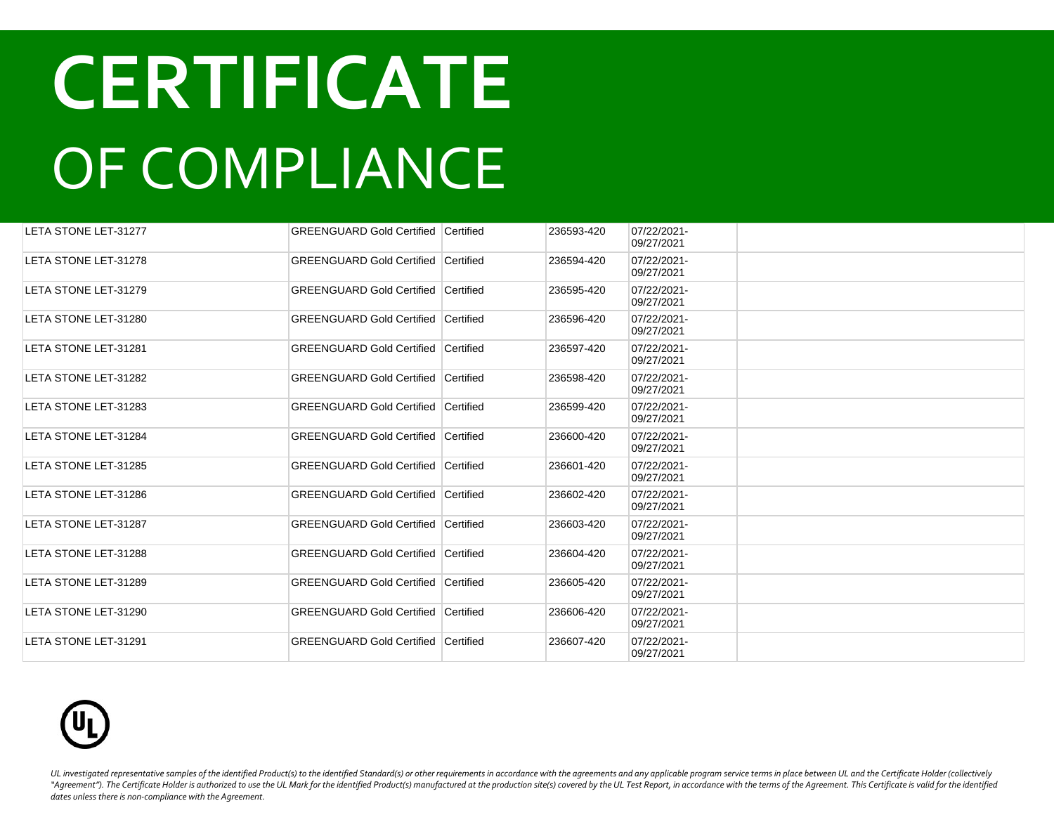# CERTIFICATE
OF COMPLIANCE

| | | | | | |
|---|---|---|---|---|---|
| LETA STONE LET-31277 | GREENGUARD Gold Certified | Certified | 236593-420 | 07/22/2021-09/27/2021 | |
| LETA STONE LET-31278 | GREENGUARD Gold Certified | Certified | 236594-420 | 07/22/2021-09/27/2021 | |
| LETA STONE LET-31279 | GREENGUARD Gold Certified | Certified | 236595-420 | 07/22/2021-09/27/2021 | |
| LETA STONE LET-31280 | GREENGUARD Gold Certified | Certified | 236596-420 | 07/22/2021-09/27/2021 | |
| LETA STONE LET-31281 | GREENGUARD Gold Certified | Certified | 236597-420 | 07/22/2021-09/27/2021 | |
| LETA STONE LET-31282 | GREENGUARD Gold Certified | Certified | 236598-420 | 07/22/2021-09/27/2021 | |
| LETA STONE LET-31283 | GREENGUARD Gold Certified | Certified | 236599-420 | 07/22/2021-09/27/2021 | |
| LETA STONE LET-31284 | GREENGUARD Gold Certified | Certified | 236600-420 | 07/22/2021-09/27/2021 | |
| LETA STONE LET-31285 | GREENGUARD Gold Certified | Certified | 236601-420 | 07/22/2021-09/27/2021 | |
| LETA STONE LET-31286 | GREENGUARD Gold Certified | Certified | 236602-420 | 07/22/2021-09/27/2021 | |
| LETA STONE LET-31287 | GREENGUARD Gold Certified | Certified | 236603-420 | 07/22/2021-09/27/2021 | |
| LETA STONE LET-31288 | GREENGUARD Gold Certified | Certified | 236604-420 | 07/22/2021-09/27/2021 | |
| LETA STONE LET-31289 | GREENGUARD Gold Certified | Certified | 236605-420 | 07/22/2021-09/27/2021 | |
| LETA STONE LET-31290 | GREENGUARD Gold Certified | Certified | 236606-420 | 07/22/2021-09/27/2021 | |
| LETA STONE LET-31291 | GREENGUARD Gold Certified | Certified | 236607-420 | 07/22/2021-09/27/2021 | |

*UL investigated representative samples of the identified Product(s) to the identified Standard(s) or other requirements in accordance with the agreements and any applicable program service terms in place between UL and the Certificate Holder (collectively "Agreement"). The Certificate Holder is authorized to use the UL Mark for the identified Product(s) manufactured at the production site(s) covered by the UL Test Report, in accordance with the terms of the Agreement. This Certificate is valid for the identified dates unless there is non-compliance with the Agreement.*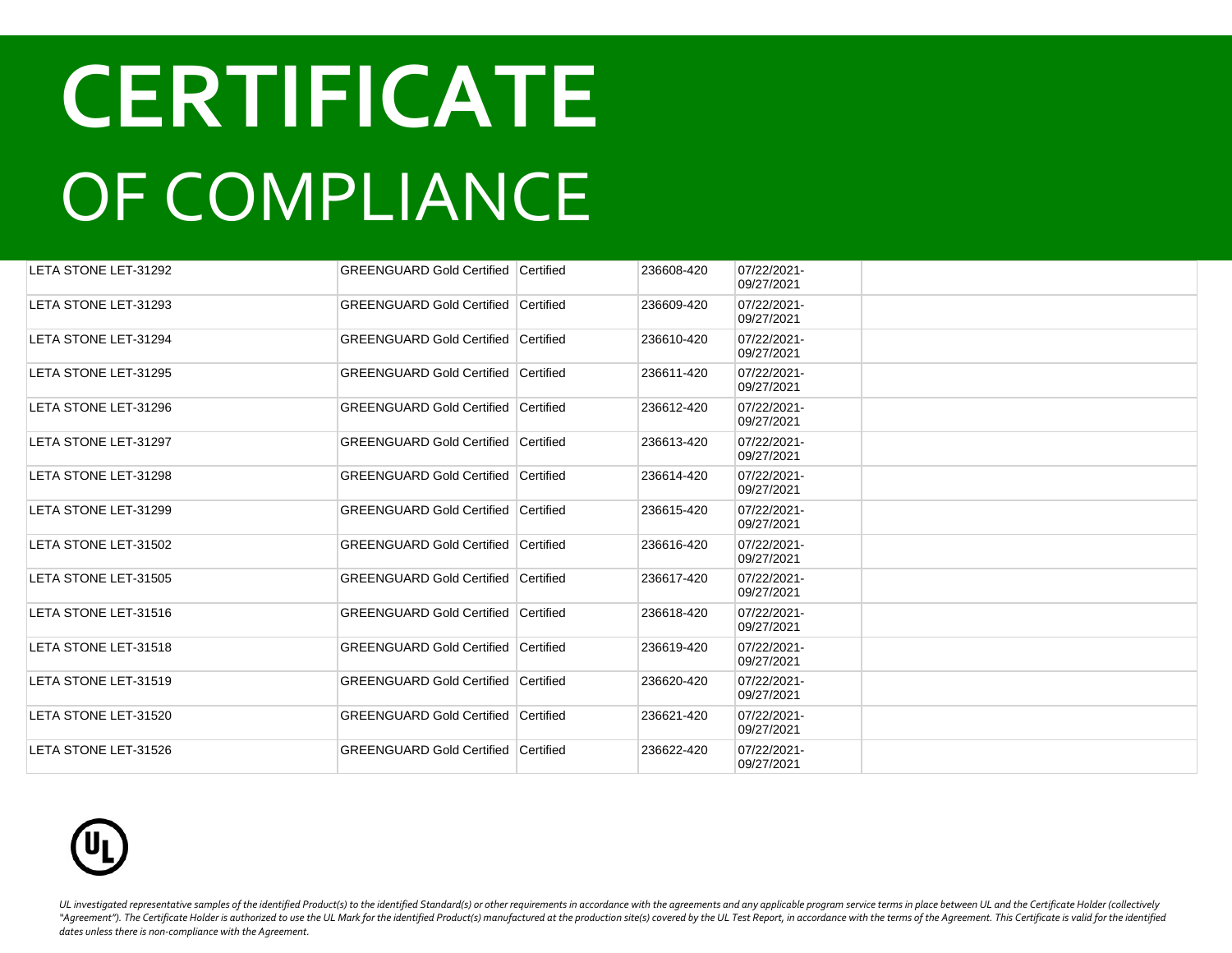# CERTIFICATE
OF COMPLIANCE

| | | | | | |
|---|---|---|---|---|---|
| LETA STONE LET-31292 | GREENGUARD Gold Certified | Certified | 236608-420 | 07/22/2021-09/27/2021 | |
| LETA STONE LET-31293 | GREENGUARD Gold Certified | Certified | 236609-420 | 07/22/2021-09/27/2021 | |
| LETA STONE LET-31294 | GREENGUARD Gold Certified | Certified | 236610-420 | 07/22/2021-09/27/2021 | |
| LETA STONE LET-31295 | GREENGUARD Gold Certified | Certified | 236611-420 | 07/22/2021-09/27/2021 | |
| LETA STONE LET-31296 | GREENGUARD Gold Certified | Certified | 236612-420 | 07/22/2021-09/27/2021 | |
| LETA STONE LET-31297 | GREENGUARD Gold Certified | Certified | 236613-420 | 07/22/2021-09/27/2021 | |
| LETA STONE LET-31298 | GREENGUARD Gold Certified | Certified | 236614-420 | 07/22/2021-09/27/2021 | |
| LETA STONE LET-31299 | GREENGUARD Gold Certified | Certified | 236615-420 | 07/22/2021-09/27/2021 | |
| LETA STONE LET-31502 | GREENGUARD Gold Certified | Certified | 236616-420 | 07/22/2021-09/27/2021 | |
| LETA STONE LET-31505 | GREENGUARD Gold Certified | Certified | 236617-420 | 07/22/2021-09/27/2021 | |
| LETA STONE LET-31516 | GREENGUARD Gold Certified | Certified | 236618-420 | 07/22/2021-09/27/2021 | |
| LETA STONE LET-31518 | GREENGUARD Gold Certified | Certified | 236619-420 | 07/22/2021-09/27/2021 | |
| LETA STONE LET-31519 | GREENGUARD Gold Certified | Certified | 236620-420 | 07/22/2021-09/27/2021 | |
| LETA STONE LET-31520 | GREENGUARD Gold Certified | Certified | 236621-420 | 07/22/2021-09/27/2021 | |
| LETA STONE LET-31526 | GREENGUARD Gold Certified | Certified | 236622-420 | 07/22/2021-09/27/2021 | |

*UL investigated representative samples of the identified Product(s) to the identified Standard(s) or other requirements in accordance with the agreements and any applicable program service terms in place between UL and the Certificate Holder (collectively "Agreement"). The Certificate Holder is authorized to use the UL Mark for the identified Product(s) manufactured at the production site(s) covered by the UL Test Report, in accordance with the terms of the Agreement. This Certificate is valid for the identified dates unless there is non-compliance with the Agreement.*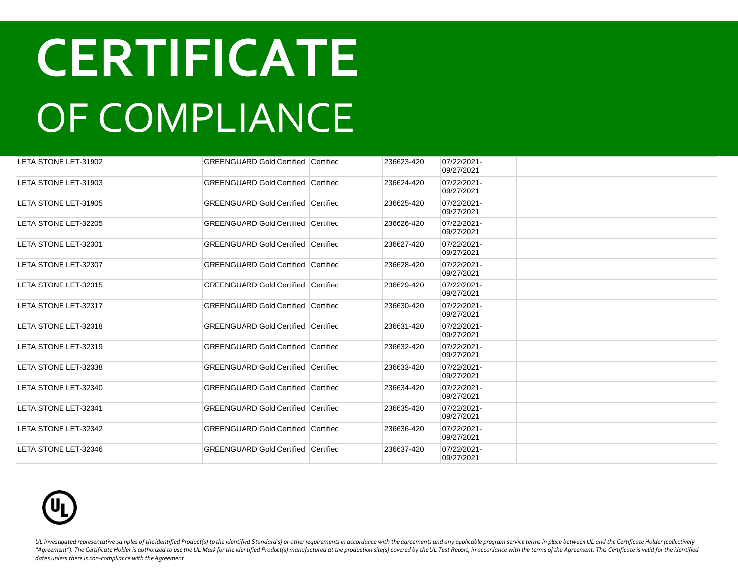# CERTIFICATE
# OF COMPLIANCE

| | | | | | |
|---|---|---|---|---|---|
| LETA STONE LET-31902 | GREENGUARD Gold Certified | Certified | 236623-420 | 07/22/2021-09/27/2021 | |
| LETA STONE LET-31903 | GREENGUARD Gold Certified | Certified | 236624-420 | 07/22/2021-09/27/2021 | |
| LETA STONE LET-31905 | GREENGUARD Gold Certified | Certified | 236625-420 | 07/22/2021-09/27/2021 | |
| LETA STONE LET-32205 | GREENGUARD Gold Certified | Certified | 236626-420 | 07/22/2021-09/27/2021 | |
| LETA STONE LET-32301 | GREENGUARD Gold Certified | Certified | 236627-420 | 07/22/2021-09/27/2021 | |
| LETA STONE LET-32307 | GREENGUARD Gold Certified | Certified | 236628-420 | 07/22/2021-09/27/2021 | |
| LETA STONE LET-32315 | GREENGUARD Gold Certified | Certified | 236629-420 | 07/22/2021-09/27/2021 | |
| LETA STONE LET-32317 | GREENGUARD Gold Certified | Certified | 236630-420 | 07/22/2021-09/27/2021 | |
| LETA STONE LET-32318 | GREENGUARD Gold Certified | Certified | 236631-420 | 07/22/2021-09/27/2021 | |
| LETA STONE LET-32319 | GREENGUARD Gold Certified | Certified | 236632-420 | 07/22/2021-09/27/2021 | |
| LETA STONE LET-32338 | GREENGUARD Gold Certified | Certified | 236633-420 | 07/22/2021-09/27/2021 | |
| LETA STONE LET-32340 | GREENGUARD Gold Certified | Certified | 236634-420 | 07/22/2021-09/27/2021 | |
| LETA STONE LET-32341 | GREENGUARD Gold Certified | Certified | 236635-420 | 07/22/2021-09/27/2021 | |
| LETA STONE LET-32342 | GREENGUARD Gold Certified | Certified | 236636-420 | 07/22/2021-09/27/2021 | |
| LETA STONE LET-32346 | GREENGUARD Gold Certified | Certified | 236637-420 | 07/22/2021-09/27/2021 | |

*UL investigated representative samples of the identified Product(s) to the identified Standard(s) or other requirements in accordance with the agreements and any applicable program service terms in place between UL and the Certificate Holder (collectively "Agreement"). The Certificate Holder is authorized to use the UL Mark for the identified Product(s) manufactured at the production site(s) covered by the UL Test Report, in accordance with the terms of the Agreement. This Certificate is valid for the identified dates unless there is non-compliance with the Agreement.*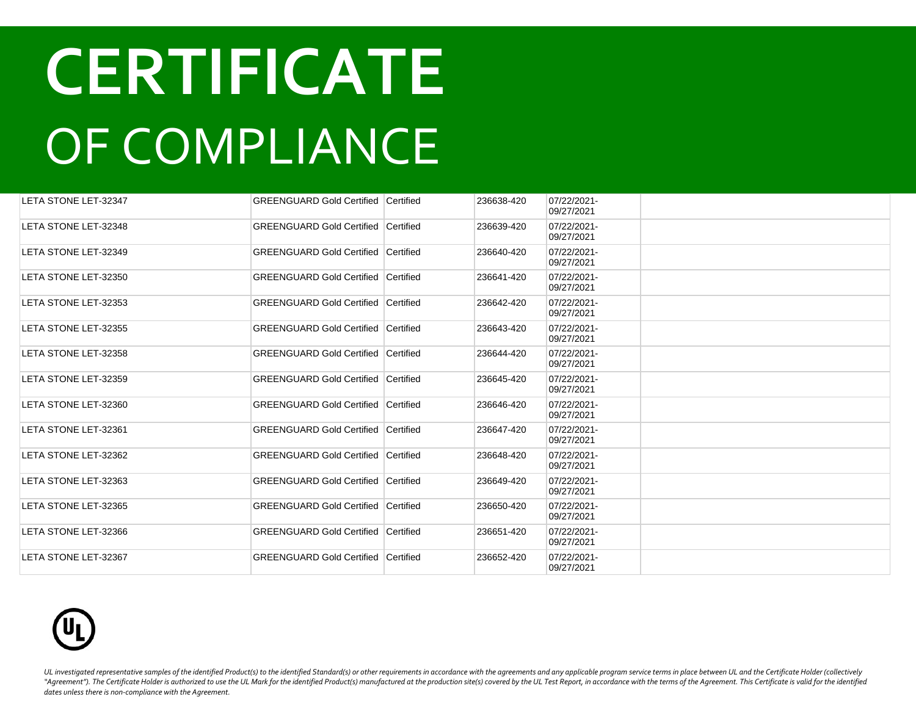# CERTIFICATE

# OF COMPLIANCE

| | | | | | |
|---|---|---|---|---|---|
| LETA STONE LET-32347 | GREENGUARD Gold Certified | Certified | 236638-420 | 07/22/2021-09/27/2021 | |
| LETA STONE LET-32348 | GREENGUARD Gold Certified | Certified | 236639-420 | 07/22/2021-09/27/2021 | |
| LETA STONE LET-32349 | GREENGUARD Gold Certified | Certified | 236640-420 | 07/22/2021-09/27/2021 | |
| LETA STONE LET-32350 | GREENGUARD Gold Certified | Certified | 236641-420 | 07/22/2021-09/27/2021 | |
| LETA STONE LET-32353 | GREENGUARD Gold Certified | Certified | 236642-420 | 07/22/2021-09/27/2021 | |
| LETA STONE LET-32355 | GREENGUARD Gold Certified | Certified | 236643-420 | 07/22/2021-09/27/2021 | |
| LETA STONE LET-32358 | GREENGUARD Gold Certified | Certified | 236644-420 | 07/22/2021-09/27/2021 | |
| LETA STONE LET-32359 | GREENGUARD Gold Certified | Certified | 236645-420 | 07/22/2021-09/27/2021 | |
| LETA STONE LET-32360 | GREENGUARD Gold Certified | Certified | 236646-420 | 07/22/2021-09/27/2021 | |
| LETA STONE LET-32361 | GREENGUARD Gold Certified | Certified | 236647-420 | 07/22/2021-09/27/2021 | |
| LETA STONE LET-32362 | GREENGUARD Gold Certified | Certified | 236648-420 | 07/22/2021-09/27/2021 | |
| LETA STONE LET-32363 | GREENGUARD Gold Certified | Certified | 236649-420 | 07/22/2021-09/27/2021 | |
| LETA STONE LET-32365 | GREENGUARD Gold Certified | Certified | 236650-420 | 07/22/2021-09/27/2021 | |
| LETA STONE LET-32366 | GREENGUARD Gold Certified | Certified | 236651-420 | 07/22/2021-09/27/2021 | |
| LETA STONE LET-32367 | GREENGUARD Gold Certified | Certified | 236652-420 | 07/22/2021-09/27/2021 | |

*UL investigated representative samples of the identified Product(s) to the identified Standard(s) or other requirements in accordance with the agreements and any applicable program service terms in place between UL and the Certificate Holder (collectively "Agreement"). The Certificate Holder is authorized to use the UL Mark for the identified Product(s) manufactured at the production site(s) covered by the UL Test Report, in accordance with the terms of the Agreement. This Certificate is valid for the identified dates unless there is non-compliance with the Agreement.*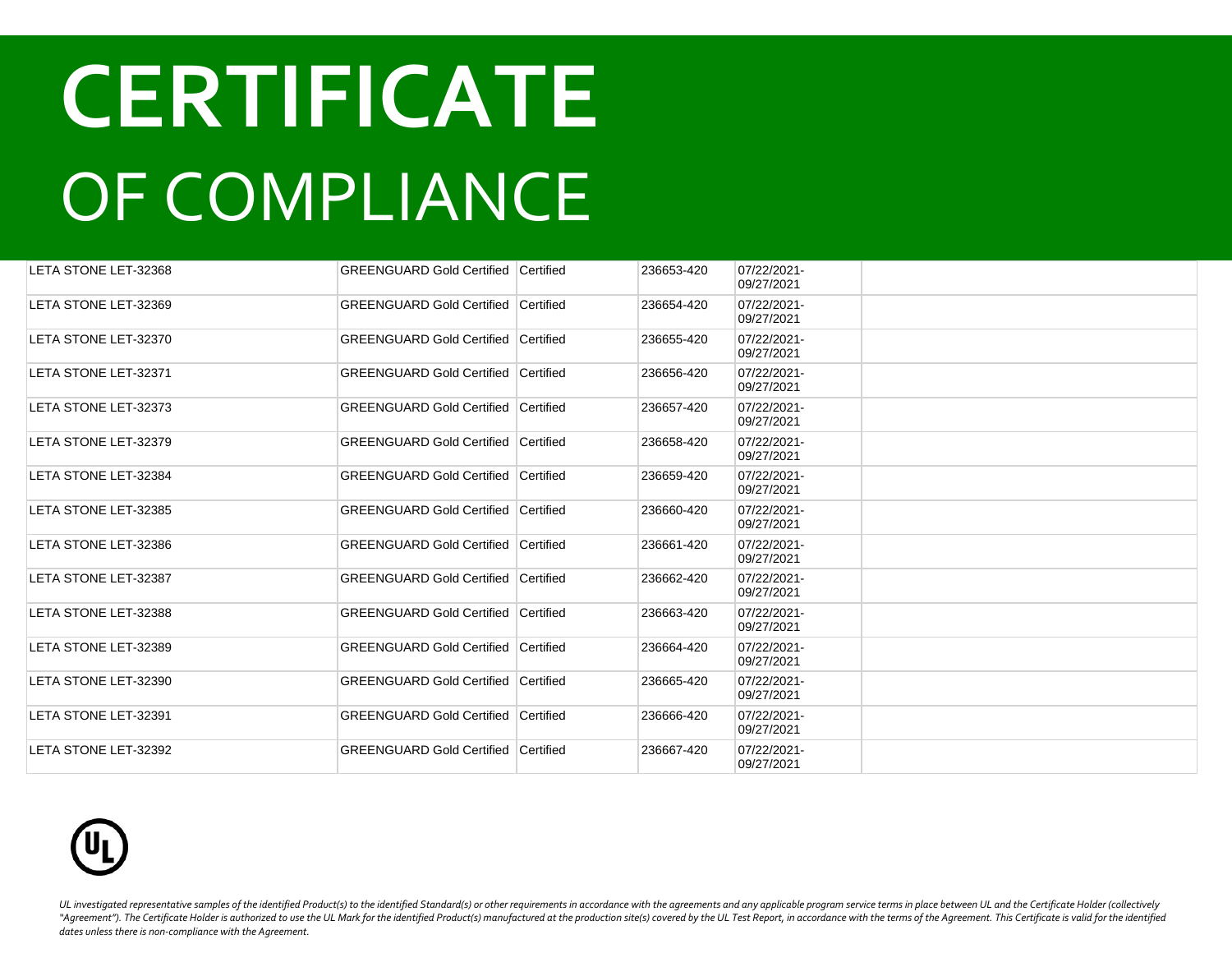# CERTIFICATE

# OF COMPLIANCE

| | | | | | |
|---|---|---|---|---|---|
| LETA STONE LET-32368 | GREENGUARD Gold Certified | Certified | 236653-420 | 07/22/2021-09/27/2021 | |
| LETA STONE LET-32369 | GREENGUARD Gold Certified | Certified | 236654-420 | 07/22/2021-09/27/2021 | |
| LETA STONE LET-32370 | GREENGUARD Gold Certified | Certified | 236655-420 | 07/22/2021-09/27/2021 | |
| LETA STONE LET-32371 | GREENGUARD Gold Certified | Certified | 236656-420 | 07/22/2021-09/27/2021 | |
| LETA STONE LET-32373 | GREENGUARD Gold Certified | Certified | 236657-420 | 07/22/2021-09/27/2021 | |
| LETA STONE LET-32379 | GREENGUARD Gold Certified | Certified | 236658-420 | 07/22/2021-09/27/2021 | |
| LETA STONE LET-32384 | GREENGUARD Gold Certified | Certified | 236659-420 | 07/22/2021-09/27/2021 | |
| LETA STONE LET-32385 | GREENGUARD Gold Certified | Certified | 236660-420 | 07/22/2021-09/27/2021 | |
| LETA STONE LET-32386 | GREENGUARD Gold Certified | Certified | 236661-420 | 07/22/2021-09/27/2021 | |
| LETA STONE LET-32387 | GREENGUARD Gold Certified | Certified | 236662-420 | 07/22/2021-09/27/2021 | |
| LETA STONE LET-32388 | GREENGUARD Gold Certified | Certified | 236663-420 | 07/22/2021-09/27/2021 | |
| LETA STONE LET-32389 | GREENGUARD Gold Certified | Certified | 236664-420 | 07/22/2021-09/27/2021 | |
| LETA STONE LET-32390 | GREENGUARD Gold Certified | Certified | 236665-420 | 07/22/2021-09/27/2021 | |
| LETA STONE LET-32391 | GREENGUARD Gold Certified | Certified | 236666-420 | 07/22/2021-09/27/2021 | |
| LETA STONE LET-32392 | GREENGUARD Gold Certified | Certified | 236667-420 | 07/22/2021-09/27/2021 | |

*UL investigated representative samples of the identified Product(s) to the identified Standard(s) or other requirements in accordance with the agreements and any applicable program service terms in place between UL and the Certificate Holder (collectively "Agreement"). The Certificate Holder is authorized to use the UL Mark for the identified Product(s) manufactured at the production site(s) covered by the UL Test Report, in accordance with the terms of the Agreement. This Certificate is valid for the identified dates unless there is non-compliance with the Agreement.*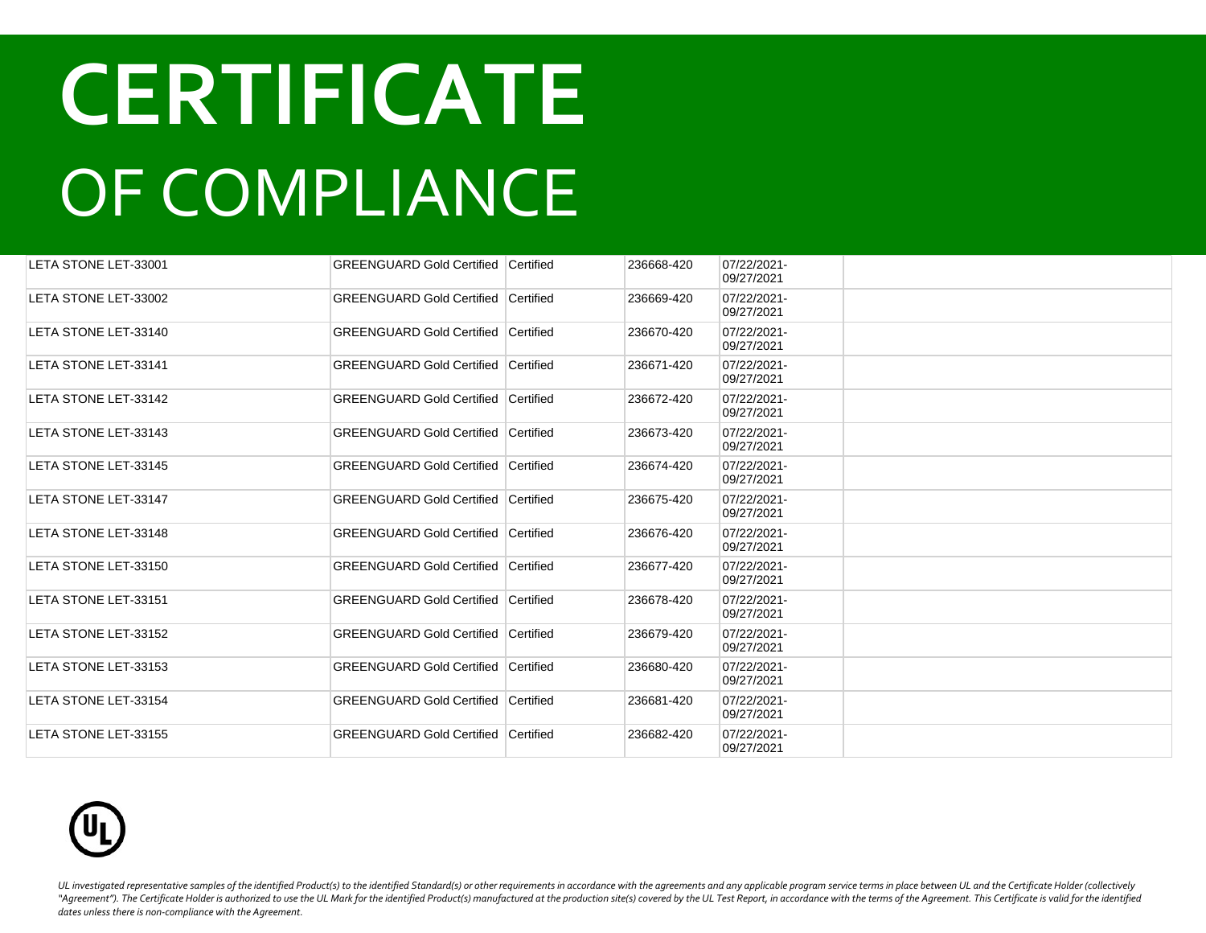# CERTIFICATE
## OF COMPLIANCE

| | | | | | |
|---|---|---|---|---|---|
| LETA STONE LET-33001 | GREENGUARD Gold Certified | Certified | 236668-420 | 07/22/2021-09/27/2021 | |
| LETA STONE LET-33002 | GREENGUARD Gold Certified | Certified | 236669-420 | 07/22/2021-09/27/2021 | |
| LETA STONE LET-33140 | GREENGUARD Gold Certified | Certified | 236670-420 | 07/22/2021-09/27/2021 | |
| LETA STONE LET-33141 | GREENGUARD Gold Certified | Certified | 236671-420 | 07/22/2021-09/27/2021 | |
| LETA STONE LET-33142 | GREENGUARD Gold Certified | Certified | 236672-420 | 07/22/2021-09/27/2021 | |
| LETA STONE LET-33143 | GREENGUARD Gold Certified | Certified | 236673-420 | 07/22/2021-09/27/2021 | |
| LETA STONE LET-33145 | GREENGUARD Gold Certified | Certified | 236674-420 | 07/22/2021-09/27/2021 | |
| LETA STONE LET-33147 | GREENGUARD Gold Certified | Certified | 236675-420 | 07/22/2021-09/27/2021 | |
| LETA STONE LET-33148 | GREENGUARD Gold Certified | Certified | 236676-420 | 07/22/2021-09/27/2021 | |
| LETA STONE LET-33150 | GREENGUARD Gold Certified | Certified | 236677-420 | 07/22/2021-09/27/2021 | |
| LETA STONE LET-33151 | GREENGUARD Gold Certified | Certified | 236678-420 | 07/22/2021-09/27/2021 | |
| LETA STONE LET-33152 | GREENGUARD Gold Certified | Certified | 236679-420 | 07/22/2021-09/27/2021 | |
| LETA STONE LET-33153 | GREENGUARD Gold Certified | Certified | 236680-420 | 07/22/2021-09/27/2021 | |
| LETA STONE LET-33154 | GREENGUARD Gold Certified | Certified | 236681-420 | 07/22/2021-09/27/2021 | |
| LETA STONE LET-33155 | GREENGUARD Gold Certified | Certified | 236682-420 | 07/22/2021-09/27/2021 | |

*UL investigated representative samples of the identified Product(s) to the identified Standard(s) or other requirements in accordance with the agreements and any applicable program service terms in place between UL and the Certificate Holder (collectively "Agreement"). The Certificate Holder is authorized to use the UL Mark for the identified Product(s) manufactured at the production site(s) covered by the UL Test Report, in accordance with the terms of the Agreement. This Certificate is valid for the identified dates unless there is non-compliance with the Agreement.*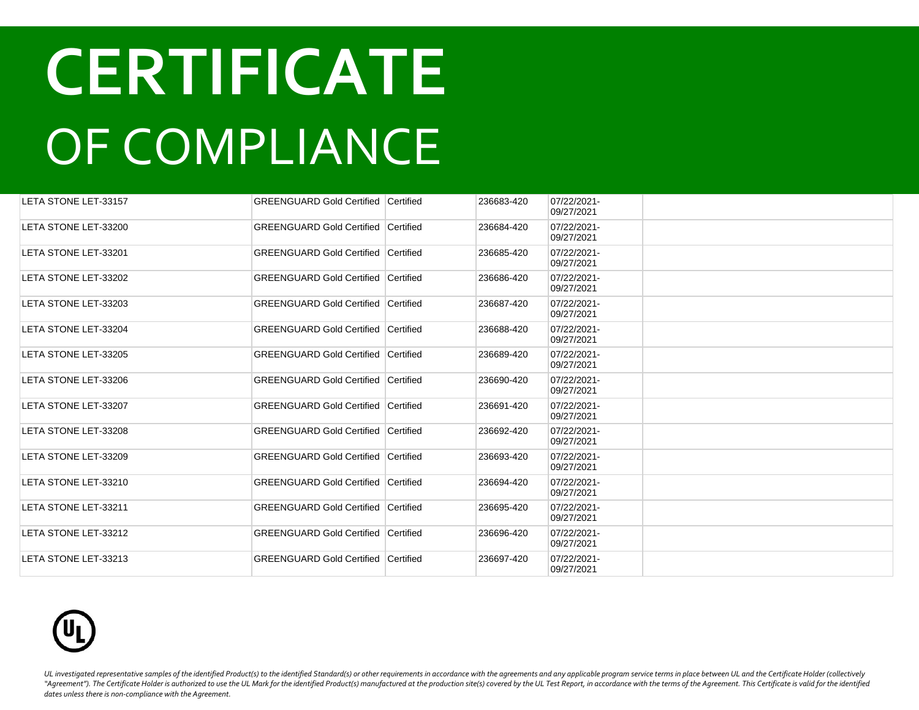# CERTIFICATE

OF COMPLIANCE

| | | | | | |
|---|---|---|---|---|---|
| LETA STONE LET-33157 | GREENGUARD Gold Certified | Certified | 236683-420 | 07/22/2021-09/27/2021 | |
| LETA STONE LET-33200 | GREENGUARD Gold Certified | Certified | 236684-420 | 07/22/2021-09/27/2021 | |
| LETA STONE LET-33201 | GREENGUARD Gold Certified | Certified | 236685-420 | 07/22/2021-09/27/2021 | |
| LETA STONE LET-33202 | GREENGUARD Gold Certified | Certified | 236686-420 | 07/22/2021-09/27/2021 | |
| LETA STONE LET-33203 | GREENGUARD Gold Certified | Certified | 236687-420 | 07/22/2021-09/27/2021 | |
| LETA STONE LET-33204 | GREENGUARD Gold Certified | Certified | 236688-420 | 07/22/2021-09/27/2021 | |
| LETA STONE LET-33205 | GREENGUARD Gold Certified | Certified | 236689-420 | 07/22/2021-09/27/2021 | |
| LETA STONE LET-33206 | GREENGUARD Gold Certified | Certified | 236690-420 | 07/22/2021-09/27/2021 | |
| LETA STONE LET-33207 | GREENGUARD Gold Certified | Certified | 236691-420 | 07/22/2021-09/27/2021 | |
| LETA STONE LET-33208 | GREENGUARD Gold Certified | Certified | 236692-420 | 07/22/2021-09/27/2021 | |
| LETA STONE LET-33209 | GREENGUARD Gold Certified | Certified | 236693-420 | 07/22/2021-09/27/2021 | |
| LETA STONE LET-33210 | GREENGUARD Gold Certified | Certified | 236694-420 | 07/22/2021-09/27/2021 | |
| LETA STONE LET-33211 | GREENGUARD Gold Certified | Certified | 236695-420 | 07/22/2021-09/27/2021 | |
| LETA STONE LET-33212 | GREENGUARD Gold Certified | Certified | 236696-420 | 07/22/2021-09/27/2021 | |
| LETA STONE LET-33213 | GREENGUARD Gold Certified | Certified | 236697-420 | 07/22/2021-09/27/2021 | |

*UL investigated representative samples of the identified Product(s) to the identified Standard(s) or other requirements in accordance with the agreements and any applicable program service terms in place between UL and the Certificate Holder (collectively "Agreement"). The Certificate Holder is authorized to use the UL Mark for the identified Product(s) manufactured at the production site(s) covered by the UL Test Report, in accordance with the terms of the Agreement. This Certificate is valid for the identified dates unless there is non-compliance with the Agreement.*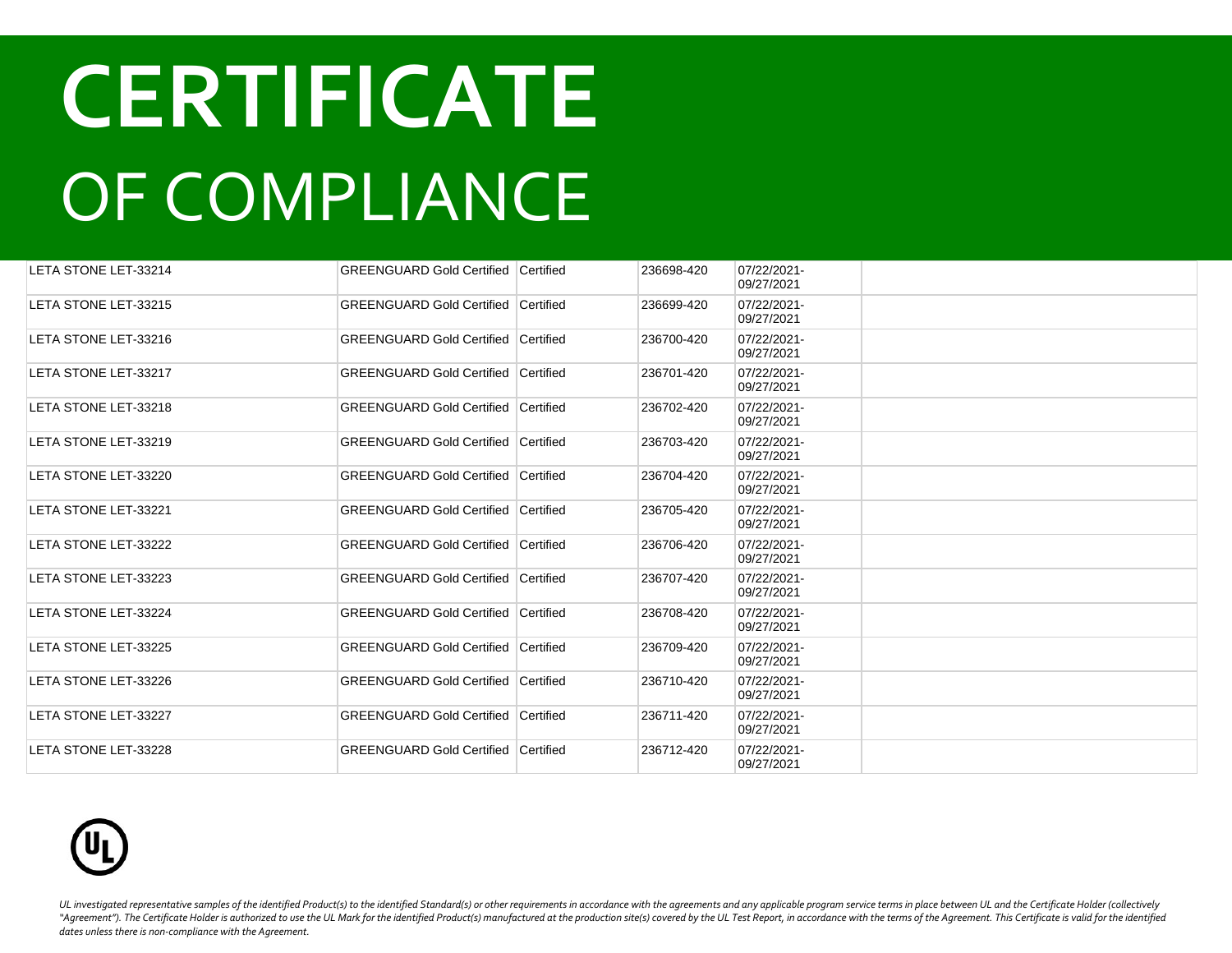# CERTIFICATE
# OF COMPLIANCE

| | | | | | |
|---|---|---|---|---|---|
| LETA STONE LET-33214 | GREENGUARD Gold Certified | Certified | 236698-420 | 07/22/2021-09/27/2021 | |
| LETA STONE LET-33215 | GREENGUARD Gold Certified | Certified | 236699-420 | 07/22/2021-09/27/2021 | |
| LETA STONE LET-33216 | GREENGUARD Gold Certified | Certified | 236700-420 | 07/22/2021-09/27/2021 | |
| LETA STONE LET-33217 | GREENGUARD Gold Certified | Certified | 236701-420 | 07/22/2021-09/27/2021 | |
| LETA STONE LET-33218 | GREENGUARD Gold Certified | Certified | 236702-420 | 07/22/2021-09/27/2021 | |
| LETA STONE LET-33219 | GREENGUARD Gold Certified | Certified | 236703-420 | 07/22/2021-09/27/2021 | |
| LETA STONE LET-33220 | GREENGUARD Gold Certified | Certified | 236704-420 | 07/22/2021-09/27/2021 | |
| LETA STONE LET-33221 | GREENGUARD Gold Certified | Certified | 236705-420 | 07/22/2021-09/27/2021 | |
| LETA STONE LET-33222 | GREENGUARD Gold Certified | Certified | 236706-420 | 07/22/2021-09/27/2021 | |
| LETA STONE LET-33223 | GREENGUARD Gold Certified | Certified | 236707-420 | 07/22/2021-09/27/2021 | |
| LETA STONE LET-33224 | GREENGUARD Gold Certified | Certified | 236708-420 | 07/22/2021-09/27/2021 | |
| LETA STONE LET-33225 | GREENGUARD Gold Certified | Certified | 236709-420 | 07/22/2021-09/27/2021 | |
| LETA STONE LET-33226 | GREENGUARD Gold Certified | Certified | 236710-420 | 07/22/2021-09/27/2021 | |
| LETA STONE LET-33227 | GREENGUARD Gold Certified | Certified | 236711-420 | 07/22/2021-09/27/2021 | |
| LETA STONE LET-33228 | GREENGUARD Gold Certified | Certified | 236712-420 | 07/22/2021-09/27/2021 | |

*UL investigated representative samples of the identified Product(s) to the identified Standard(s) or other requirements in accordance with the agreements and any applicable program service terms in place between UL and the Certificate Holder (collectively "Agreement"). The Certificate Holder is authorized to use the UL Mark for the identified Product(s) manufactured at the production site(s) covered by the UL Test Report, in accordance with the terms of the Agreement. This Certificate is valid for the identified dates unless there is non-compliance with the Agreement.*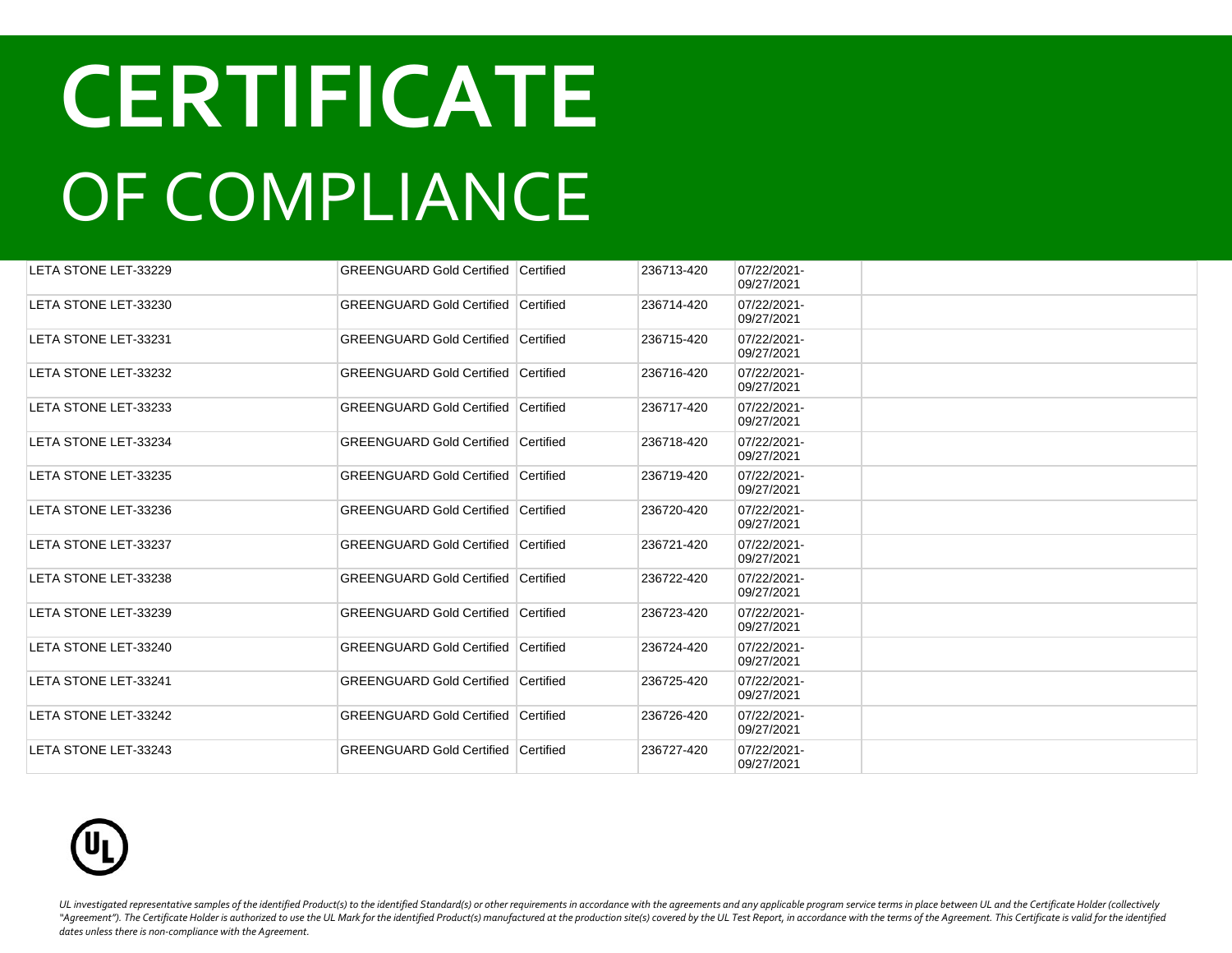# CERTIFICATE
# OF COMPLIANCE

| | | | | | |
|---|---|---|---|---|---|
| LETA STONE LET-33229 | GREENGUARD Gold Certified | Certified | 236713-420 | 07/22/2021-09/27/2021 | |
| LETA STONE LET-33230 | GREENGUARD Gold Certified | Certified | 236714-420 | 07/22/2021-09/27/2021 | |
| LETA STONE LET-33231 | GREENGUARD Gold Certified | Certified | 236715-420 | 07/22/2021-09/27/2021 | |
| LETA STONE LET-33232 | GREENGUARD Gold Certified | Certified | 236716-420 | 07/22/2021-09/27/2021 | |
| LETA STONE LET-33233 | GREENGUARD Gold Certified | Certified | 236717-420 | 07/22/2021-09/27/2021 | |
| LETA STONE LET-33234 | GREENGUARD Gold Certified | Certified | 236718-420 | 07/22/2021-09/27/2021 | |
| LETA STONE LET-33235 | GREENGUARD Gold Certified | Certified | 236719-420 | 07/22/2021-09/27/2021 | |
| LETA STONE LET-33236 | GREENGUARD Gold Certified | Certified | 236720-420 | 07/22/2021-09/27/2021 | |
| LETA STONE LET-33237 | GREENGUARD Gold Certified | Certified | 236721-420 | 07/22/2021-09/27/2021 | |
| LETA STONE LET-33238 | GREENGUARD Gold Certified | Certified | 236722-420 | 07/22/2021-09/27/2021 | |
| LETA STONE LET-33239 | GREENGUARD Gold Certified | Certified | 236723-420 | 07/22/2021-09/27/2021 | |
| LETA STONE LET-33240 | GREENGUARD Gold Certified | Certified | 236724-420 | 07/22/2021-09/27/2021 | |
| LETA STONE LET-33241 | GREENGUARD Gold Certified | Certified | 236725-420 | 07/22/2021-09/27/2021 | |
| LETA STONE LET-33242 | GREENGUARD Gold Certified | Certified | 236726-420 | 07/22/2021-09/27/2021 | |
| LETA STONE LET-33243 | GREENGUARD Gold Certified | Certified | 236727-420 | 07/22/2021-09/27/2021 | |

*UL investigated representative samples of the identified Product(s) to the identified Standard(s) or other requirements in accordance with the agreements and any applicable program service terms in place between UL and the Certificate Holder (collectively "Agreement"). The Certificate Holder is authorized to use the UL Mark for the identified Product(s) manufactured at the production site(s) covered by the UL Test Report, in accordance with the terms of the Agreement. This Certificate is valid for the identified dates unless there is non-compliance with the Agreement.*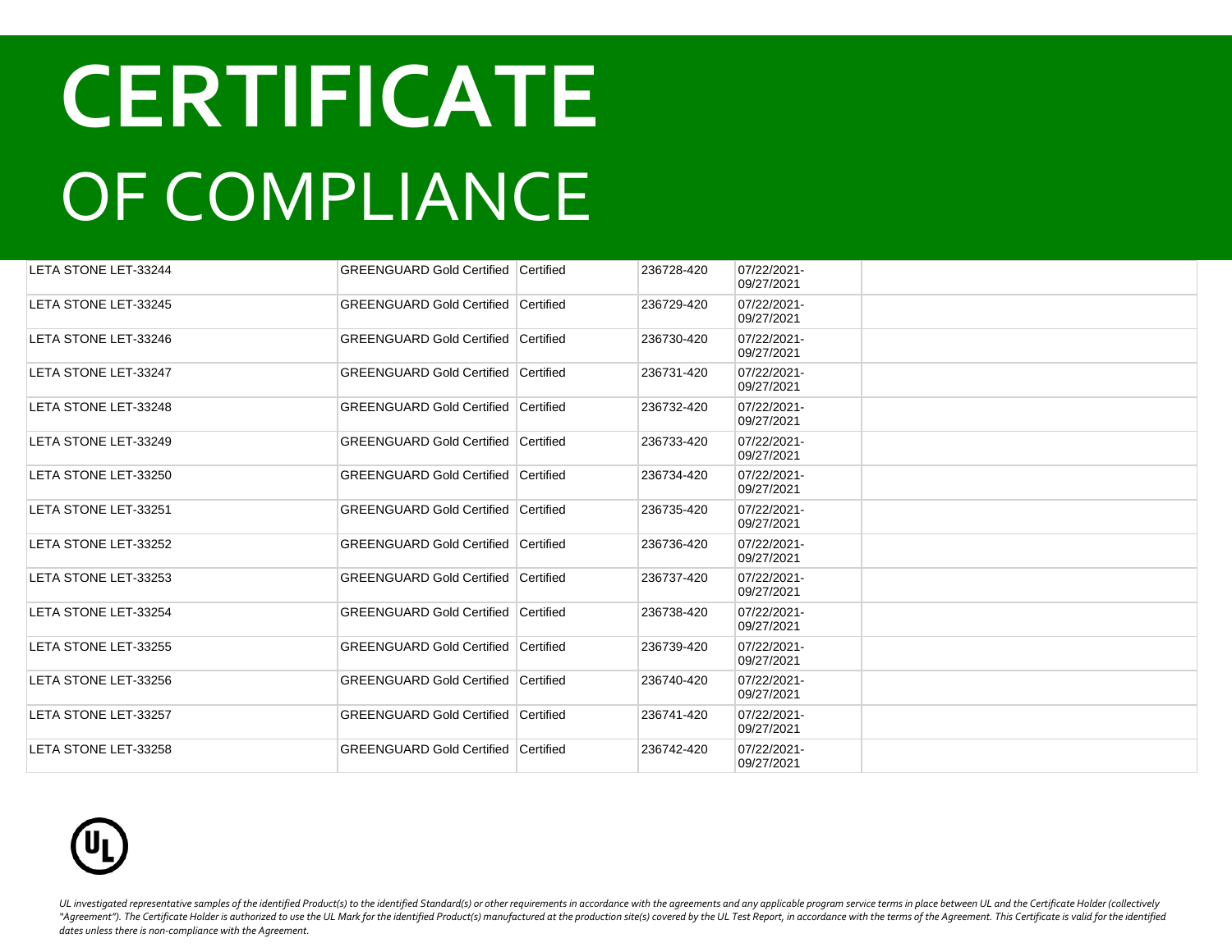# CERTIFICATE
OF COMPLIANCE

| | | | | | |
|---|---|---|---|---|---|
| LETA STONE LET-33244 | GREENGUARD Gold Certified | Certified | 236728-420 | 07/22/2021-09/27/2021 | |
| LETA STONE LET-33245 | GREENGUARD Gold Certified | Certified | 236729-420 | 07/22/2021-09/27/2021 | |
| LETA STONE LET-33246 | GREENGUARD Gold Certified | Certified | 236730-420 | 07/22/2021-09/27/2021 | |
| LETA STONE LET-33247 | GREENGUARD Gold Certified | Certified | 236731-420 | 07/22/2021-09/27/2021 | |
| LETA STONE LET-33248 | GREENGUARD Gold Certified | Certified | 236732-420 | 07/22/2021-09/27/2021 | |
| LETA STONE LET-33249 | GREENGUARD Gold Certified | Certified | 236733-420 | 07/22/2021-09/27/2021 | |
| LETA STONE LET-33250 | GREENGUARD Gold Certified | Certified | 236734-420 | 07/22/2021-09/27/2021 | |
| LETA STONE LET-33251 | GREENGUARD Gold Certified | Certified | 236735-420 | 07/22/2021-09/27/2021 | |
| LETA STONE LET-33252 | GREENGUARD Gold Certified | Certified | 236736-420 | 07/22/2021-09/27/2021 | |
| LETA STONE LET-33253 | GREENGUARD Gold Certified | Certified | 236737-420 | 07/22/2021-09/27/2021 | |
| LETA STONE LET-33254 | GREENGUARD Gold Certified | Certified | 236738-420 | 07/22/2021-09/27/2021 | |
| LETA STONE LET-33255 | GREENGUARD Gold Certified | Certified | 236739-420 | 07/22/2021-09/27/2021 | |
| LETA STONE LET-33256 | GREENGUARD Gold Certified | Certified | 236740-420 | 07/22/2021-09/27/2021 | |
| LETA STONE LET-33257 | GREENGUARD Gold Certified | Certified | 236741-420 | 07/22/2021-09/27/2021 | |
| LETA STONE LET-33258 | GREENGUARD Gold Certified | Certified | 236742-420 | 07/22/2021-09/27/2021 | |

*UL investigated representative samples of the identified Product(s) to the identified Standard(s) or other requirements in accordance with the agreements and any applicable program service terms in place between UL and the Certificate Holder (collectively "Agreement"). The Certificate Holder is authorized to use the UL Mark for the identified Product(s) manufactured at the production site(s) covered by the UL Test Report, in accordance with the terms of the Agreement. This Certificate is valid for the identified dates unless there is non-compliance with the Agreement.*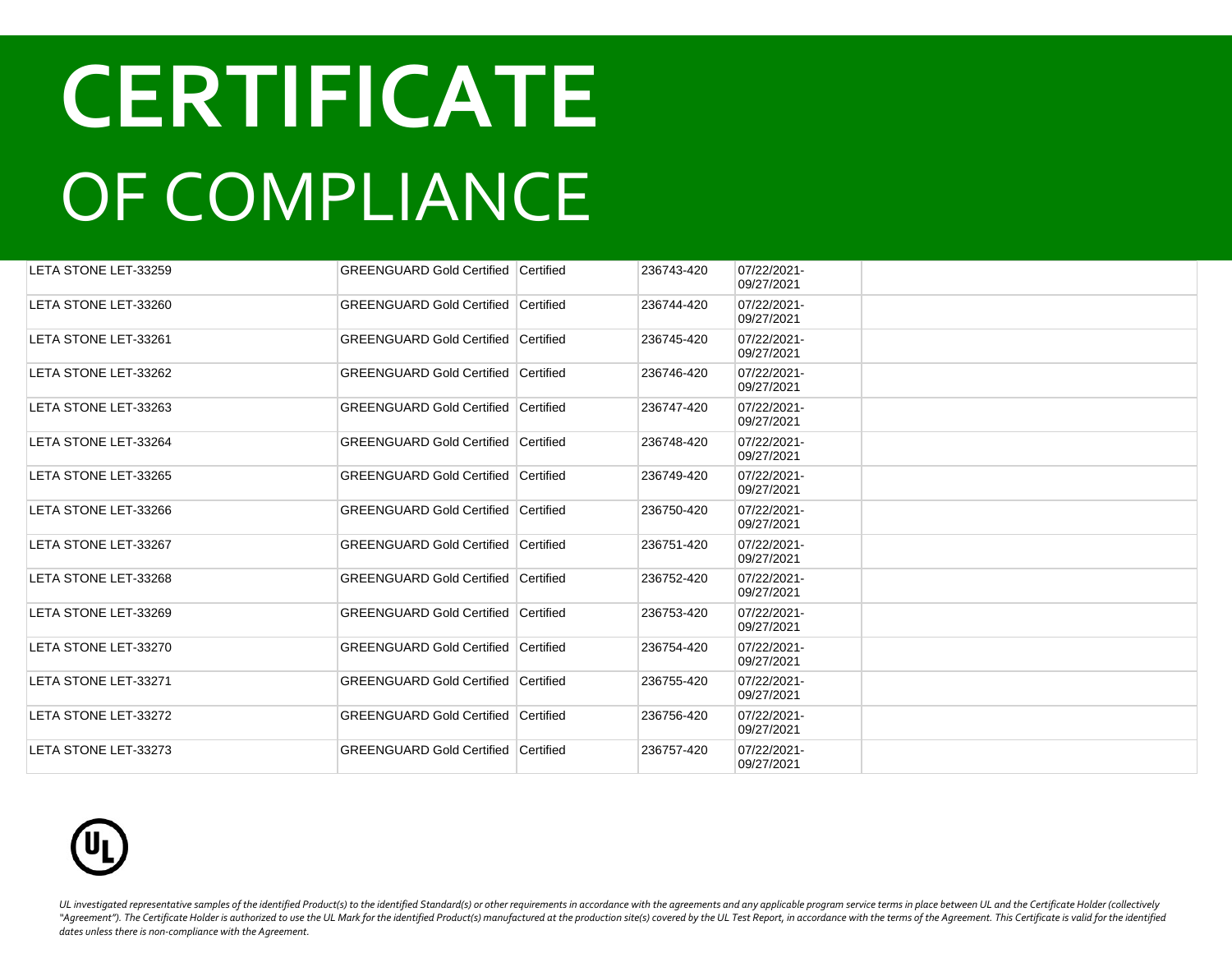# CERTIFICATE
# OF COMPLIANCE

| | | | | | |
|---|---|---|---|---|---|
| LETA STONE LET-33259 | GREENGUARD Gold Certified | Certified | 236743-420 | 07/22/2021-09/27/2021 | |
| LETA STONE LET-33260 | GREENGUARD Gold Certified | Certified | 236744-420 | 07/22/2021-09/27/2021 | |
| LETA STONE LET-33261 | GREENGUARD Gold Certified | Certified | 236745-420 | 07/22/2021-09/27/2021 | |
| LETA STONE LET-33262 | GREENGUARD Gold Certified | Certified | 236746-420 | 07/22/2021-09/27/2021 | |
| LETA STONE LET-33263 | GREENGUARD Gold Certified | Certified | 236747-420 | 07/22/2021-09/27/2021 | |
| LETA STONE LET-33264 | GREENGUARD Gold Certified | Certified | 236748-420 | 07/22/2021-09/27/2021 | |
| LETA STONE LET-33265 | GREENGUARD Gold Certified | Certified | 236749-420 | 07/22/2021-09/27/2021 | |
| LETA STONE LET-33266 | GREENGUARD Gold Certified | Certified | 236750-420 | 07/22/2021-09/27/2021 | |
| LETA STONE LET-33267 | GREENGUARD Gold Certified | Certified | 236751-420 | 07/22/2021-09/27/2021 | |
| LETA STONE LET-33268 | GREENGUARD Gold Certified | Certified | 236752-420 | 07/22/2021-09/27/2021 | |
| LETA STONE LET-33269 | GREENGUARD Gold Certified | Certified | 236753-420 | 07/22/2021-09/27/2021 | |
| LETA STONE LET-33270 | GREENGUARD Gold Certified | Certified | 236754-420 | 07/22/2021-09/27/2021 | |
| LETA STONE LET-33271 | GREENGUARD Gold Certified | Certified | 236755-420 | 07/22/2021-09/27/2021 | |
| LETA STONE LET-33272 | GREENGUARD Gold Certified | Certified | 236756-420 | 07/22/2021-09/27/2021 | |
| LETA STONE LET-33273 | GREENGUARD Gold Certified | Certified | 236757-420 | 07/22/2021-09/27/2021 | |

*UL investigated representative samples of the identified Product(s) to the identified Standard(s) or other requirements in accordance with the agreements and any applicable program service terms in place between UL and the Certificate Holder (collectively "Agreement"). The Certificate Holder is authorized to use the UL Mark for the identified Product(s) manufactured at the production site(s) covered by the UL Test Report, in accordance with the terms of the Agreement. This Certificate is valid for the identified dates unless there is non-compliance with the Agreement.*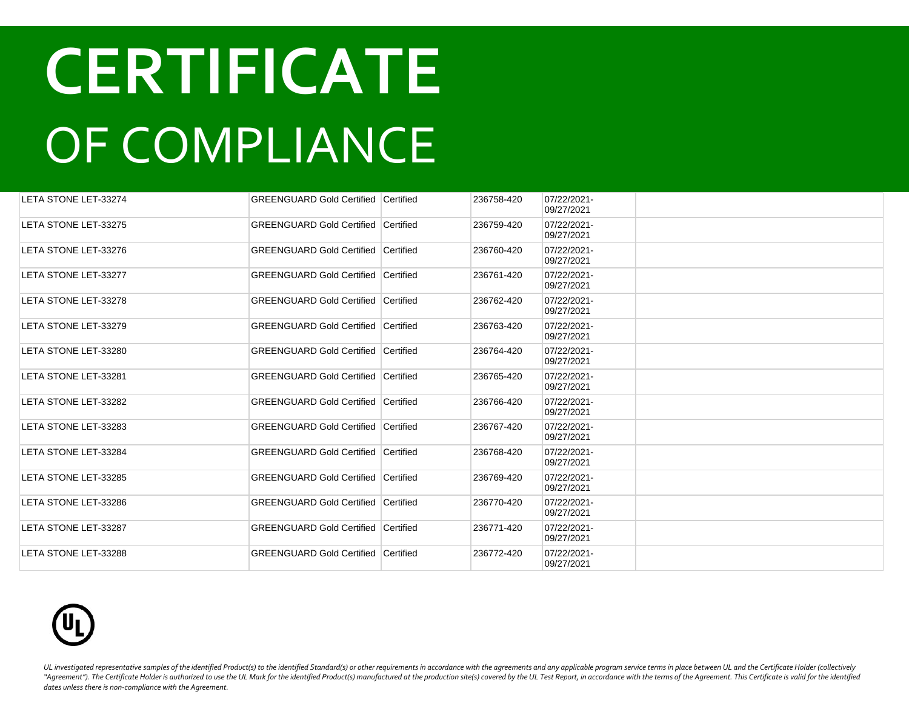# CERTIFICATE

# OF COMPLIANCE

| | | | | | |
|---|---|---|---|---|---|
| LETA STONE LET-33274 | GREENGUARD Gold Certified | Certified | 236758-420 | 07/22/2021-09/27/2021 | |
| LETA STONE LET-33275 | GREENGUARD Gold Certified | Certified | 236759-420 | 07/22/2021-09/27/2021 | |
| LETA STONE LET-33276 | GREENGUARD Gold Certified | Certified | 236760-420 | 07/22/2021-09/27/2021 | |
| LETA STONE LET-33277 | GREENGUARD Gold Certified | Certified | 236761-420 | 07/22/2021-09/27/2021 | |
| LETA STONE LET-33278 | GREENGUARD Gold Certified | Certified | 236762-420 | 07/22/2021-09/27/2021 | |
| LETA STONE LET-33279 | GREENGUARD Gold Certified | Certified | 236763-420 | 07/22/2021-09/27/2021 | |
| LETA STONE LET-33280 | GREENGUARD Gold Certified | Certified | 236764-420 | 07/22/2021-09/27/2021 | |
| LETA STONE LET-33281 | GREENGUARD Gold Certified | Certified | 236765-420 | 07/22/2021-09/27/2021 | |
| LETA STONE LET-33282 | GREENGUARD Gold Certified | Certified | 236766-420 | 07/22/2021-09/27/2021 | |
| LETA STONE LET-33283 | GREENGUARD Gold Certified | Certified | 236767-420 | 07/22/2021-09/27/2021 | |
| LETA STONE LET-33284 | GREENGUARD Gold Certified | Certified | 236768-420 | 07/22/2021-09/27/2021 | |
| LETA STONE LET-33285 | GREENGUARD Gold Certified | Certified | 236769-420 | 07/22/2021-09/27/2021 | |
| LETA STONE LET-33286 | GREENGUARD Gold Certified | Certified | 236770-420 | 07/22/2021-09/27/2021 | |
| LETA STONE LET-33287 | GREENGUARD Gold Certified | Certified | 236771-420 | 07/22/2021-09/27/2021 | |
| LETA STONE LET-33288 | GREENGUARD Gold Certified | Certified | 236772-420 | 07/22/2021-09/27/2021 | |

*UL investigated representative samples of the identified Product(s) to the identified Standard(s) or other requirements in accordance with the agreements and any applicable program service terms in place between UL and the Certificate Holder (collectively "Agreement"). The Certificate Holder is authorized to use the UL Mark for the identified Product(s) manufactured at the production site(s) covered by the UL Test Report, in accordance with the terms of the Agreement. This Certificate is valid for the identified dates unless there is non-compliance with the Agreement.*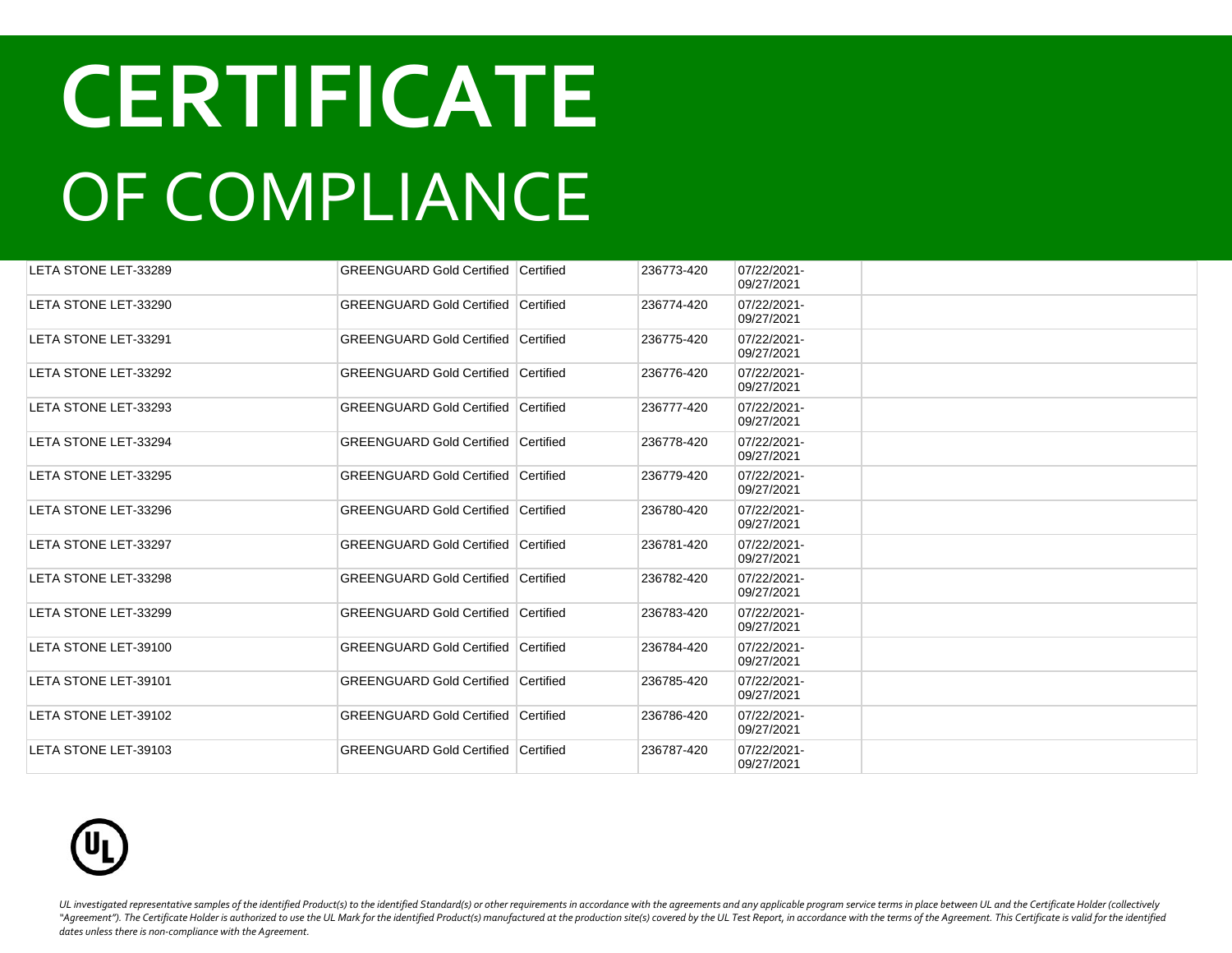# CERTIFICATE

# OF COMPLIANCE

| | | | | | |
|---|---|---|---|---|---|
| LETA STONE LET-33289 | GREENGUARD Gold Certified | Certified | 236773-420 | 07/22/2021-09/27/2021 | |
| LETA STONE LET-33290 | GREENGUARD Gold Certified | Certified | 236774-420 | 07/22/2021-09/27/2021 | |
| LETA STONE LET-33291 | GREENGUARD Gold Certified | Certified | 236775-420 | 07/22/2021-09/27/2021 | |
| LETA STONE LET-33292 | GREENGUARD Gold Certified | Certified | 236776-420 | 07/22/2021-09/27/2021 | |
| LETA STONE LET-33293 | GREENGUARD Gold Certified | Certified | 236777-420 | 07/22/2021-09/27/2021 | |
| LETA STONE LET-33294 | GREENGUARD Gold Certified | Certified | 236778-420 | 07/22/2021-09/27/2021 | |
| LETA STONE LET-33295 | GREENGUARD Gold Certified | Certified | 236779-420 | 07/22/2021-09/27/2021 | |
| LETA STONE LET-33296 | GREENGUARD Gold Certified | Certified | 236780-420 | 07/22/2021-09/27/2021 | |
| LETA STONE LET-33297 | GREENGUARD Gold Certified | Certified | 236781-420 | 07/22/2021-09/27/2021 | |
| LETA STONE LET-33298 | GREENGUARD Gold Certified | Certified | 236782-420 | 07/22/2021-09/27/2021 | |
| LETA STONE LET-33299 | GREENGUARD Gold Certified | Certified | 236783-420 | 07/22/2021-09/27/2021 | |
| LETA STONE LET-39100 | GREENGUARD Gold Certified | Certified | 236784-420 | 07/22/2021-09/27/2021 | |
| LETA STONE LET-39101 | GREENGUARD Gold Certified | Certified | 236785-420 | 07/22/2021-09/27/2021 | |
| LETA STONE LET-39102 | GREENGUARD Gold Certified | Certified | 236786-420 | 07/22/2021-09/27/2021 | |
| LETA STONE LET-39103 | GREENGUARD Gold Certified | Certified | 236787-420 | 07/22/2021-09/27/2021 | |

*UL investigated representative samples of the identified Product(s) to the identified Standard(s) or other requirements in accordance with the agreements and any applicable program service terms in place between UL and the Certificate Holder (collectively "Agreement"). The Certificate Holder is authorized to use the UL Mark for the identified Product(s) manufactured at the production site(s) covered by the UL Test Report, in accordance with the terms of the Agreement. This Certificate is valid for the identified dates unless there is non-compliance with the Agreement.*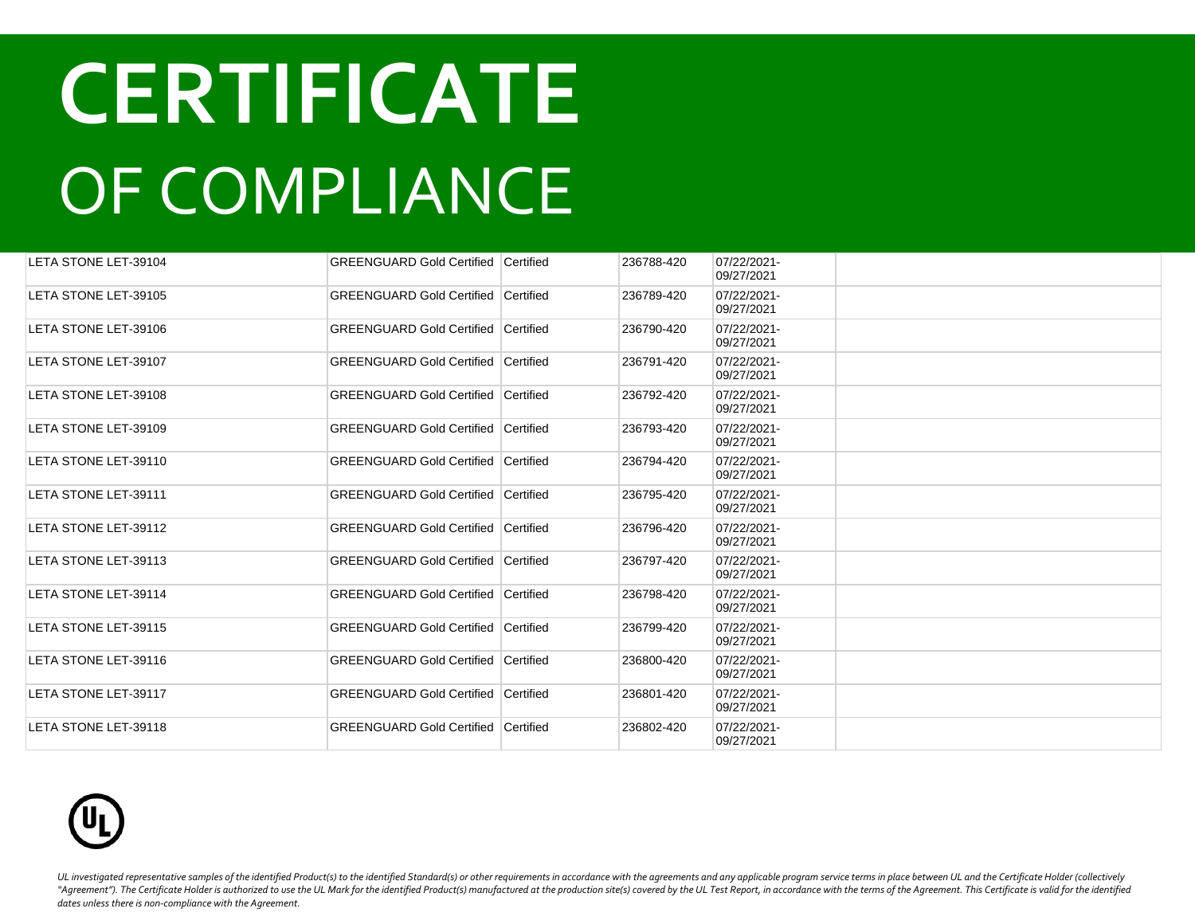# CERTIFICATE
# OF COMPLIANCE

| | | | | | |
|---|---|---|---|---|---|
| LETA STONE LET-39104 | GREENGUARD Gold Certified | Certified | 236788-420 | 07/22/2021-09/27/2021 | |
| LETA STONE LET-39105 | GREENGUARD Gold Certified | Certified | 236789-420 | 07/22/2021-09/27/2021 | |
| LETA STONE LET-39106 | GREENGUARD Gold Certified | Certified | 236790-420 | 07/22/2021-09/27/2021 | |
| LETA STONE LET-39107 | GREENGUARD Gold Certified | Certified | 236791-420 | 07/22/2021-09/27/2021 | |
| LETA STONE LET-39108 | GREENGUARD Gold Certified | Certified | 236792-420 | 07/22/2021-09/27/2021 | |
| LETA STONE LET-39109 | GREENGUARD Gold Certified | Certified | 236793-420 | 07/22/2021-09/27/2021 | |
| LETA STONE LET-39110 | GREENGUARD Gold Certified | Certified | 236794-420 | 07/22/2021-09/27/2021 | |
| LETA STONE LET-39111 | GREENGUARD Gold Certified | Certified | 236795-420 | 07/22/2021-09/27/2021 | |
| LETA STONE LET-39112 | GREENGUARD Gold Certified | Certified | 236796-420 | 07/22/2021-09/27/2021 | |
| LETA STONE LET-39113 | GREENGUARD Gold Certified | Certified | 236797-420 | 07/22/2021-09/27/2021 | |
| LETA STONE LET-39114 | GREENGUARD Gold Certified | Certified | 236798-420 | 07/22/2021-09/27/2021 | |
| LETA STONE LET-39115 | GREENGUARD Gold Certified | Certified | 236799-420 | 07/22/2021-09/27/2021 | |
| LETA STONE LET-39116 | GREENGUARD Gold Certified | Certified | 236800-420 | 07/22/2021-09/27/2021 | |
| LETA STONE LET-39117 | GREENGUARD Gold Certified | Certified | 236801-420 | 07/22/2021-09/27/2021 | |
| LETA STONE LET-39118 | GREENGUARD Gold Certified | Certified | 236802-420 | 07/22/2021-09/27/2021 | |

*UL investigated representative samples of the identified Product(s) to the identified Standard(s) or other requirements in accordance with the agreements and any applicable program service terms in place between UL and the Certificate Holder (collectively "Agreement"). The Certificate Holder is authorized to use the UL Mark for the identified Product(s) manufactured at the production site(s) covered by the UL Test Report, in accordance with the terms of the Agreement. This Certificate is valid for the identified dates unless there is non-compliance with the Agreement.*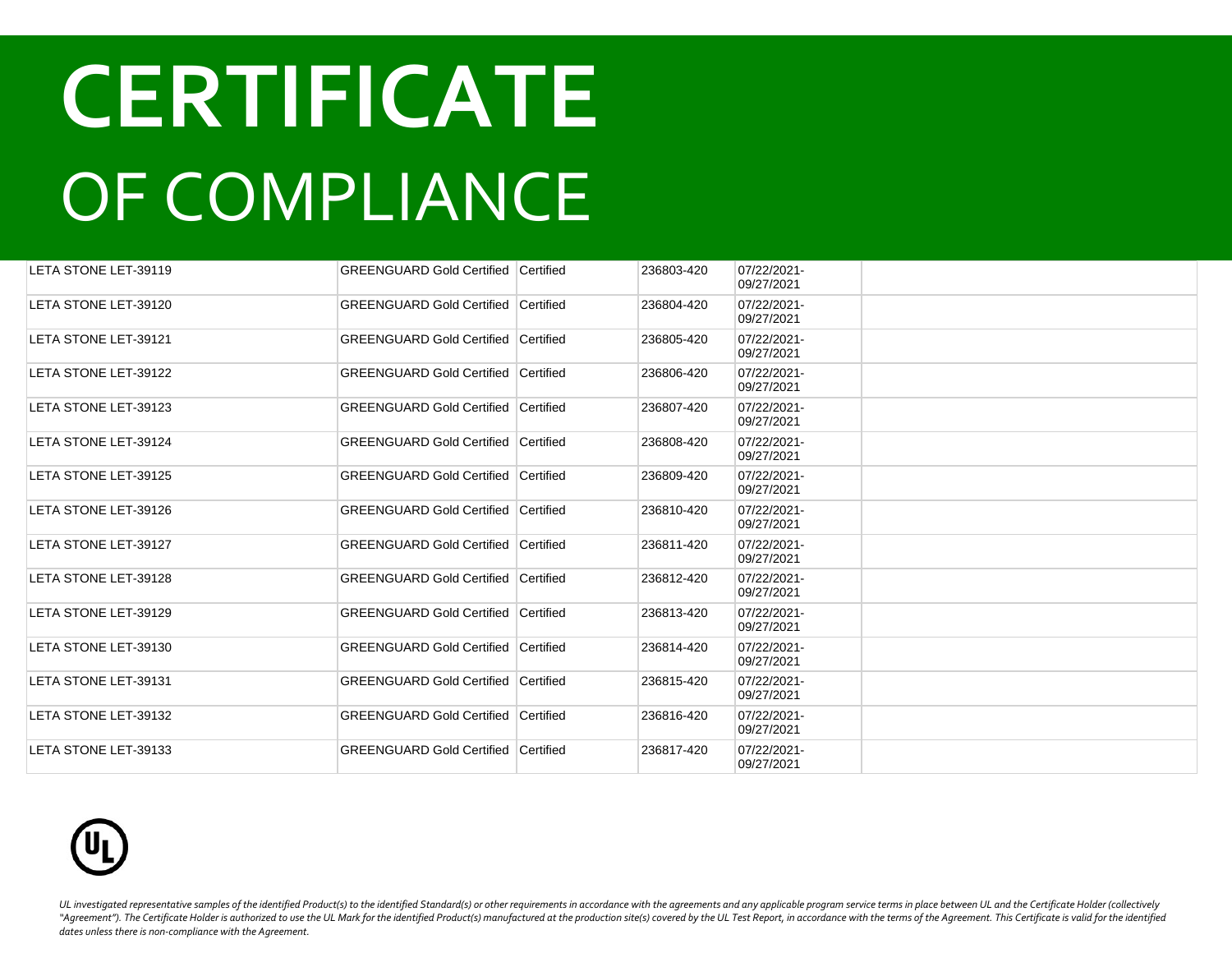# CERTIFICATE

# OF COMPLIANCE

| | | | | | |
|---|---|---|---|---|---|
| LETA STONE LET-39119 | GREENGUARD Gold Certified | Certified | 236803-420 | 07/22/2021-09/27/2021 | |
| LETA STONE LET-39120 | GREENGUARD Gold Certified | Certified | 236804-420 | 07/22/2021-09/27/2021 | |
| LETA STONE LET-39121 | GREENGUARD Gold Certified | Certified | 236805-420 | 07/22/2021-09/27/2021 | |
| LETA STONE LET-39122 | GREENGUARD Gold Certified | Certified | 236806-420 | 07/22/2021-09/27/2021 | |
| LETA STONE LET-39123 | GREENGUARD Gold Certified | Certified | 236807-420 | 07/22/2021-09/27/2021 | |
| LETA STONE LET-39124 | GREENGUARD Gold Certified | Certified | 236808-420 | 07/22/2021-09/27/2021 | |
| LETA STONE LET-39125 | GREENGUARD Gold Certified | Certified | 236809-420 | 07/22/2021-09/27/2021 | |
| LETA STONE LET-39126 | GREENGUARD Gold Certified | Certified | 236810-420 | 07/22/2021-09/27/2021 | |
| LETA STONE LET-39127 | GREENGUARD Gold Certified | Certified | 236811-420 | 07/22/2021-09/27/2021 | |
| LETA STONE LET-39128 | GREENGUARD Gold Certified | Certified | 236812-420 | 07/22/2021-09/27/2021 | |
| LETA STONE LET-39129 | GREENGUARD Gold Certified | Certified | 236813-420 | 07/22/2021-09/27/2021 | |
| LETA STONE LET-39130 | GREENGUARD Gold Certified | Certified | 236814-420 | 07/22/2021-09/27/2021 | |
| LETA STONE LET-39131 | GREENGUARD Gold Certified | Certified | 236815-420 | 07/22/2021-09/27/2021 | |
| LETA STONE LET-39132 | GREENGUARD Gold Certified | Certified | 236816-420 | 07/22/2021-09/27/2021 | |
| LETA STONE LET-39133 | GREENGUARD Gold Certified | Certified | 236817-420 | 07/22/2021-09/27/2021 | |

*UL investigated representative samples of the identified Product(s) to the identified Standard(s) or other requirements in accordance with the agreements and any applicable program service terms in place between UL and the Certificate Holder (collectively "Agreement"). The Certificate Holder is authorized to use the UL Mark for the identified Product(s) manufactured at the production site(s) covered by the UL Test Report, in accordance with the terms of the Agreement. This Certificate is valid for the identified dates unless there is non-compliance with the Agreement.*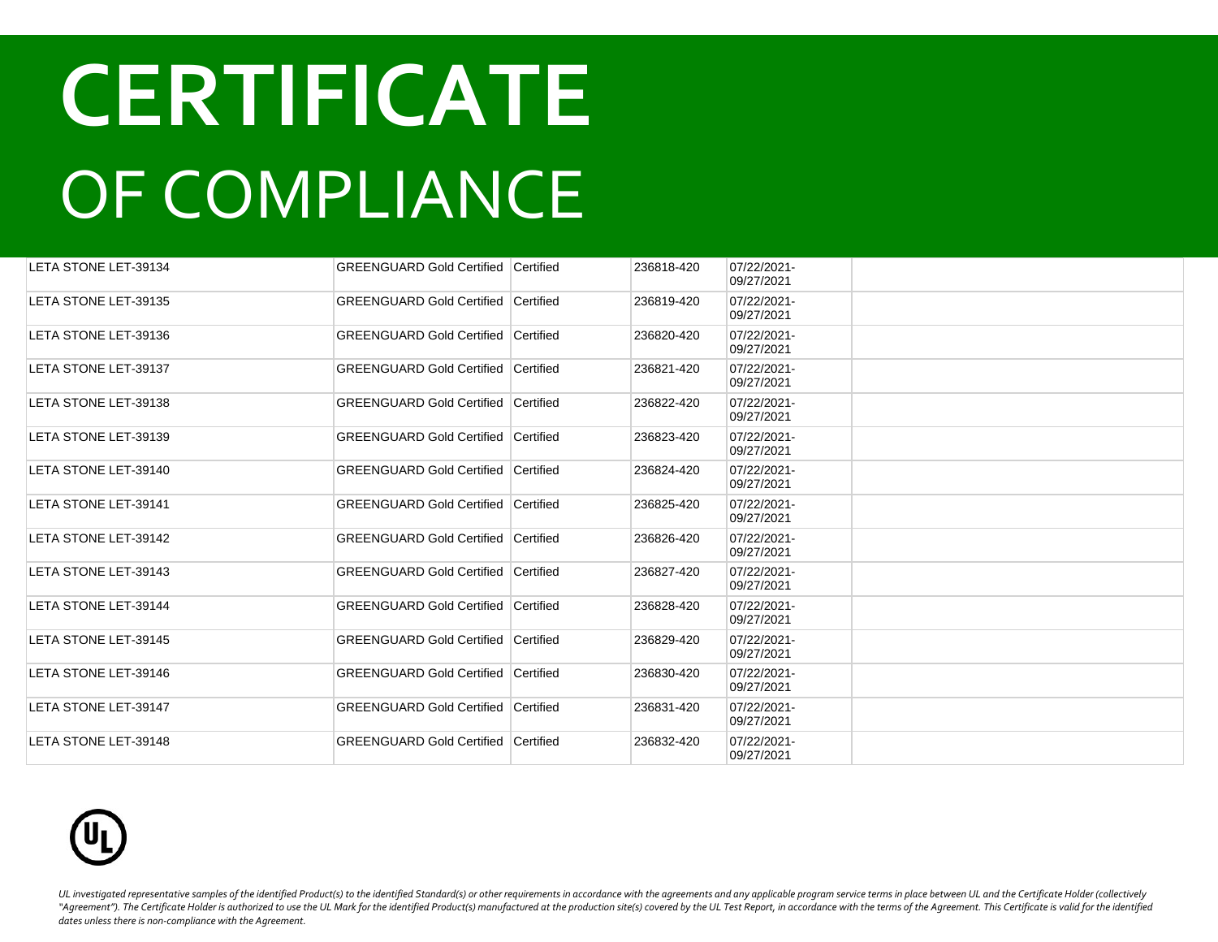# CERTIFICATE
## OF COMPLIANCE

| | | | | | |
|---|---|---|---|---|---|
| LETA STONE LET-39134 | GREENGUARD Gold Certified | Certified | 236818-420 | 07/22/2021-09/27/2021 | |
| LETA STONE LET-39135 | GREENGUARD Gold Certified | Certified | 236819-420 | 07/22/2021-09/27/2021 | |
| LETA STONE LET-39136 | GREENGUARD Gold Certified | Certified | 236820-420 | 07/22/2021-09/27/2021 | |
| LETA STONE LET-39137 | GREENGUARD Gold Certified | Certified | 236821-420 | 07/22/2021-09/27/2021 | |
| LETA STONE LET-39138 | GREENGUARD Gold Certified | Certified | 236822-420 | 07/22/2021-09/27/2021 | |
| LETA STONE LET-39139 | GREENGUARD Gold Certified | Certified | 236823-420 | 07/22/2021-09/27/2021 | |
| LETA STONE LET-39140 | GREENGUARD Gold Certified | Certified | 236824-420 | 07/22/2021-09/27/2021 | |
| LETA STONE LET-39141 | GREENGUARD Gold Certified | Certified | 236825-420 | 07/22/2021-09/27/2021 | |
| LETA STONE LET-39142 | GREENGUARD Gold Certified | Certified | 236826-420 | 07/22/2021-09/27/2021 | |
| LETA STONE LET-39143 | GREENGUARD Gold Certified | Certified | 236827-420 | 07/22/2021-09/27/2021 | |
| LETA STONE LET-39144 | GREENGUARD Gold Certified | Certified | 236828-420 | 07/22/2021-09/27/2021 | |
| LETA STONE LET-39145 | GREENGUARD Gold Certified | Certified | 236829-420 | 07/22/2021-09/27/2021 | |
| LETA STONE LET-39146 | GREENGUARD Gold Certified | Certified | 236830-420 | 07/22/2021-09/27/2021 | |
| LETA STONE LET-39147 | GREENGUARD Gold Certified | Certified | 236831-420 | 07/22/2021-09/27/2021 | |
| LETA STONE LET-39148 | GREENGUARD Gold Certified | Certified | 236832-420 | 07/22/2021-09/27/2021 | |

*UL investigated representative samples of the identified Product(s) to the identified Standard(s) or other requirements in accordance with the agreements and any applicable program service terms in place between UL and the Certificate Holder (collectively "Agreement"). The Certificate Holder is authorized to use the UL Mark for the identified Product(s) manufactured at the production site(s) covered by the UL Test Report, in accordance with the terms of the Agreement. This Certificate is valid for the identified dates unless there is non-compliance with the Agreement.*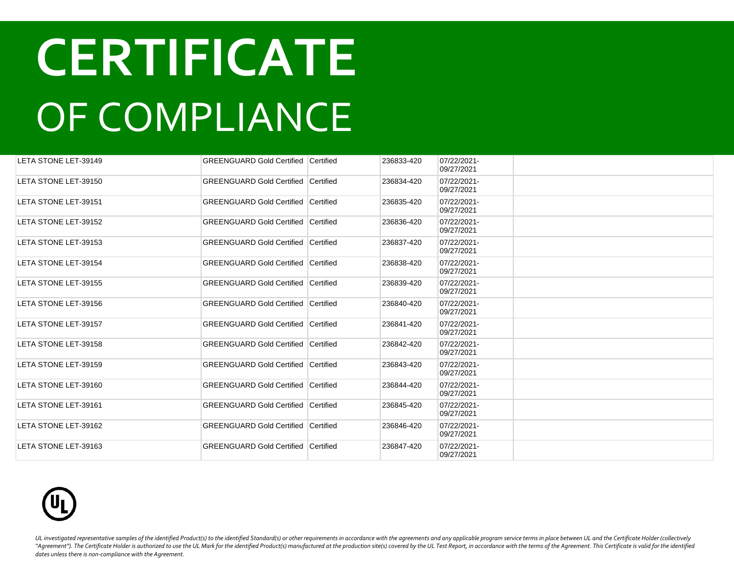# CERTIFICATE

# OF COMPLIANCE

| | | | | | |
|---|---|---|---|---|---|
| LETA STONE LET-39149 | GREENGUARD Gold Certified | Certified | 236833-420 | 07/22/2021-09/27/2021 | |
| LETA STONE LET-39150 | GREENGUARD Gold Certified | Certified | 236834-420 | 07/22/2021-09/27/2021 | |
| LETA STONE LET-39151 | GREENGUARD Gold Certified | Certified | 236835-420 | 07/22/2021-09/27/2021 | |
| LETA STONE LET-39152 | GREENGUARD Gold Certified | Certified | 236836-420 | 07/22/2021-09/27/2021 | |
| LETA STONE LET-39153 | GREENGUARD Gold Certified | Certified | 236837-420 | 07/22/2021-09/27/2021 | |
| LETA STONE LET-39154 | GREENGUARD Gold Certified | Certified | 236838-420 | 07/22/2021-09/27/2021 | |
| LETA STONE LET-39155 | GREENGUARD Gold Certified | Certified | 236839-420 | 07/22/2021-09/27/2021 | |
| LETA STONE LET-39156 | GREENGUARD Gold Certified | Certified | 236840-420 | 07/22/2021-09/27/2021 | |
| LETA STONE LET-39157 | GREENGUARD Gold Certified | Certified | 236841-420 | 07/22/2021-09/27/2021 | |
| LETA STONE LET-39158 | GREENGUARD Gold Certified | Certified | 236842-420 | 07/22/2021-09/27/2021 | |
| LETA STONE LET-39159 | GREENGUARD Gold Certified | Certified | 236843-420 | 07/22/2021-09/27/2021 | |
| LETA STONE LET-39160 | GREENGUARD Gold Certified | Certified | 236844-420 | 07/22/2021-09/27/2021 | |
| LETA STONE LET-39161 | GREENGUARD Gold Certified | Certified | 236845-420 | 07/22/2021-09/27/2021 | |
| LETA STONE LET-39162 | GREENGUARD Gold Certified | Certified | 236846-420 | 07/22/2021-09/27/2021 | |
| LETA STONE LET-39163 | GREENGUARD Gold Certified | Certified | 236847-420 | 07/22/2021-09/27/2021 | |

*UL investigated representative samples of the identified Product(s) to the identified Standard(s) or other requirements in accordance with the agreements and any applicable program service terms in place between UL and the Certificate Holder (collectively "Agreement"). The Certificate Holder is authorized to use the UL Mark for the identified Product(s) manufactured at the production site(s) covered by the UL Test Report, in accordance with the terms of the Agreement. This Certificate is valid for the identified dates unless there is non-compliance with the Agreement.*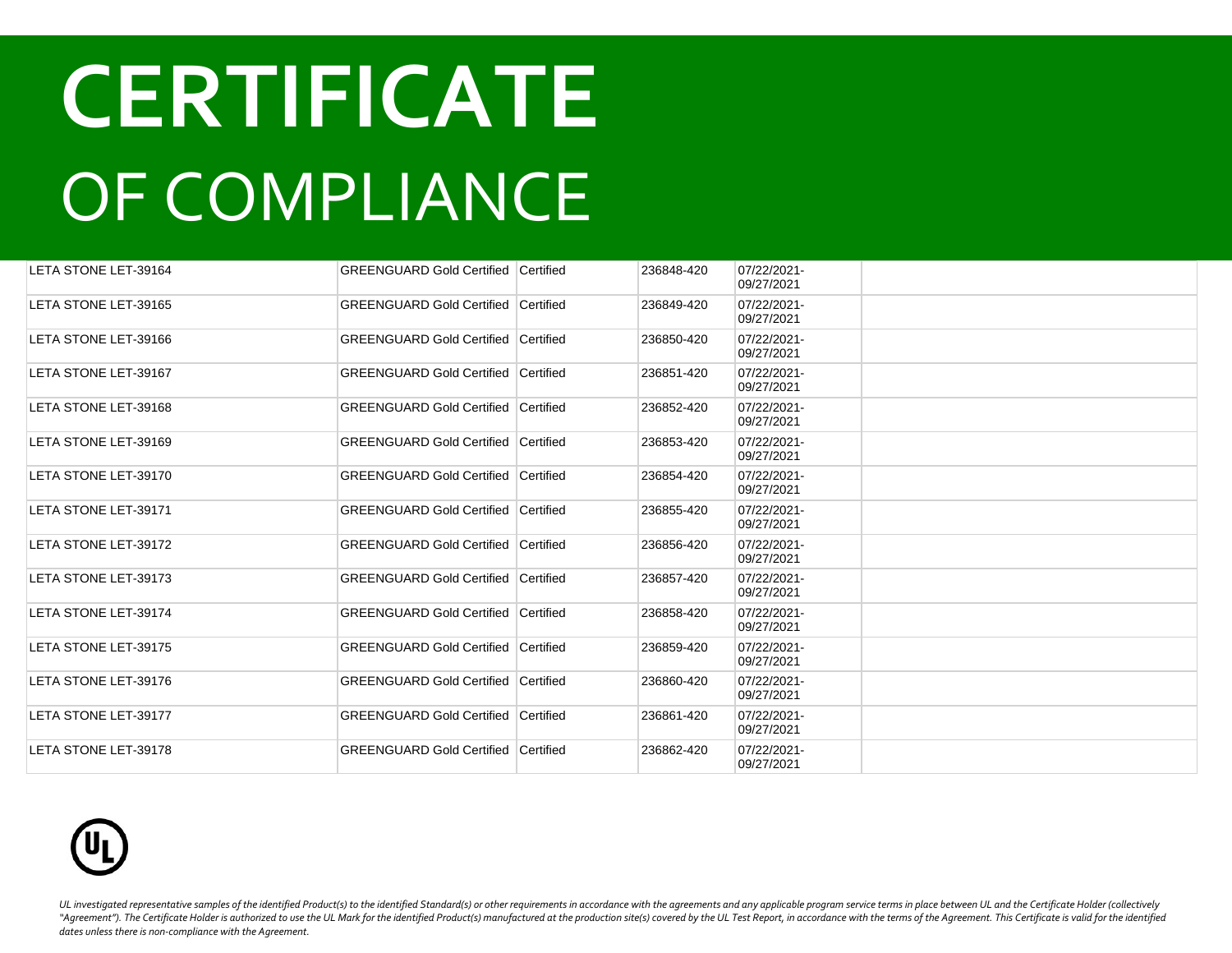# CERTIFICATE

# OF COMPLIANCE

| | | | | | |
|---|---|---|---|---|---|
| LETA STONE LET-39164 | GREENGUARD Gold Certified | Certified | 236848-420 | 07/22/2021-09/27/2021 | |
| LETA STONE LET-39165 | GREENGUARD Gold Certified | Certified | 236849-420 | 07/22/2021-09/27/2021 | |
| LETA STONE LET-39166 | GREENGUARD Gold Certified | Certified | 236850-420 | 07/22/2021-09/27/2021 | |
| LETA STONE LET-39167 | GREENGUARD Gold Certified | Certified | 236851-420 | 07/22/2021-09/27/2021 | |
| LETA STONE LET-39168 | GREENGUARD Gold Certified | Certified | 236852-420 | 07/22/2021-09/27/2021 | |
| LETA STONE LET-39169 | GREENGUARD Gold Certified | Certified | 236853-420 | 07/22/2021-09/27/2021 | |
| LETA STONE LET-39170 | GREENGUARD Gold Certified | Certified | 236854-420 | 07/22/2021-09/27/2021 | |
| LETA STONE LET-39171 | GREENGUARD Gold Certified | Certified | 236855-420 | 07/22/2021-09/27/2021 | |
| LETA STONE LET-39172 | GREENGUARD Gold Certified | Certified | 236856-420 | 07/22/2021-09/27/2021 | |
| LETA STONE LET-39173 | GREENGUARD Gold Certified | Certified | 236857-420 | 07/22/2021-09/27/2021 | |
| LETA STONE LET-39174 | GREENGUARD Gold Certified | Certified | 236858-420 | 07/22/2021-09/27/2021 | |
| LETA STONE LET-39175 | GREENGUARD Gold Certified | Certified | 236859-420 | 07/22/2021-09/27/2021 | |
| LETA STONE LET-39176 | GREENGUARD Gold Certified | Certified | 236860-420 | 07/22/2021-09/27/2021 | |
| LETA STONE LET-39177 | GREENGUARD Gold Certified | Certified | 236861-420 | 07/22/2021-09/27/2021 | |
| LETA STONE LET-39178 | GREENGUARD Gold Certified | Certified | 236862-420 | 07/22/2021-09/27/2021 | |

*UL investigated representative samples of the identified Product(s) to the identified Standard(s) or other requirements in accordance with the agreements and any applicable program service terms in place between UL and the Certificate Holder (collectively "Agreement"). The Certificate Holder is authorized to use the UL Mark for the identified Product(s) manufactured at the production site(s) covered by the UL Test Report, in accordance with the terms of the Agreement. This Certificate is valid for the identified dates unless there is non-compliance with the Agreement.*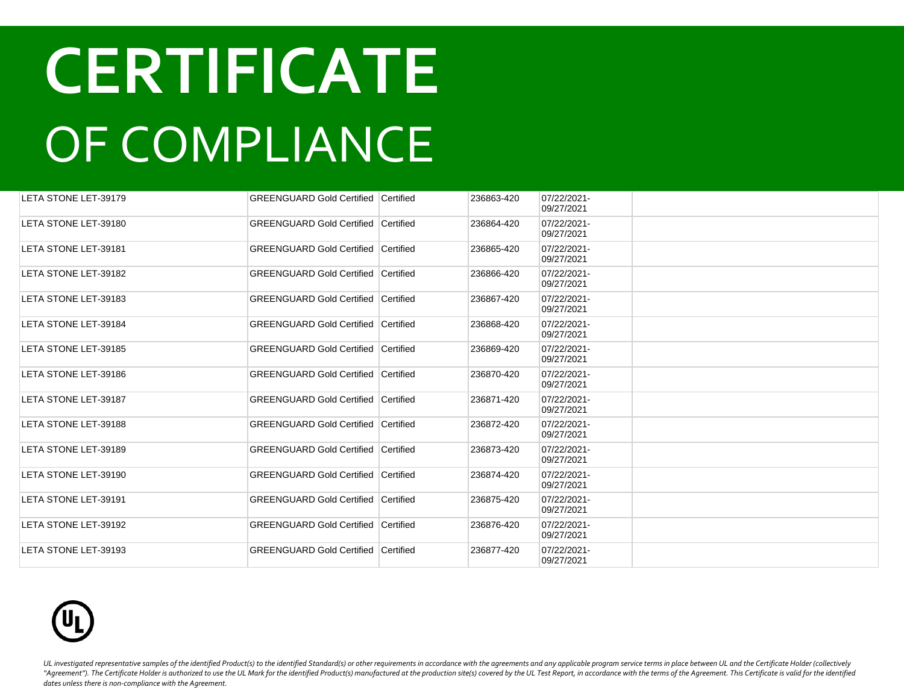# CERTIFICATE

OF COMPLIANCE

| | | | | | |
|---|---|---|---|---|---|
| LETA STONE LET-39179 | GREENGUARD Gold Certified | Certified | 236863-420 | 07/22/2021-09/27/2021 | |
| LETA STONE LET-39180 | GREENGUARD Gold Certified | Certified | 236864-420 | 07/22/2021-09/27/2021 | |
| LETA STONE LET-39181 | GREENGUARD Gold Certified | Certified | 236865-420 | 07/22/2021-09/27/2021 | |
| LETA STONE LET-39182 | GREENGUARD Gold Certified | Certified | 236866-420 | 07/22/2021-09/27/2021 | |
| LETA STONE LET-39183 | GREENGUARD Gold Certified | Certified | 236867-420 | 07/22/2021-09/27/2021 | |
| LETA STONE LET-39184 | GREENGUARD Gold Certified | Certified | 236868-420 | 07/22/2021-09/27/2021 | |
| LETA STONE LET-39185 | GREENGUARD Gold Certified | Certified | 236869-420 | 07/22/2021-09/27/2021 | |
| LETA STONE LET-39186 | GREENGUARD Gold Certified | Certified | 236870-420 | 07/22/2021-09/27/2021 | |
| LETA STONE LET-39187 | GREENGUARD Gold Certified | Certified | 236871-420 | 07/22/2021-09/27/2021 | |
| LETA STONE LET-39188 | GREENGUARD Gold Certified | Certified | 236872-420 | 07/22/2021-09/27/2021 | |
| LETA STONE LET-39189 | GREENGUARD Gold Certified | Certified | 236873-420 | 07/22/2021-09/27/2021 | |
| LETA STONE LET-39190 | GREENGUARD Gold Certified | Certified | 236874-420 | 07/22/2021-09/27/2021 | |
| LETA STONE LET-39191 | GREENGUARD Gold Certified | Certified | 236875-420 | 07/22/2021-09/27/2021 | |
| LETA STONE LET-39192 | GREENGUARD Gold Certified | Certified | 236876-420 | 07/22/2021-09/27/2021 | |
| LETA STONE LET-39193 | GREENGUARD Gold Certified | Certified | 236877-420 | 07/22/2021-09/27/2021 | |

*UL investigated representative samples of the identified Product(s) to the identified Standard(s) or other requirements in accordance with the agreements and any applicable program service terms in place between UL and the Certificate Holder (collectively "Agreement"). The Certificate Holder is authorized to use the UL Mark for the identified Product(s) manufactured at the production site(s) covered by the UL Test Report, in accordance with the terms of the Agreement. This Certificate is valid for the identified dates unless there is non-compliance with the Agreement.*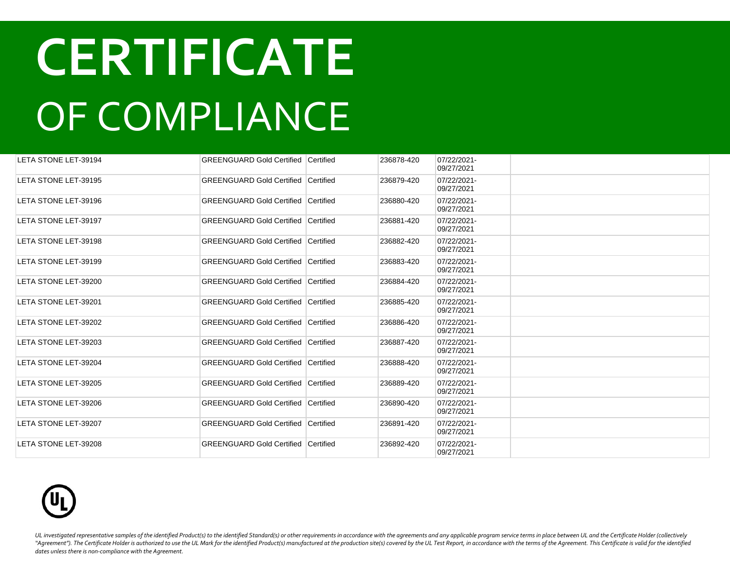# CERTIFICATE

# OF COMPLIANCE

| | | | | | |
|---|---|---|---|---|---|
| LETA STONE LET-39194 | GREENGUARD Gold Certified | Certified | 236878-420 | 07/22/2021-09/27/2021 | |
| LETA STONE LET-39195 | GREENGUARD Gold Certified | Certified | 236879-420 | 07/22/2021-09/27/2021 | |
| LETA STONE LET-39196 | GREENGUARD Gold Certified | Certified | 236880-420 | 07/22/2021-09/27/2021 | |
| LETA STONE LET-39197 | GREENGUARD Gold Certified | Certified | 236881-420 | 07/22/2021-09/27/2021 | |
| LETA STONE LET-39198 | GREENGUARD Gold Certified | Certified | 236882-420 | 07/22/2021-09/27/2021 | |
| LETA STONE LET-39199 | GREENGUARD Gold Certified | Certified | 236883-420 | 07/22/2021-09/27/2021 | |
| LETA STONE LET-39200 | GREENGUARD Gold Certified | Certified | 236884-420 | 07/22/2021-09/27/2021 | |
| LETA STONE LET-39201 | GREENGUARD Gold Certified | Certified | 236885-420 | 07/22/2021-09/27/2021 | |
| LETA STONE LET-39202 | GREENGUARD Gold Certified | Certified | 236886-420 | 07/22/2021-09/27/2021 | |
| LETA STONE LET-39203 | GREENGUARD Gold Certified | Certified | 236887-420 | 07/22/2021-09/27/2021 | |
| LETA STONE LET-39204 | GREENGUARD Gold Certified | Certified | 236888-420 | 07/22/2021-09/27/2021 | |
| LETA STONE LET-39205 | GREENGUARD Gold Certified | Certified | 236889-420 | 07/22/2021-09/27/2021 | |
| LETA STONE LET-39206 | GREENGUARD Gold Certified | Certified | 236890-420 | 07/22/2021-09/27/2021 | |
| LETA STONE LET-39207 | GREENGUARD Gold Certified | Certified | 236891-420 | 07/22/2021-09/27/2021 | |
| LETA STONE LET-39208 | GREENGUARD Gold Certified | Certified | 236892-420 | 07/22/2021-09/27/2021 | |

*UL investigated representative samples of the identified Product(s) to the identified Standard(s) or other requirements in accordance with the agreements and any applicable program service terms in place between UL and the Certificate Holder (collectively "Agreement"). The Certificate Holder is authorized to use the UL Mark for the identified Product(s) manufactured at the production site(s) covered by the UL Test Report, in accordance with the terms of the Agreement. This Certificate is valid for the identified dates unless there is non-compliance with the Agreement.*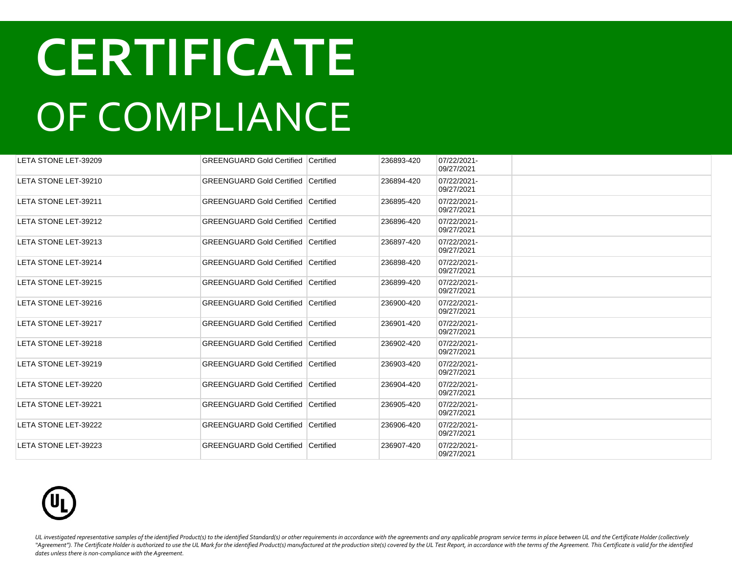# CERTIFICATE

# OF COMPLIANCE

| | | | | | |
|---|---|---|---|---|---|
| LETA STONE LET-39209 | GREENGUARD Gold Certified | Certified | 236893-420 | 07/22/2021-09/27/2021 | |
| LETA STONE LET-39210 | GREENGUARD Gold Certified | Certified | 236894-420 | 07/22/2021-09/27/2021 | |
| LETA STONE LET-39211 | GREENGUARD Gold Certified | Certified | 236895-420 | 07/22/2021-09/27/2021 | |
| LETA STONE LET-39212 | GREENGUARD Gold Certified | Certified | 236896-420 | 07/22/2021-09/27/2021 | |
| LETA STONE LET-39213 | GREENGUARD Gold Certified | Certified | 236897-420 | 07/22/2021-09/27/2021 | |
| LETA STONE LET-39214 | GREENGUARD Gold Certified | Certified | 236898-420 | 07/22/2021-09/27/2021 | |
| LETA STONE LET-39215 | GREENGUARD Gold Certified | Certified | 236899-420 | 07/22/2021-09/27/2021 | |
| LETA STONE LET-39216 | GREENGUARD Gold Certified | Certified | 236900-420 | 07/22/2021-09/27/2021 | |
| LETA STONE LET-39217 | GREENGUARD Gold Certified | Certified | 236901-420 | 07/22/2021-09/27/2021 | |
| LETA STONE LET-39218 | GREENGUARD Gold Certified | Certified | 236902-420 | 07/22/2021-09/27/2021 | |
| LETA STONE LET-39219 | GREENGUARD Gold Certified | Certified | 236903-420 | 07/22/2021-09/27/2021 | |
| LETA STONE LET-39220 | GREENGUARD Gold Certified | Certified | 236904-420 | 07/22/2021-09/27/2021 | |
| LETA STONE LET-39221 | GREENGUARD Gold Certified | Certified | 236905-420 | 07/22/2021-09/27/2021 | |
| LETA STONE LET-39222 | GREENGUARD Gold Certified | Certified | 236906-420 | 07/22/2021-09/27/2021 | |
| LETA STONE LET-39223 | GREENGUARD Gold Certified | Certified | 236907-420 | 07/22/2021-09/27/2021 | |

*UL investigated representative samples of the identified Product(s) to the identified Standard(s) or other requirements in accordance with the agreements and any applicable program service terms in place between UL and the Certificate Holder (collectively "Agreement"). The Certificate Holder is authorized to use the UL Mark for the identified Product(s) manufactured at the production site(s) covered by the UL Test Report, in accordance with the terms of the Agreement. This Certificate is valid for the identified dates unless there is non-compliance with the Agreement.*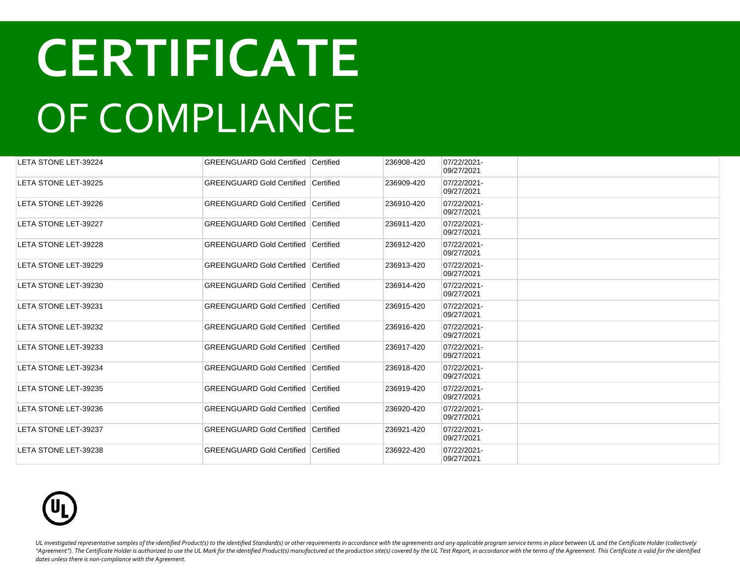# CERTIFICATE

OF COMPLIANCE

| | | | | | |
|---|---|---|---|---|---|
| LETA STONE LET-39224 | GREENGUARD Gold Certified | Certified | 236908-420 | 07/22/2021-09/27/2021 | |
| LETA STONE LET-39225 | GREENGUARD Gold Certified | Certified | 236909-420 | 07/22/2021-09/27/2021 | |
| LETA STONE LET-39226 | GREENGUARD Gold Certified | Certified | 236910-420 | 07/22/2021-09/27/2021 | |
| LETA STONE LET-39227 | GREENGUARD Gold Certified | Certified | 236911-420 | 07/22/2021-09/27/2021 | |
| LETA STONE LET-39228 | GREENGUARD Gold Certified | Certified | 236912-420 | 07/22/2021-09/27/2021 | |
| LETA STONE LET-39229 | GREENGUARD Gold Certified | Certified | 236913-420 | 07/22/2021-09/27/2021 | |
| LETA STONE LET-39230 | GREENGUARD Gold Certified | Certified | 236914-420 | 07/22/2021-09/27/2021 | |
| LETA STONE LET-39231 | GREENGUARD Gold Certified | Certified | 236915-420 | 07/22/2021-09/27/2021 | |
| LETA STONE LET-39232 | GREENGUARD Gold Certified | Certified | 236916-420 | 07/22/2021-09/27/2021 | |
| LETA STONE LET-39233 | GREENGUARD Gold Certified | Certified | 236917-420 | 07/22/2021-09/27/2021 | |
| LETA STONE LET-39234 | GREENGUARD Gold Certified | Certified | 236918-420 | 07/22/2021-09/27/2021 | |
| LETA STONE LET-39235 | GREENGUARD Gold Certified | Certified | 236919-420 | 07/22/2021-09/27/2021 | |
| LETA STONE LET-39236 | GREENGUARD Gold Certified | Certified | 236920-420 | 07/22/2021-09/27/2021 | |
| LETA STONE LET-39237 | GREENGUARD Gold Certified | Certified | 236921-420 | 07/22/2021-09/27/2021 | |
| LETA STONE LET-39238 | GREENGUARD Gold Certified | Certified | 236922-420 | 07/22/2021-09/27/2021 | |

*UL investigated representative samples of the identified Product(s) to the identified Standard(s) or other requirements in accordance with the agreements and any applicable program service terms in place between UL and the Certificate Holder (collectively "Agreement"). The Certificate Holder is authorized to use the UL Mark for the identified Product(s) manufactured at the production site(s) covered by the UL Test Report, in accordance with the terms of the Agreement. This Certificate is valid for the identified dates unless there is non-compliance with the Agreement.*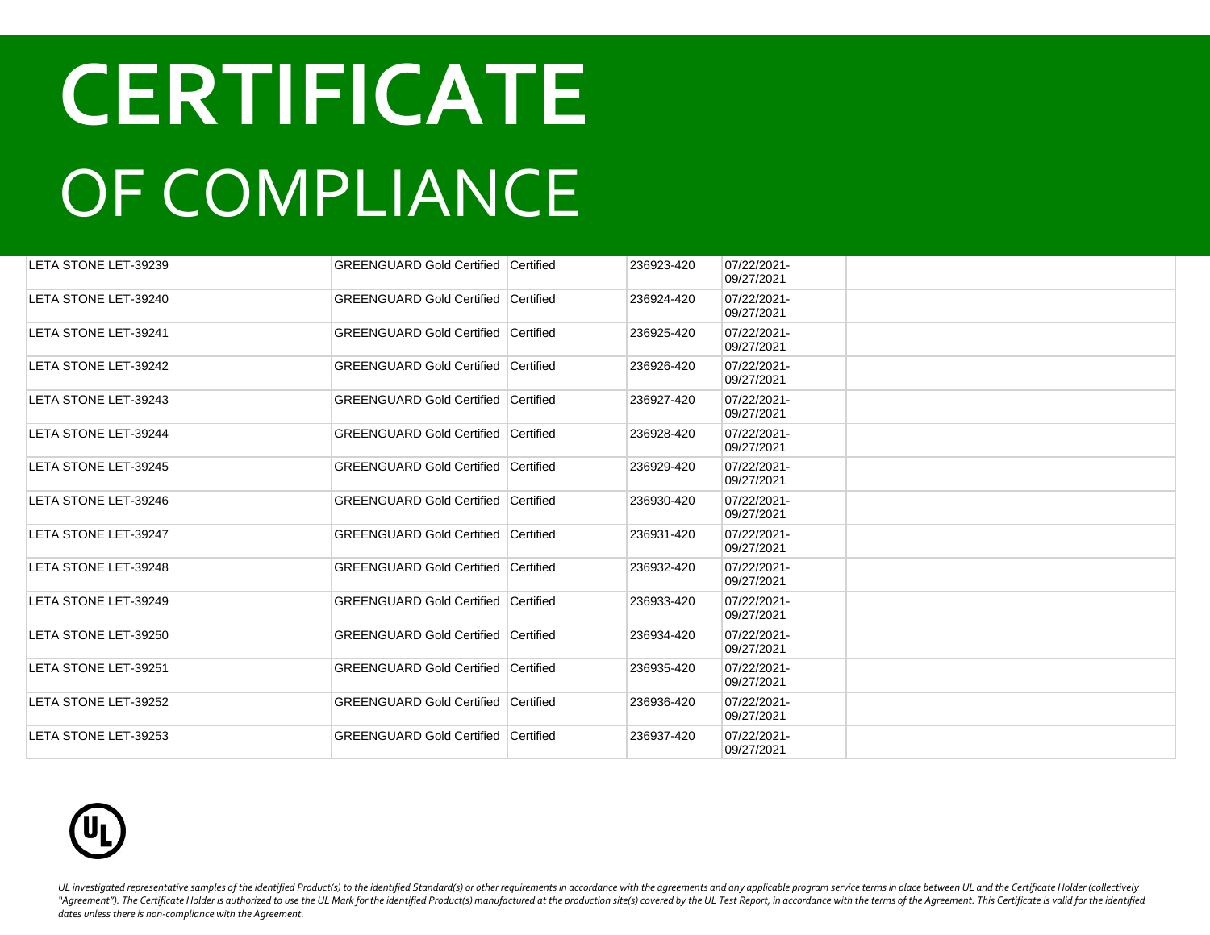# CERTIFICATE

# OF COMPLIANCE

| | | | | | |
|---|---|---|---|---|---|
| LETA STONE LET-39239 | GREENGUARD Gold Certified | Certified | 236923-420 | 07/22/2021-09/27/2021 | |
| LETA STONE LET-39240 | GREENGUARD Gold Certified | Certified | 236924-420 | 07/22/2021-09/27/2021 | |
| LETA STONE LET-39241 | GREENGUARD Gold Certified | Certified | 236925-420 | 07/22/2021-09/27/2021 | |
| LETA STONE LET-39242 | GREENGUARD Gold Certified | Certified | 236926-420 | 07/22/2021-09/27/2021 | |
| LETA STONE LET-39243 | GREENGUARD Gold Certified | Certified | 236927-420 | 07/22/2021-09/27/2021 | |
| LETA STONE LET-39244 | GREENGUARD Gold Certified | Certified | 236928-420 | 07/22/2021-09/27/2021 | |
| LETA STONE LET-39245 | GREENGUARD Gold Certified | Certified | 236929-420 | 07/22/2021-09/27/2021 | |
| LETA STONE LET-39246 | GREENGUARD Gold Certified | Certified | 236930-420 | 07/22/2021-09/27/2021 | |
| LETA STONE LET-39247 | GREENGUARD Gold Certified | Certified | 236931-420 | 07/22/2021-09/27/2021 | |
| LETA STONE LET-39248 | GREENGUARD Gold Certified | Certified | 236932-420 | 07/22/2021-09/27/2021 | |
| LETA STONE LET-39249 | GREENGUARD Gold Certified | Certified | 236933-420 | 07/22/2021-09/27/2021 | |
| LETA STONE LET-39250 | GREENGUARD Gold Certified | Certified | 236934-420 | 07/22/2021-09/27/2021 | |
| LETA STONE LET-39251 | GREENGUARD Gold Certified | Certified | 236935-420 | 07/22/2021-09/27/2021 | |
| LETA STONE LET-39252 | GREENGUARD Gold Certified | Certified | 236936-420 | 07/22/2021-09/27/2021 | |
| LETA STONE LET-39253 | GREENGUARD Gold Certified | Certified | 236937-420 | 07/22/2021-09/27/2021 | |

*UL investigated representative samples of the identified Product(s) to the identified Standard(s) or other requirements in accordance with the agreements and any applicable program service terms in place between UL and the Certificate Holder (collectively "Agreement"). The Certificate Holder is authorized to use the UL Mark for the identified Product(s) manufactured at the production site(s) covered by the UL Test Report, in accordance with the terms of the Agreement. This Certificate is valid for the identified dates unless there is non-compliance with the Agreement.*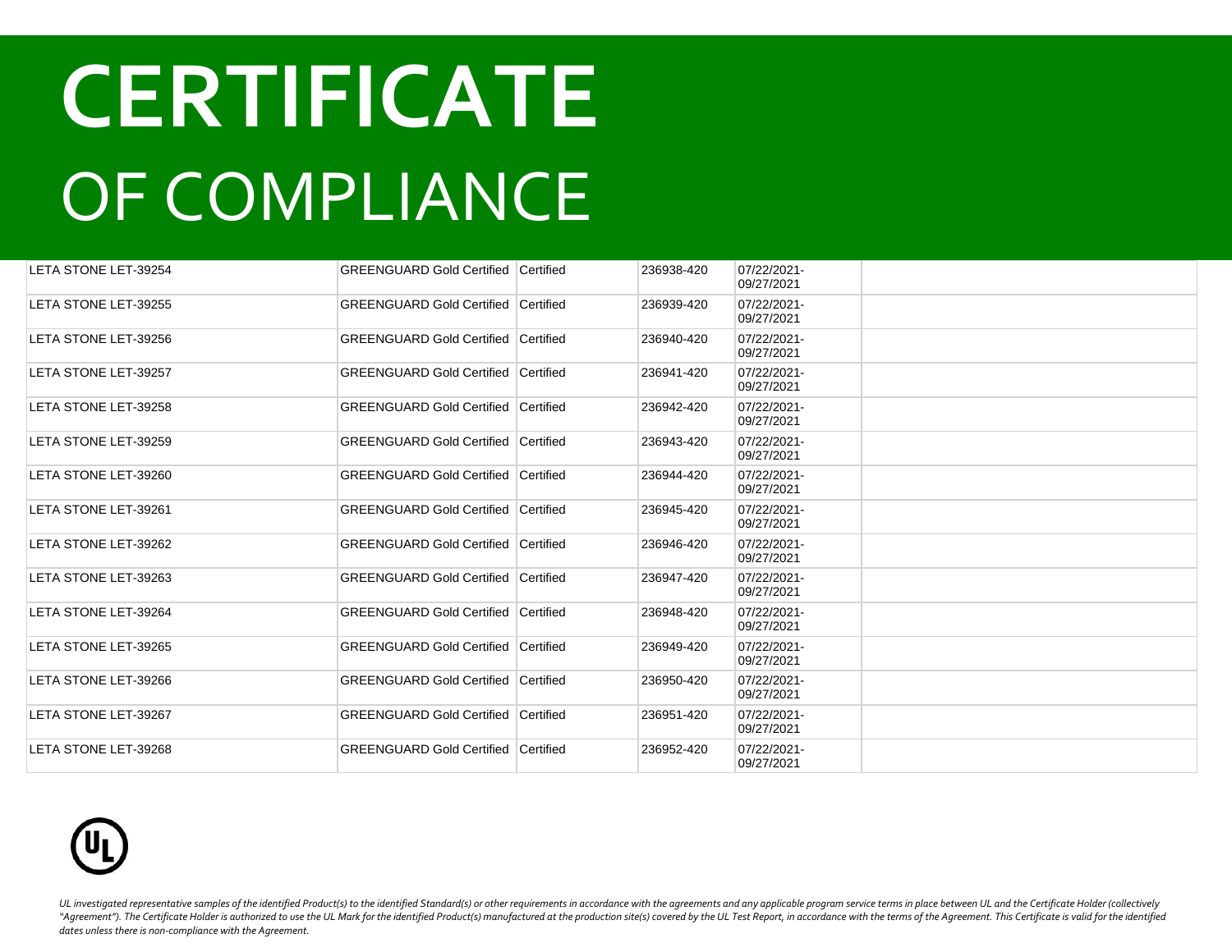# CERTIFICATE
# OF COMPLIANCE

| | | | | | |
|---|---|---|---|---|---|
| LETA STONE LET-39254 | GREENGUARD Gold Certified | Certified | 236938-420 | 07/22/2021-09/27/2021 | |
| LETA STONE LET-39255 | GREENGUARD Gold Certified | Certified | 236939-420 | 07/22/2021-09/27/2021 | |
| LETA STONE LET-39256 | GREENGUARD Gold Certified | Certified | 236940-420 | 07/22/2021-09/27/2021 | |
| LETA STONE LET-39257 | GREENGUARD Gold Certified | Certified | 236941-420 | 07/22/2021-09/27/2021 | |
| LETA STONE LET-39258 | GREENGUARD Gold Certified | Certified | 236942-420 | 07/22/2021-09/27/2021 | |
| LETA STONE LET-39259 | GREENGUARD Gold Certified | Certified | 236943-420 | 07/22/2021-09/27/2021 | |
| LETA STONE LET-39260 | GREENGUARD Gold Certified | Certified | 236944-420 | 07/22/2021-09/27/2021 | |
| LETA STONE LET-39261 | GREENGUARD Gold Certified | Certified | 236945-420 | 07/22/2021-09/27/2021 | |
| LETA STONE LET-39262 | GREENGUARD Gold Certified | Certified | 236946-420 | 07/22/2021-09/27/2021 | |
| LETA STONE LET-39263 | GREENGUARD Gold Certified | Certified | 236947-420 | 07/22/2021-09/27/2021 | |
| LETA STONE LET-39264 | GREENGUARD Gold Certified | Certified | 236948-420 | 07/22/2021-09/27/2021 | |
| LETA STONE LET-39265 | GREENGUARD Gold Certified | Certified | 236949-420 | 07/22/2021-09/27/2021 | |
| LETA STONE LET-39266 | GREENGUARD Gold Certified | Certified | 236950-420 | 07/22/2021-09/27/2021 | |
| LETA STONE LET-39267 | GREENGUARD Gold Certified | Certified | 236951-420 | 07/22/2021-09/27/2021 | |
| LETA STONE LET-39268 | GREENGUARD Gold Certified | Certified | 236952-420 | 07/22/2021-09/27/2021 | |

*UL investigated representative samples of the identified Product(s) to the identified Standard(s) or other requirements in accordance with the agreements and any applicable program service terms in place between UL and the Certificate Holder (collectively "Agreement"). The Certificate Holder is authorized to use the UL Mark for the identified Product(s) manufactured at the production site(s) covered by the UL Test Report, in accordance with the terms of the Agreement. This Certificate is valid for the identified dates unless there is non-compliance with the Agreement.*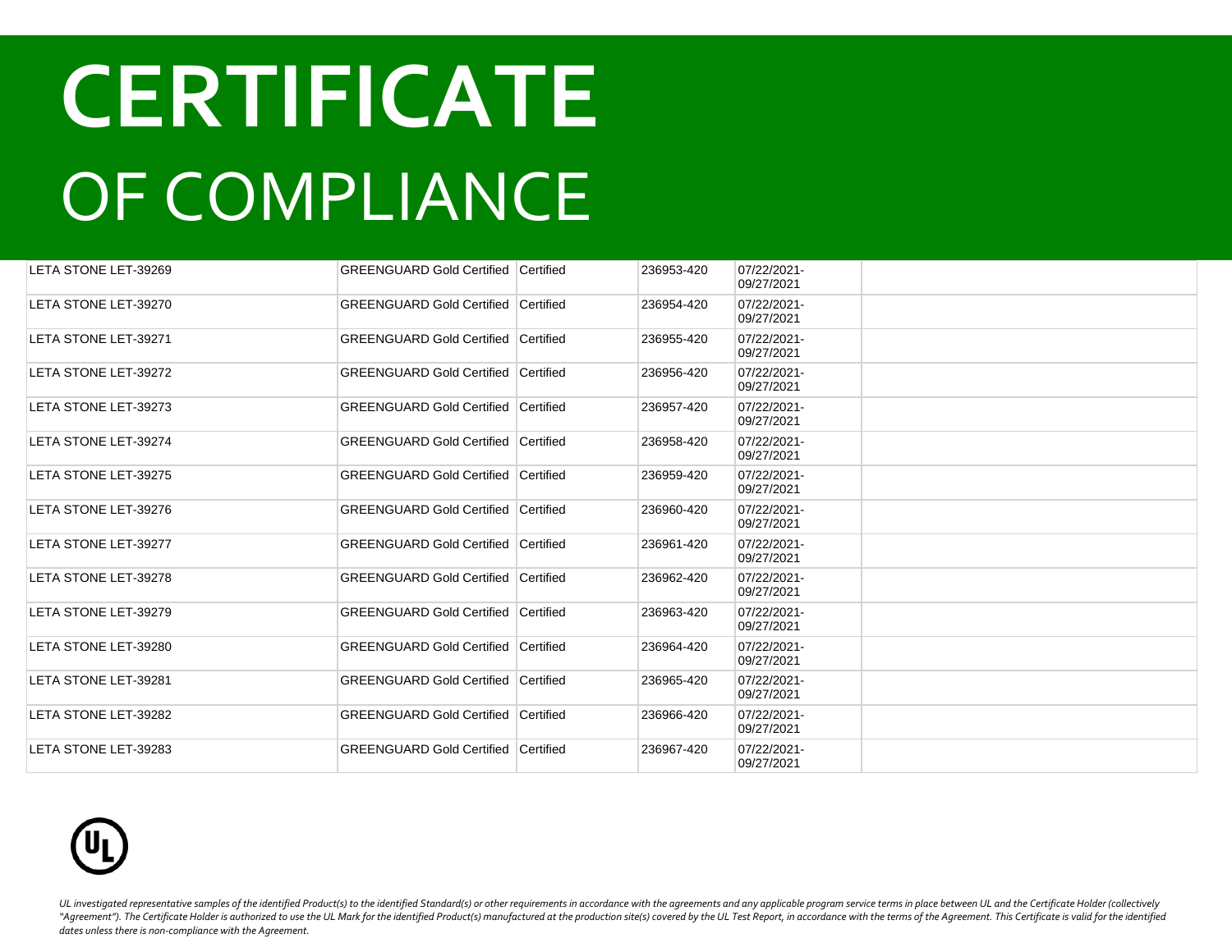# CERTIFICATE

# OF COMPLIANCE

| | | | | | |
|---|---|---|---|---|---|
| LETA STONE LET-39269 | GREENGUARD Gold Certified | Certified | 236953-420 | 07/22/2021-09/27/2021 | |
| LETA STONE LET-39270 | GREENGUARD Gold Certified | Certified | 236954-420 | 07/22/2021-09/27/2021 | |
| LETA STONE LET-39271 | GREENGUARD Gold Certified | Certified | 236955-420 | 07/22/2021-09/27/2021 | |
| LETA STONE LET-39272 | GREENGUARD Gold Certified | Certified | 236956-420 | 07/22/2021-09/27/2021 | |
| LETA STONE LET-39273 | GREENGUARD Gold Certified | Certified | 236957-420 | 07/22/2021-09/27/2021 | |
| LETA STONE LET-39274 | GREENGUARD Gold Certified | Certified | 236958-420 | 07/22/2021-09/27/2021 | |
| LETA STONE LET-39275 | GREENGUARD Gold Certified | Certified | 236959-420 | 07/22/2021-09/27/2021 | |
| LETA STONE LET-39276 | GREENGUARD Gold Certified | Certified | 236960-420 | 07/22/2021-09/27/2021 | |
| LETA STONE LET-39277 | GREENGUARD Gold Certified | Certified | 236961-420 | 07/22/2021-09/27/2021 | |
| LETA STONE LET-39278 | GREENGUARD Gold Certified | Certified | 236962-420 | 07/22/2021-09/27/2021 | |
| LETA STONE LET-39279 | GREENGUARD Gold Certified | Certified | 236963-420 | 07/22/2021-09/27/2021 | |
| LETA STONE LET-39280 | GREENGUARD Gold Certified | Certified | 236964-420 | 07/22/2021-09/27/2021 | |
| LETA STONE LET-39281 | GREENGUARD Gold Certified | Certified | 236965-420 | 07/22/2021-09/27/2021 | |
| LETA STONE LET-39282 | GREENGUARD Gold Certified | Certified | 236966-420 | 07/22/2021-09/27/2021 | |
| LETA STONE LET-39283 | GREENGUARD Gold Certified | Certified | 236967-420 | 07/22/2021-09/27/2021 | |

*UL investigated representative samples of the identified Product(s) to the identified Standard(s) or other requirements in accordance with the agreements and any applicable program service terms in place between UL and the Certificate Holder (collectively "Agreement"). The Certificate Holder is authorized to use the UL Mark for the identified Product(s) manufactured at the production site(s) covered by the UL Test Report, in accordance with the terms of the Agreement. This Certificate is valid for the identified dates unless there is non-compliance with the Agreement.*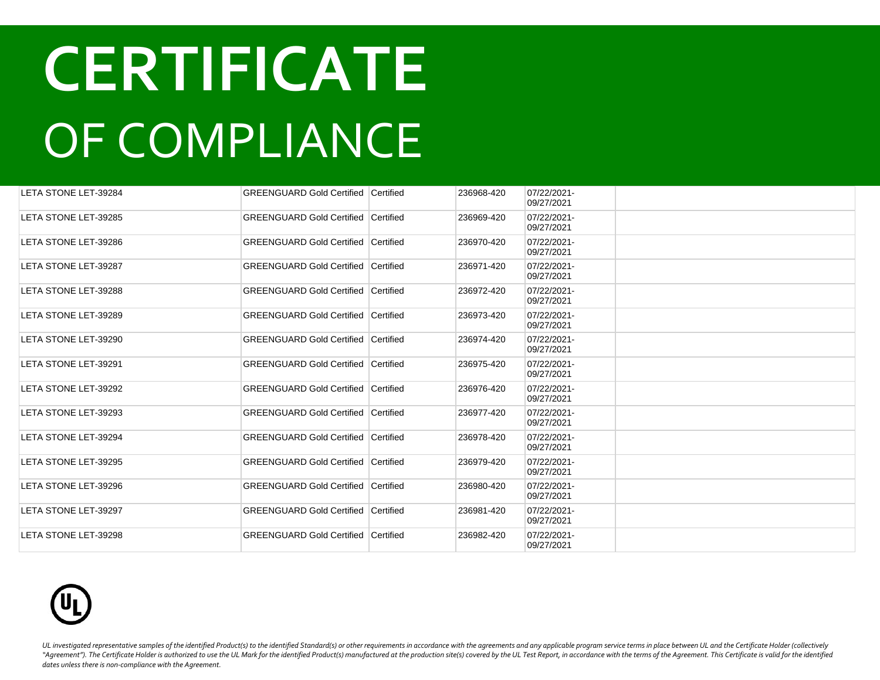# CERTIFICATE

OF COMPLIANCE

| | | | | | |
|---|---|---|---|---|---|
| LETA STONE LET-39284 | GREENGUARD Gold Certified | Certified | 236968-420 | 07/22/2021-09/27/2021 | |
| LETA STONE LET-39285 | GREENGUARD Gold Certified | Certified | 236969-420 | 07/22/2021-09/27/2021 | |
| LETA STONE LET-39286 | GREENGUARD Gold Certified | Certified | 236970-420 | 07/22/2021-09/27/2021 | |
| LETA STONE LET-39287 | GREENGUARD Gold Certified | Certified | 236971-420 | 07/22/2021-09/27/2021 | |
| LETA STONE LET-39288 | GREENGUARD Gold Certified | Certified | 236972-420 | 07/22/2021-09/27/2021 | |
| LETA STONE LET-39289 | GREENGUARD Gold Certified | Certified | 236973-420 | 07/22/2021-09/27/2021 | |
| LETA STONE LET-39290 | GREENGUARD Gold Certified | Certified | 236974-420 | 07/22/2021-09/27/2021 | |
| LETA STONE LET-39291 | GREENGUARD Gold Certified | Certified | 236975-420 | 07/22/2021-09/27/2021 | |
| LETA STONE LET-39292 | GREENGUARD Gold Certified | Certified | 236976-420 | 07/22/2021-09/27/2021 | |
| LETA STONE LET-39293 | GREENGUARD Gold Certified | Certified | 236977-420 | 07/22/2021-09/27/2021 | |
| LETA STONE LET-39294 | GREENGUARD Gold Certified | Certified | 236978-420 | 07/22/2021-09/27/2021 | |
| LETA STONE LET-39295 | GREENGUARD Gold Certified | Certified | 236979-420 | 07/22/2021-09/27/2021 | |
| LETA STONE LET-39296 | GREENGUARD Gold Certified | Certified | 236980-420 | 07/22/2021-09/27/2021 | |
| LETA STONE LET-39297 | GREENGUARD Gold Certified | Certified | 236981-420 | 07/22/2021-09/27/2021 | |
| LETA STONE LET-39298 | GREENGUARD Gold Certified | Certified | 236982-420 | 07/22/2021-09/27/2021 | |

*UL investigated representative samples of the identified Product(s) to the identified Standard(s) or other requirements in accordance with the agreements and any applicable program service terms in place between UL and the Certificate Holder (collectively "Agreement"). The Certificate Holder is authorized to use the UL Mark for the identified Product(s) manufactured at the production site(s) covered by the UL Test Report, in accordance with the terms of the Agreement. This Certificate is valid for the identified dates unless there is non-compliance with the Agreement.*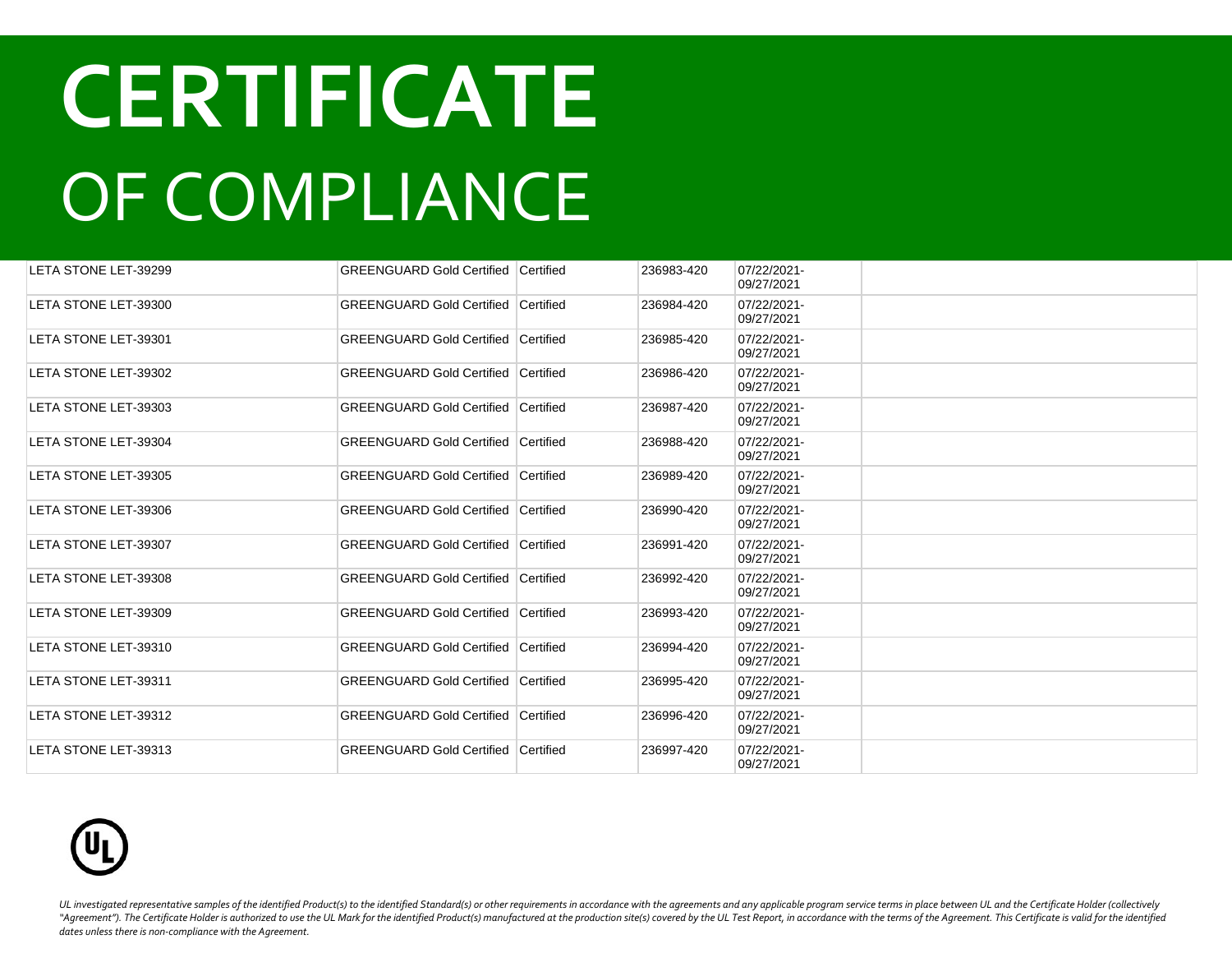# CERTIFICATE
# OF COMPLIANCE

| | | | | | |
|---|---|---|---|---|---|
| LETA STONE LET-39299 | GREENGUARD Gold Certified | Certified | 236983-420 | 07/22/2021-09/27/2021 | |
| LETA STONE LET-39300 | GREENGUARD Gold Certified | Certified | 236984-420 | 07/22/2021-09/27/2021 | |
| LETA STONE LET-39301 | GREENGUARD Gold Certified | Certified | 236985-420 | 07/22/2021-09/27/2021 | |
| LETA STONE LET-39302 | GREENGUARD Gold Certified | Certified | 236986-420 | 07/22/2021-09/27/2021 | |
| LETA STONE LET-39303 | GREENGUARD Gold Certified | Certified | 236987-420 | 07/22/2021-09/27/2021 | |
| LETA STONE LET-39304 | GREENGUARD Gold Certified | Certified | 236988-420 | 07/22/2021-09/27/2021 | |
| LETA STONE LET-39305 | GREENGUARD Gold Certified | Certified | 236989-420 | 07/22/2021-09/27/2021 | |
| LETA STONE LET-39306 | GREENGUARD Gold Certified | Certified | 236990-420 | 07/22/2021-09/27/2021 | |
| LETA STONE LET-39307 | GREENGUARD Gold Certified | Certified | 236991-420 | 07/22/2021-09/27/2021 | |
| LETA STONE LET-39308 | GREENGUARD Gold Certified | Certified | 236992-420 | 07/22/2021-09/27/2021 | |
| LETA STONE LET-39309 | GREENGUARD Gold Certified | Certified | 236993-420 | 07/22/2021-09/27/2021 | |
| LETA STONE LET-39310 | GREENGUARD Gold Certified | Certified | 236994-420 | 07/22/2021-09/27/2021 | |
| LETA STONE LET-39311 | GREENGUARD Gold Certified | Certified | 236995-420 | 07/22/2021-09/27/2021 | |
| LETA STONE LET-39312 | GREENGUARD Gold Certified | Certified | 236996-420 | 07/22/2021-09/27/2021 | |
| LETA STONE LET-39313 | GREENGUARD Gold Certified | Certified | 236997-420 | 07/22/2021-09/27/2021 | |

*UL investigated representative samples of the identified Product(s) to the identified Standard(s) or other requirements in accordance with the agreements and any applicable program service terms in place between UL and the Certificate Holder (collectively "Agreement"). The Certificate Holder is authorized to use the UL Mark for the identified Product(s) manufactured at the production site(s) covered by the UL Test Report, in accordance with the terms of the Agreement. This Certificate is valid for the identified dates unless there is non-compliance with the Agreement.*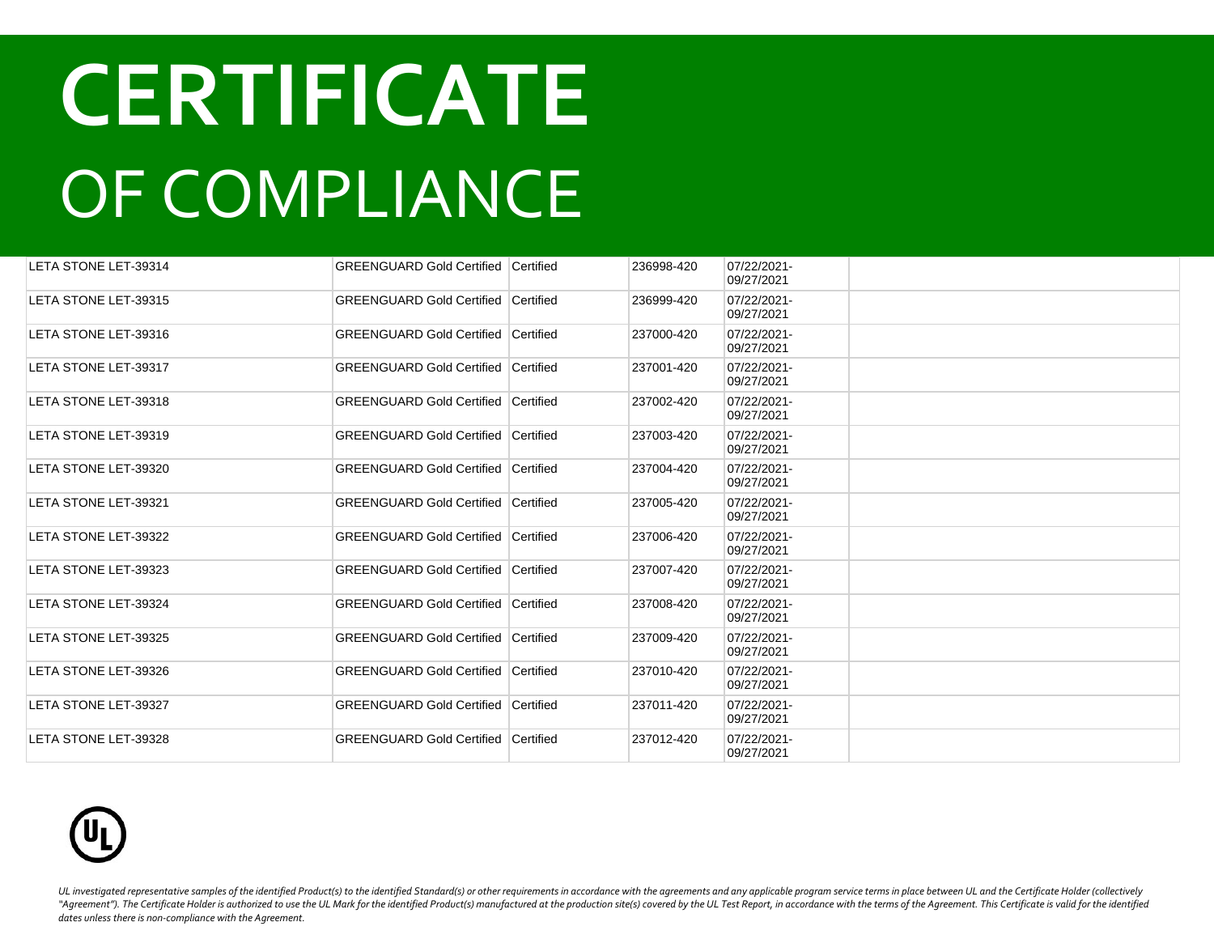# CERTIFICATE

# OF COMPLIANCE

| | | | | | |
|---|---|---|---|---|---|
| LETA STONE LET-39314 | GREENGUARD Gold Certified | Certified | 236998-420 | 07/22/2021-09/27/2021 | |
| LETA STONE LET-39315 | GREENGUARD Gold Certified | Certified | 236999-420 | 07/22/2021-09/27/2021 | |
| LETA STONE LET-39316 | GREENGUARD Gold Certified | Certified | 237000-420 | 07/22/2021-09/27/2021 | |
| LETA STONE LET-39317 | GREENGUARD Gold Certified | Certified | 237001-420 | 07/22/2021-09/27/2021 | |
| LETA STONE LET-39318 | GREENGUARD Gold Certified | Certified | 237002-420 | 07/22/2021-09/27/2021 | |
| LETA STONE LET-39319 | GREENGUARD Gold Certified | Certified | 237003-420 | 07/22/2021-09/27/2021 | |
| LETA STONE LET-39320 | GREENGUARD Gold Certified | Certified | 237004-420 | 07/22/2021-09/27/2021 | |
| LETA STONE LET-39321 | GREENGUARD Gold Certified | Certified | 237005-420 | 07/22/2021-09/27/2021 | |
| LETA STONE LET-39322 | GREENGUARD Gold Certified | Certified | 237006-420 | 07/22/2021-09/27/2021 | |
| LETA STONE LET-39323 | GREENGUARD Gold Certified | Certified | 237007-420 | 07/22/2021-09/27/2021 | |
| LETA STONE LET-39324 | GREENGUARD Gold Certified | Certified | 237008-420 | 07/22/2021-09/27/2021 | |
| LETA STONE LET-39325 | GREENGUARD Gold Certified | Certified | 237009-420 | 07/22/2021-09/27/2021 | |
| LETA STONE LET-39326 | GREENGUARD Gold Certified | Certified | 237010-420 | 07/22/2021-09/27/2021 | |
| LETA STONE LET-39327 | GREENGUARD Gold Certified | Certified | 237011-420 | 07/22/2021-09/27/2021 | |
| LETA STONE LET-39328 | GREENGUARD Gold Certified | Certified | 237012-420 | 07/22/2021-09/27/2021 | |

*UL investigated representative samples of the identified Product(s) to the identified Standard(s) or other requirements in accordance with the agreements and any applicable program service terms in place between UL and the Certificate Holder (collectively "Agreement"). The Certificate Holder is authorized to use the UL Mark for the identified Product(s) manufactured at the production site(s) covered by the UL Test Report, in accordance with the terms of the Agreement. This Certificate is valid for the identified dates unless there is non-compliance with the Agreement.*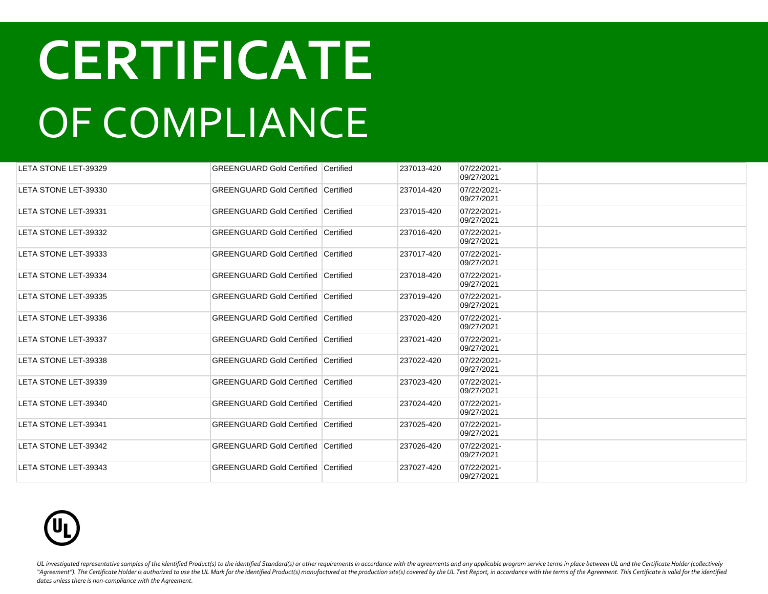# CERTIFICATE
# OF COMPLIANCE

| | | | | | |
|---|---|---|---|---|---|
| LETA STONE LET-39329 | GREENGUARD Gold Certified | Certified | 237013-420 | 07/22/2021-09/27/2021 | |
| LETA STONE LET-39330 | GREENGUARD Gold Certified | Certified | 237014-420 | 07/22/2021-09/27/2021 | |
| LETA STONE LET-39331 | GREENGUARD Gold Certified | Certified | 237015-420 | 07/22/2021-09/27/2021 | |
| LETA STONE LET-39332 | GREENGUARD Gold Certified | Certified | 237016-420 | 07/22/2021-09/27/2021 | |
| LETA STONE LET-39333 | GREENGUARD Gold Certified | Certified | 237017-420 | 07/22/2021-09/27/2021 | |
| LETA STONE LET-39334 | GREENGUARD Gold Certified | Certified | 237018-420 | 07/22/2021-09/27/2021 | |
| LETA STONE LET-39335 | GREENGUARD Gold Certified | Certified | 237019-420 | 07/22/2021-09/27/2021 | |
| LETA STONE LET-39336 | GREENGUARD Gold Certified | Certified | 237020-420 | 07/22/2021-09/27/2021 | |
| LETA STONE LET-39337 | GREENGUARD Gold Certified | Certified | 237021-420 | 07/22/2021-09/27/2021 | |
| LETA STONE LET-39338 | GREENGUARD Gold Certified | Certified | 237022-420 | 07/22/2021-09/27/2021 | |
| LETA STONE LET-39339 | GREENGUARD Gold Certified | Certified | 237023-420 | 07/22/2021-09/27/2021 | |
| LETA STONE LET-39340 | GREENGUARD Gold Certified | Certified | 237024-420 | 07/22/2021-09/27/2021 | |
| LETA STONE LET-39341 | GREENGUARD Gold Certified | Certified | 237025-420 | 07/22/2021-09/27/2021 | |
| LETA STONE LET-39342 | GREENGUARD Gold Certified | Certified | 237026-420 | 07/22/2021-09/27/2021 | |
| LETA STONE LET-39343 | GREENGUARD Gold Certified | Certified | 237027-420 | 07/22/2021-09/27/2021 | |

*UL investigated representative samples of the identified Product(s) to the identified Standard(s) or other requirements in accordance with the agreements and any applicable program service terms in place between UL and the Certificate Holder (collectively "Agreement"). The Certificate Holder is authorized to use the UL Mark for the identified Product(s) manufactured at the production site(s) covered by the UL Test Report, in accordance with the terms of the Agreement. This Certificate is valid for the identified dates unless there is non-compliance with the Agreement.*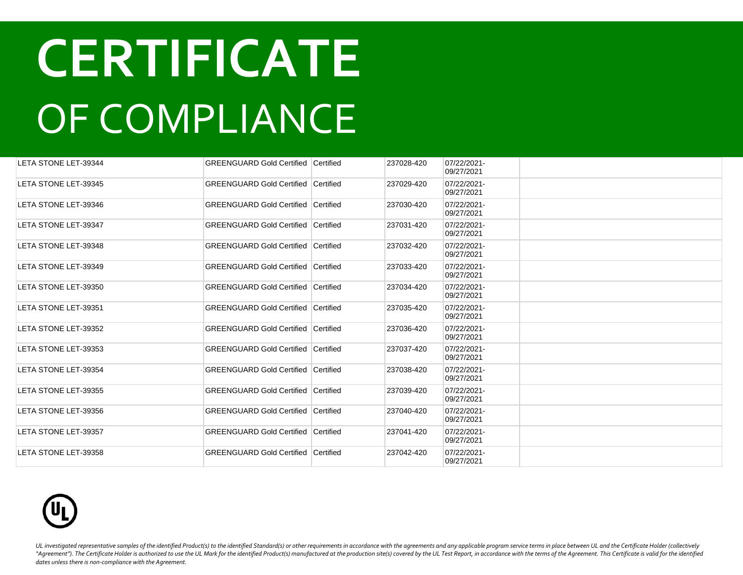# CERTIFICATE

## OF COMPLIANCE

| | | | | | |
|---|---|---|---|---|---|
| LETA STONE LET-39344 | GREENGUARD Gold Certified | Certified | 237028-420 | 07/22/2021-09/27/2021 | |
| LETA STONE LET-39345 | GREENGUARD Gold Certified | Certified | 237029-420 | 07/22/2021-09/27/2021 | |
| LETA STONE LET-39346 | GREENGUARD Gold Certified | Certified | 237030-420 | 07/22/2021-09/27/2021 | |
| LETA STONE LET-39347 | GREENGUARD Gold Certified | Certified | 237031-420 | 07/22/2021-09/27/2021 | |
| LETA STONE LET-39348 | GREENGUARD Gold Certified | Certified | 237032-420 | 07/22/2021-09/27/2021 | |
| LETA STONE LET-39349 | GREENGUARD Gold Certified | Certified | 237033-420 | 07/22/2021-09/27/2021 | |
| LETA STONE LET-39350 | GREENGUARD Gold Certified | Certified | 237034-420 | 07/22/2021-09/27/2021 | |
| LETA STONE LET-39351 | GREENGUARD Gold Certified | Certified | 237035-420 | 07/22/2021-09/27/2021 | |
| LETA STONE LET-39352 | GREENGUARD Gold Certified | Certified | 237036-420 | 07/22/2021-09/27/2021 | |
| LETA STONE LET-39353 | GREENGUARD Gold Certified | Certified | 237037-420 | 07/22/2021-09/27/2021 | |
| LETA STONE LET-39354 | GREENGUARD Gold Certified | Certified | 237038-420 | 07/22/2021-09/27/2021 | |
| LETA STONE LET-39355 | GREENGUARD Gold Certified | Certified | 237039-420 | 07/22/2021-09/27/2021 | |
| LETA STONE LET-39356 | GREENGUARD Gold Certified | Certified | 237040-420 | 07/22/2021-09/27/2021 | |
| LETA STONE LET-39357 | GREENGUARD Gold Certified | Certified | 237041-420 | 07/22/2021-09/27/2021 | |
| LETA STONE LET-39358 | GREENGUARD Gold Certified | Certified | 237042-420 | 07/22/2021-09/27/2021 | |

*UL investigated representative samples of the identified Product(s) to the identified Standard(s) or other requirements in accordance with the agreements and any applicable program service terms in place between UL and the Certificate Holder (collectively "Agreement"). The Certificate Holder is authorized to use the UL Mark for the identified Product(s) manufactured at the production site(s) covered by the UL Test Report, in accordance with the terms of the Agreement. This Certificate is valid for the identified dates unless there is non-compliance with the Agreement.*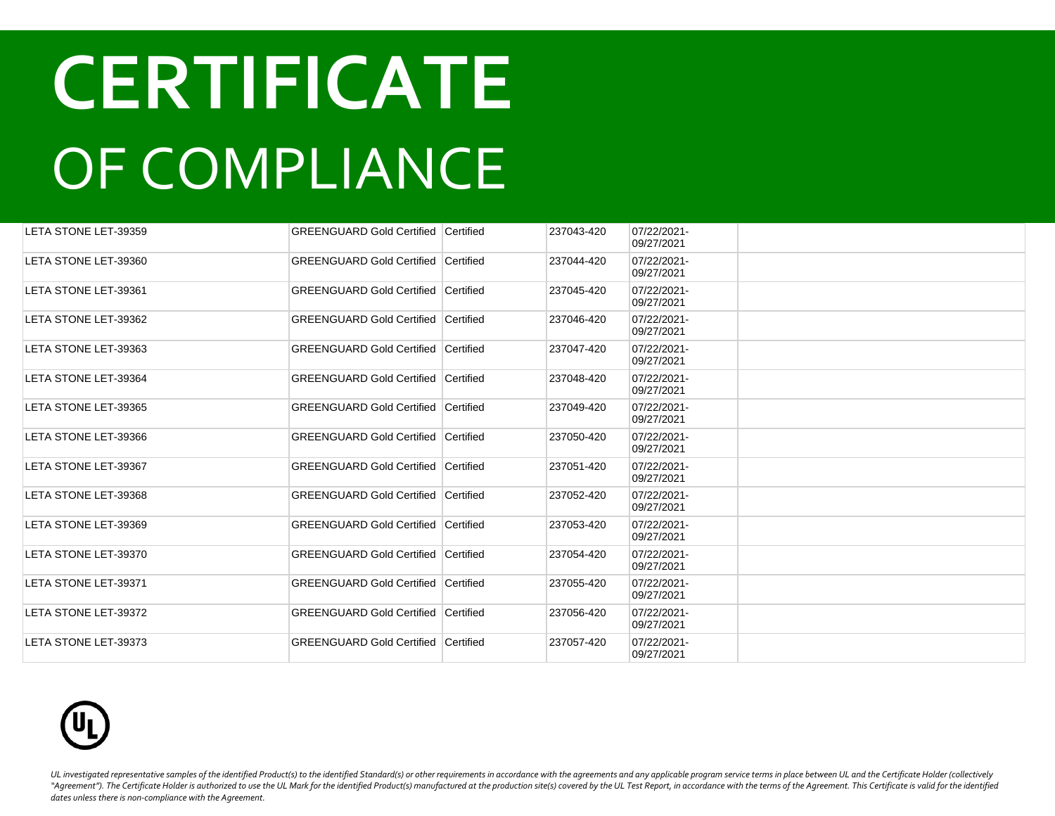# CERTIFICATE

# OF COMPLIANCE

| | | | | | |
|---|---|---|---|---|---|
| LETA STONE LET-39359 | GREENGUARD Gold Certified | Certified | 237043-420 | 07/22/2021-09/27/2021 | |
| LETA STONE LET-39360 | GREENGUARD Gold Certified | Certified | 237044-420 | 07/22/2021-09/27/2021 | |
| LETA STONE LET-39361 | GREENGUARD Gold Certified | Certified | 237045-420 | 07/22/2021-09/27/2021 | |
| LETA STONE LET-39362 | GREENGUARD Gold Certified | Certified | 237046-420 | 07/22/2021-09/27/2021 | |
| LETA STONE LET-39363 | GREENGUARD Gold Certified | Certified | 237047-420 | 07/22/2021-09/27/2021 | |
| LETA STONE LET-39364 | GREENGUARD Gold Certified | Certified | 237048-420 | 07/22/2021-09/27/2021 | |
| LETA STONE LET-39365 | GREENGUARD Gold Certified | Certified | 237049-420 | 07/22/2021-09/27/2021 | |
| LETA STONE LET-39366 | GREENGUARD Gold Certified | Certified | 237050-420 | 07/22/2021-09/27/2021 | |
| LETA STONE LET-39367 | GREENGUARD Gold Certified | Certified | 237051-420 | 07/22/2021-09/27/2021 | |
| LETA STONE LET-39368 | GREENGUARD Gold Certified | Certified | 237052-420 | 07/22/2021-09/27/2021 | |
| LETA STONE LET-39369 | GREENGUARD Gold Certified | Certified | 237053-420 | 07/22/2021-09/27/2021 | |
| LETA STONE LET-39370 | GREENGUARD Gold Certified | Certified | 237054-420 | 07/22/2021-09/27/2021 | |
| LETA STONE LET-39371 | GREENGUARD Gold Certified | Certified | 237055-420 | 07/22/2021-09/27/2021 | |
| LETA STONE LET-39372 | GREENGUARD Gold Certified | Certified | 237056-420 | 07/22/2021-09/27/2021 | |
| LETA STONE LET-39373 | GREENGUARD Gold Certified | Certified | 237057-420 | 07/22/2021-09/27/2021 | |

*UL investigated representative samples of the identified Product(s) to the identified Standard(s) or other requirements in accordance with the agreements and any applicable program service terms in place between UL and the Certificate Holder (collectively "Agreement"). The Certificate Holder is authorized to use the UL Mark for the identified Product(s) manufactured at the production site(s) covered by the UL Test Report, in accordance with the terms of the Agreement. This Certificate is valid for the identified dates unless there is non-compliance with the Agreement.*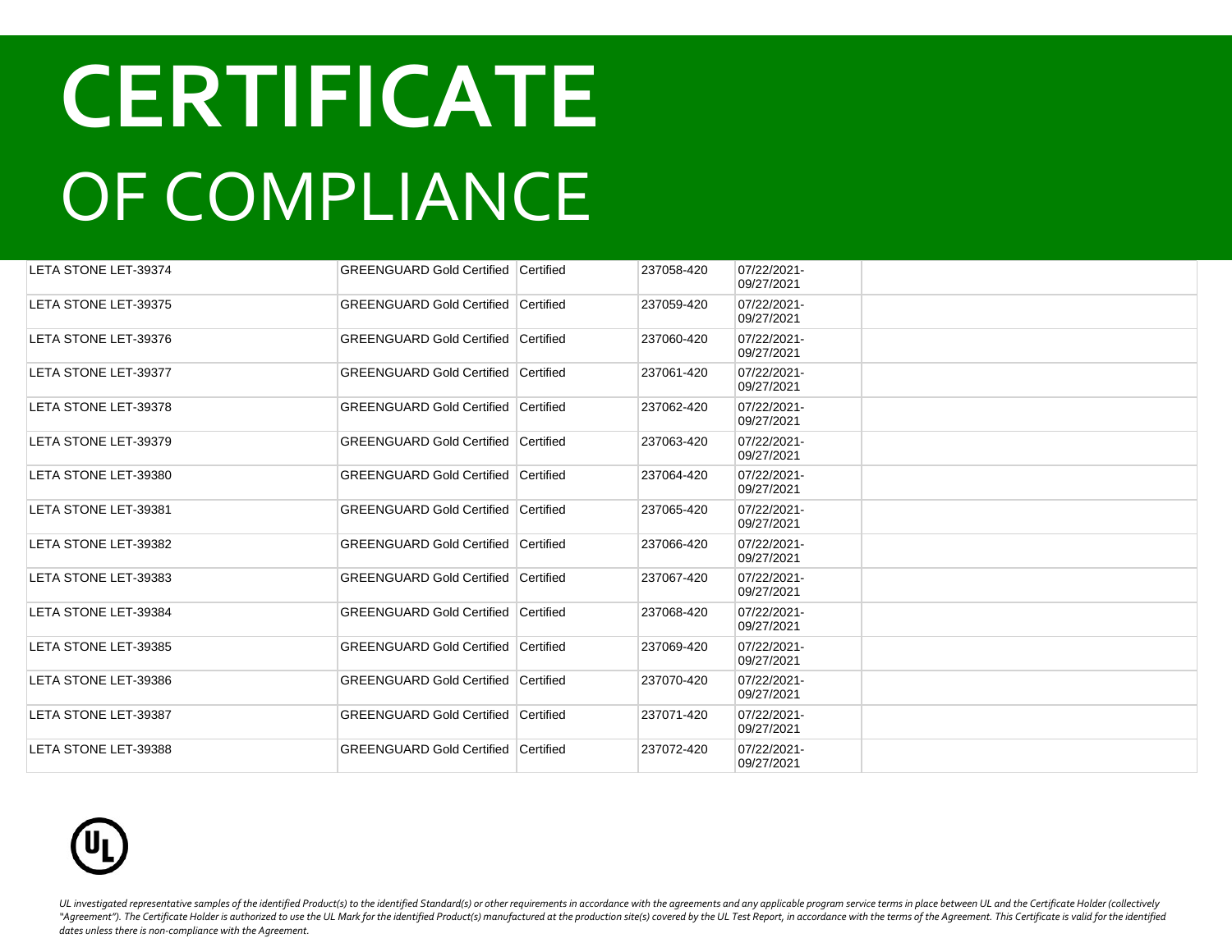# CERTIFICATE

## OF COMPLIANCE

| | | | | | |
|---|---|---|---|---|---|
| LETA STONE LET-39374 | GREENGUARD Gold Certified | Certified | 237058-420 | 07/22/2021-09/27/2021 | |
| LETA STONE LET-39375 | GREENGUARD Gold Certified | Certified | 237059-420 | 07/22/2021-09/27/2021 | |
| LETA STONE LET-39376 | GREENGUARD Gold Certified | Certified | 237060-420 | 07/22/2021-09/27/2021 | |
| LETA STONE LET-39377 | GREENGUARD Gold Certified | Certified | 237061-420 | 07/22/2021-09/27/2021 | |
| LETA STONE LET-39378 | GREENGUARD Gold Certified | Certified | 237062-420 | 07/22/2021-09/27/2021 | |
| LETA STONE LET-39379 | GREENGUARD Gold Certified | Certified | 237063-420 | 07/22/2021-09/27/2021 | |
| LETA STONE LET-39380 | GREENGUARD Gold Certified | Certified | 237064-420 | 07/22/2021-09/27/2021 | |
| LETA STONE LET-39381 | GREENGUARD Gold Certified | Certified | 237065-420 | 07/22/2021-09/27/2021 | |
| LETA STONE LET-39382 | GREENGUARD Gold Certified | Certified | 237066-420 | 07/22/2021-09/27/2021 | |
| LETA STONE LET-39383 | GREENGUARD Gold Certified | Certified | 237067-420 | 07/22/2021-09/27/2021 | |
| LETA STONE LET-39384 | GREENGUARD Gold Certified | Certified | 237068-420 | 07/22/2021-09/27/2021 | |
| LETA STONE LET-39385 | GREENGUARD Gold Certified | Certified | 237069-420 | 07/22/2021-09/27/2021 | |
| LETA STONE LET-39386 | GREENGUARD Gold Certified | Certified | 237070-420 | 07/22/2021-09/27/2021 | |
| LETA STONE LET-39387 | GREENGUARD Gold Certified | Certified | 237071-420 | 07/22/2021-09/27/2021 | |
| LETA STONE LET-39388 | GREENGUARD Gold Certified | Certified | 237072-420 | 07/22/2021-09/27/2021 | |

*UL investigated representative samples of the identified Product(s) to the identified Standard(s) or other requirements in accordance with the agreements and any applicable program service terms in place between UL and the Certificate Holder (collectively "Agreement"). The Certificate Holder is authorized to use the UL Mark for the identified Product(s) manufactured at the production site(s) covered by the UL Test Report, in accordance with the terms of the Agreement. This Certificate is valid for the identified dates unless there is non-compliance with the Agreement.*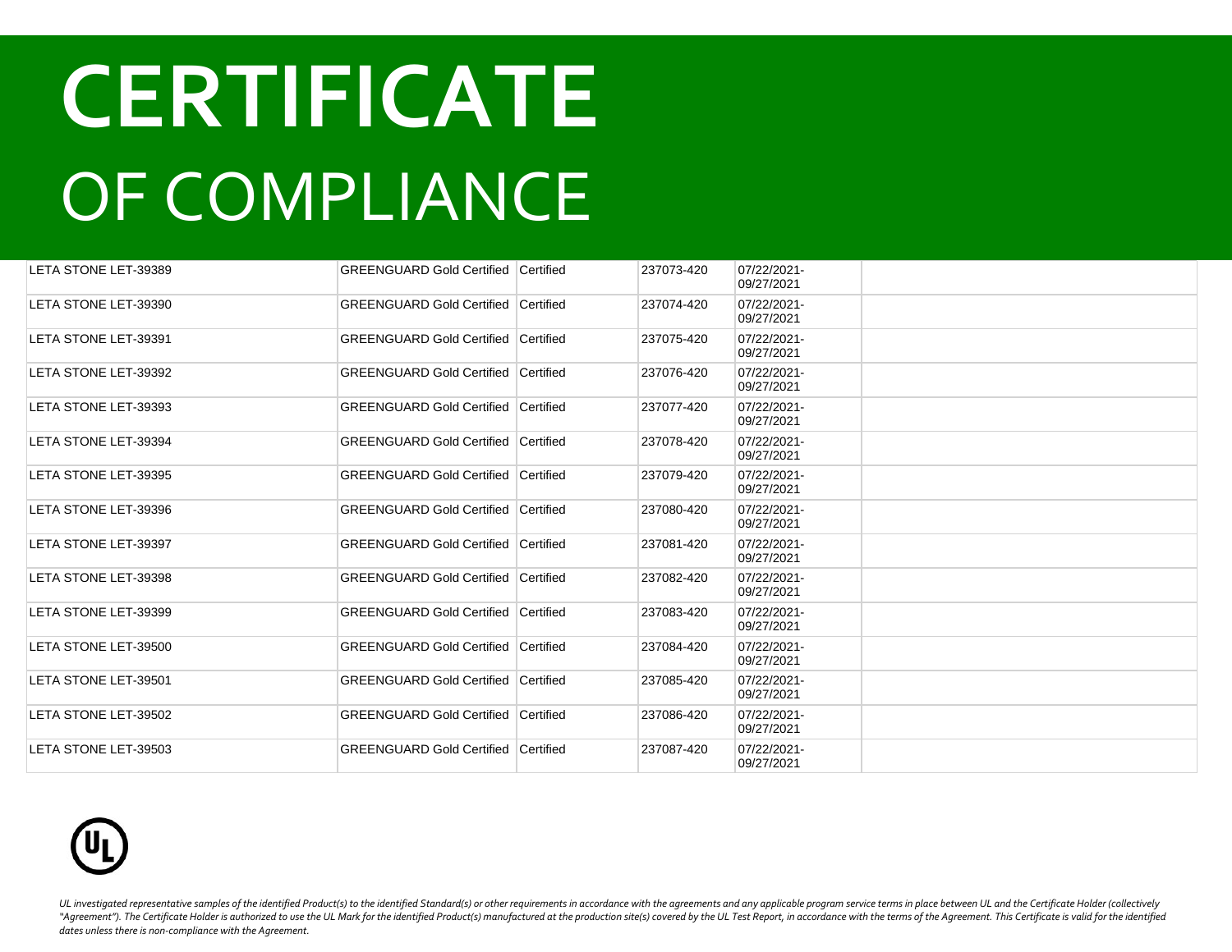# CERTIFICATE
# OF COMPLIANCE

| | | | | | |
|---|---|---|---|---|---|
| LETA STONE LET-39389 | GREENGUARD Gold Certified | Certified | 237073-420 | 07/22/2021-09/27/2021 | |
| LETA STONE LET-39390 | GREENGUARD Gold Certified | Certified | 237074-420 | 07/22/2021-09/27/2021 | |
| LETA STONE LET-39391 | GREENGUARD Gold Certified | Certified | 237075-420 | 07/22/2021-09/27/2021 | |
| LETA STONE LET-39392 | GREENGUARD Gold Certified | Certified | 237076-420 | 07/22/2021-09/27/2021 | |
| LETA STONE LET-39393 | GREENGUARD Gold Certified | Certified | 237077-420 | 07/22/2021-09/27/2021 | |
| LETA STONE LET-39394 | GREENGUARD Gold Certified | Certified | 237078-420 | 07/22/2021-09/27/2021 | |
| LETA STONE LET-39395 | GREENGUARD Gold Certified | Certified | 237079-420 | 07/22/2021-09/27/2021 | |
| LETA STONE LET-39396 | GREENGUARD Gold Certified | Certified | 237080-420 | 07/22/2021-09/27/2021 | |
| LETA STONE LET-39397 | GREENGUARD Gold Certified | Certified | 237081-420 | 07/22/2021-09/27/2021 | |
| LETA STONE LET-39398 | GREENGUARD Gold Certified | Certified | 237082-420 | 07/22/2021-09/27/2021 | |
| LETA STONE LET-39399 | GREENGUARD Gold Certified | Certified | 237083-420 | 07/22/2021-09/27/2021 | |
| LETA STONE LET-39500 | GREENGUARD Gold Certified | Certified | 237084-420 | 07/22/2021-09/27/2021 | |
| LETA STONE LET-39501 | GREENGUARD Gold Certified | Certified | 237085-420 | 07/22/2021-09/27/2021 | |
| LETA STONE LET-39502 | GREENGUARD Gold Certified | Certified | 237086-420 | 07/22/2021-09/27/2021 | |
| LETA STONE LET-39503 | GREENGUARD Gold Certified | Certified | 237087-420 | 07/22/2021-09/27/2021 | |

*UL investigated representative samples of the identified Product(s) to the identified Standard(s) or other requirements in accordance with the agreements and any applicable program service terms in place between UL and the Certificate Holder (collectively "Agreement"). The Certificate Holder is authorized to use the UL Mark for the identified Product(s) manufactured at the production site(s) covered by the UL Test Report, in accordance with the terms of the Agreement. This Certificate is valid for the identified dates unless there is non-compliance with the Agreement.*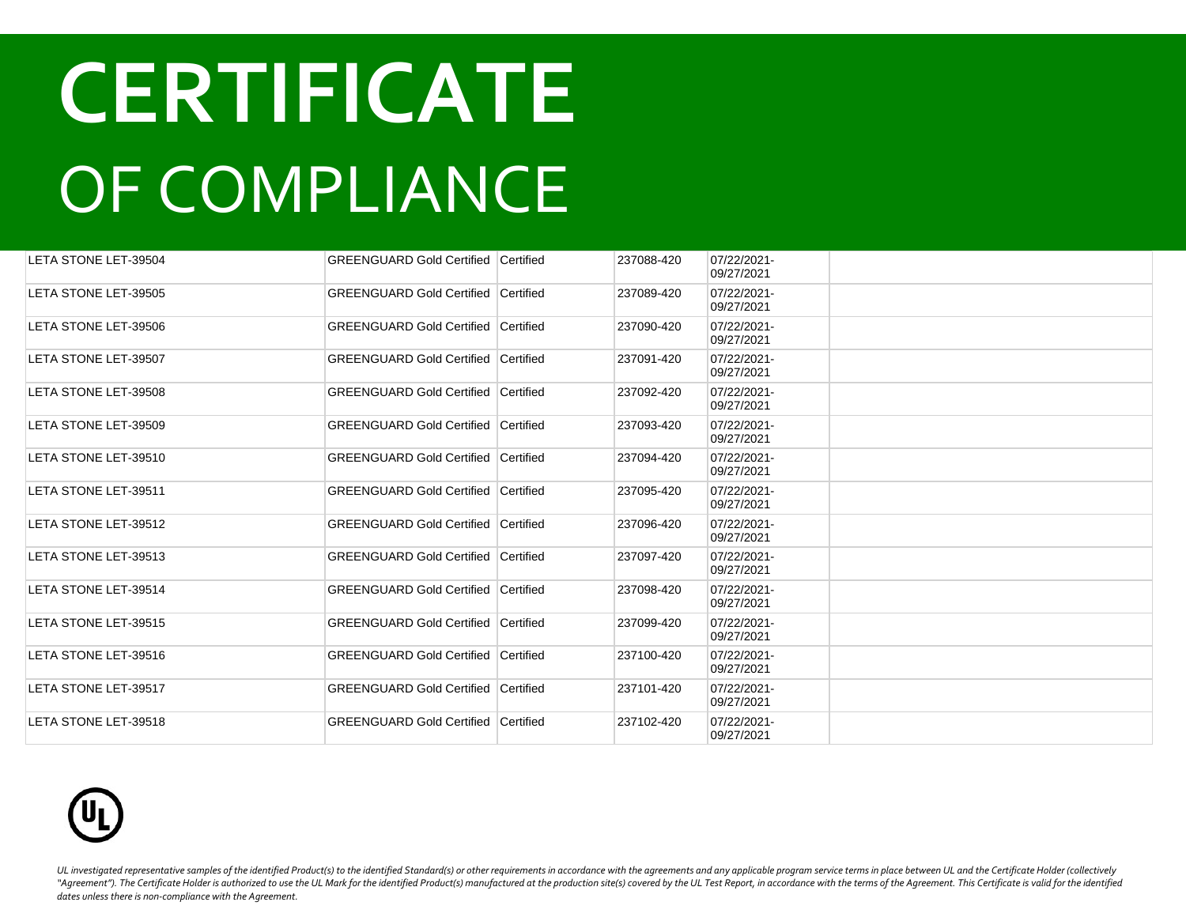# CERTIFICATE

OF COMPLIANCE

| | | | | | |
|---|---|---|---|---|---|
| LETA STONE LET-39504 | GREENGUARD Gold Certified | Certified | 237088-420 | 07/22/2021-09/27/2021 | |
| LETA STONE LET-39505 | GREENGUARD Gold Certified | Certified | 237089-420 | 07/22/2021-09/27/2021 | |
| LETA STONE LET-39506 | GREENGUARD Gold Certified | Certified | 237090-420 | 07/22/2021-09/27/2021 | |
| LETA STONE LET-39507 | GREENGUARD Gold Certified | Certified | 237091-420 | 07/22/2021-09/27/2021 | |
| LETA STONE LET-39508 | GREENGUARD Gold Certified | Certified | 237092-420 | 07/22/2021-09/27/2021 | |
| LETA STONE LET-39509 | GREENGUARD Gold Certified | Certified | 237093-420 | 07/22/2021-09/27/2021 | |
| LETA STONE LET-39510 | GREENGUARD Gold Certified | Certified | 237094-420 | 07/22/2021-09/27/2021 | |
| LETA STONE LET-39511 | GREENGUARD Gold Certified | Certified | 237095-420 | 07/22/2021-09/27/2021 | |
| LETA STONE LET-39512 | GREENGUARD Gold Certified | Certified | 237096-420 | 07/22/2021-09/27/2021 | |
| LETA STONE LET-39513 | GREENGUARD Gold Certified | Certified | 237097-420 | 07/22/2021-09/27/2021 | |
| LETA STONE LET-39514 | GREENGUARD Gold Certified | Certified | 237098-420 | 07/22/2021-09/27/2021 | |
| LETA STONE LET-39515 | GREENGUARD Gold Certified | Certified | 237099-420 | 07/22/2021-09/27/2021 | |
| LETA STONE LET-39516 | GREENGUARD Gold Certified | Certified | 237100-420 | 07/22/2021-09/27/2021 | |
| LETA STONE LET-39517 | GREENGUARD Gold Certified | Certified | 237101-420 | 07/22/2021-09/27/2021 | |
| LETA STONE LET-39518 | GREENGUARD Gold Certified | Certified | 237102-420 | 07/22/2021-09/27/2021 | |

*UL investigated representative samples of the identified Product(s) to the identified Standard(s) or other requirements in accordance with the agreements and any applicable program service terms in place between UL and the Certificate Holder (collectively "Agreement"). The Certificate Holder is authorized to use the UL Mark for the identified Product(s) manufactured at the production site(s) covered by the UL Test Report, in accordance with the terms of the Agreement. This Certificate is valid for the identified dates unless there is non-compliance with the Agreement.*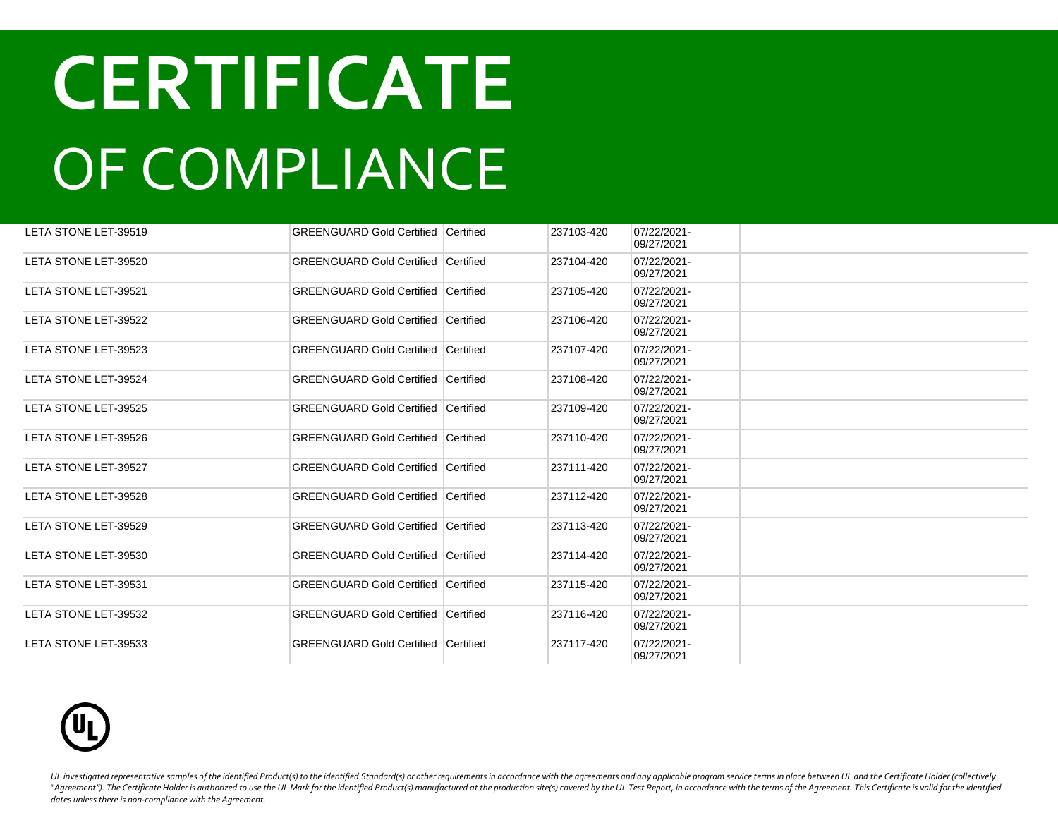# CERTIFICATE

# OF COMPLIANCE

| | | | | | |
|---|---|---|---|---|---|
| LETA STONE LET-39519 | GREENGUARD Gold Certified | Certified | 237103-420 | 07/22/2021-09/27/2021 | |
| LETA STONE LET-39520 | GREENGUARD Gold Certified | Certified | 237104-420 | 07/22/2021-09/27/2021 | |
| LETA STONE LET-39521 | GREENGUARD Gold Certified | Certified | 237105-420 | 07/22/2021-09/27/2021 | |
| LETA STONE LET-39522 | GREENGUARD Gold Certified | Certified | 237106-420 | 07/22/2021-09/27/2021 | |
| LETA STONE LET-39523 | GREENGUARD Gold Certified | Certified | 237107-420 | 07/22/2021-09/27/2021 | |
| LETA STONE LET-39524 | GREENGUARD Gold Certified | Certified | 237108-420 | 07/22/2021-09/27/2021 | |
| LETA STONE LET-39525 | GREENGUARD Gold Certified | Certified | 237109-420 | 07/22/2021-09/27/2021 | |
| LETA STONE LET-39526 | GREENGUARD Gold Certified | Certified | 237110-420 | 07/22/2021-09/27/2021 | |
| LETA STONE LET-39527 | GREENGUARD Gold Certified | Certified | 237111-420 | 07/22/2021-09/27/2021 | |
| LETA STONE LET-39528 | GREENGUARD Gold Certified | Certified | 237112-420 | 07/22/2021-09/27/2021 | |
| LETA STONE LET-39529 | GREENGUARD Gold Certified | Certified | 237113-420 | 07/22/2021-09/27/2021 | |
| LETA STONE LET-39530 | GREENGUARD Gold Certified | Certified | 237114-420 | 07/22/2021-09/27/2021 | |
| LETA STONE LET-39531 | GREENGUARD Gold Certified | Certified | 237115-420 | 07/22/2021-09/27/2021 | |
| LETA STONE LET-39532 | GREENGUARD Gold Certified | Certified | 237116-420 | 07/22/2021-09/27/2021 | |
| LETA STONE LET-39533 | GREENGUARD Gold Certified | Certified | 237117-420 | 07/22/2021-09/27/2021 | |

*UL investigated representative samples of the identified Product(s) to the identified Standard(s) or other requirements in accordance with the agreements and any applicable program service terms in place between UL and the Certificate Holder (collectively "Agreement"). The Certificate Holder is authorized to use the UL Mark for the identified Product(s) manufactured at the production site(s) covered by the UL Test Report, in accordance with the terms of the Agreement. This Certificate is valid for the identified dates unless there is non-compliance with the Agreement.*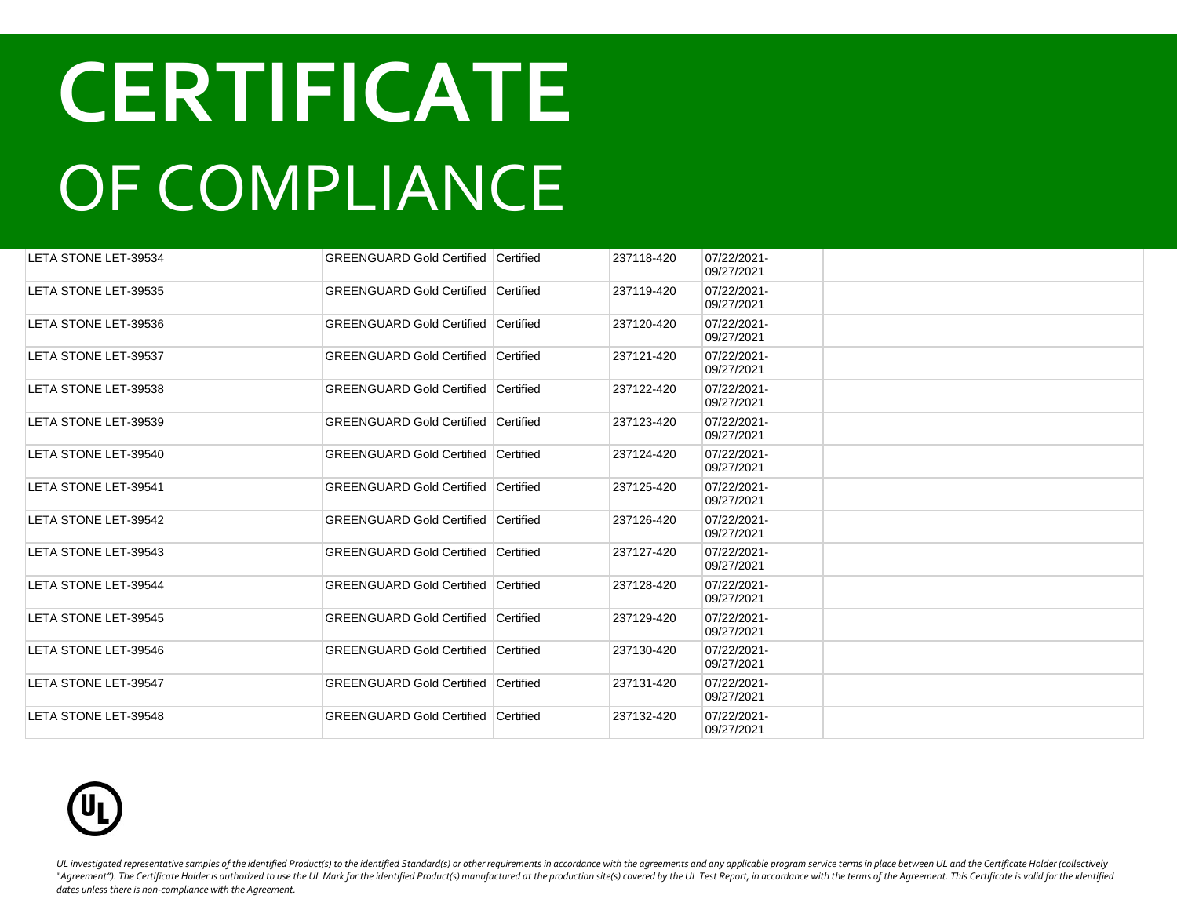# CERTIFICATE

# OF COMPLIANCE

| | | | | | |
|---|---|---|---|---|---|
| LETA STONE LET-39534 | GREENGUARD Gold Certified | Certified | 237118-420 | 07/22/2021-09/27/2021 | |
| LETA STONE LET-39535 | GREENGUARD Gold Certified | Certified | 237119-420 | 07/22/2021-09/27/2021 | |
| LETA STONE LET-39536 | GREENGUARD Gold Certified | Certified | 237120-420 | 07/22/2021-09/27/2021 | |
| LETA STONE LET-39537 | GREENGUARD Gold Certified | Certified | 237121-420 | 07/22/2021-09/27/2021 | |
| LETA STONE LET-39538 | GREENGUARD Gold Certified | Certified | 237122-420 | 07/22/2021-09/27/2021 | |
| LETA STONE LET-39539 | GREENGUARD Gold Certified | Certified | 237123-420 | 07/22/2021-09/27/2021 | |
| LETA STONE LET-39540 | GREENGUARD Gold Certified | Certified | 237124-420 | 07/22/2021-09/27/2021 | |
| LETA STONE LET-39541 | GREENGUARD Gold Certified | Certified | 237125-420 | 07/22/2021-09/27/2021 | |
| LETA STONE LET-39542 | GREENGUARD Gold Certified | Certified | 237126-420 | 07/22/2021-09/27/2021 | |
| LETA STONE LET-39543 | GREENGUARD Gold Certified | Certified | 237127-420 | 07/22/2021-09/27/2021 | |
| LETA STONE LET-39544 | GREENGUARD Gold Certified | Certified | 237128-420 | 07/22/2021-09/27/2021 | |
| LETA STONE LET-39545 | GREENGUARD Gold Certified | Certified | 237129-420 | 07/22/2021-09/27/2021 | |
| LETA STONE LET-39546 | GREENGUARD Gold Certified | Certified | 237130-420 | 07/22/2021-09/27/2021 | |
| LETA STONE LET-39547 | GREENGUARD Gold Certified | Certified | 237131-420 | 07/22/2021-09/27/2021 | |
| LETA STONE LET-39548 | GREENGUARD Gold Certified | Certified | 237132-420 | 07/22/2021-09/27/2021 | |

*UL investigated representative samples of the identified Product(s) to the identified Standard(s) or other requirements in accordance with the agreements and any applicable program service terms in place between UL and the Certificate Holder (collectively "Agreement"). The Certificate Holder is authorized to use the UL Mark for the identified Product(s) manufactured at the production site(s) covered by the UL Test Report, in accordance with the terms of the Agreement. This Certificate is valid for the identified dates unless there is non-compliance with the Agreement.*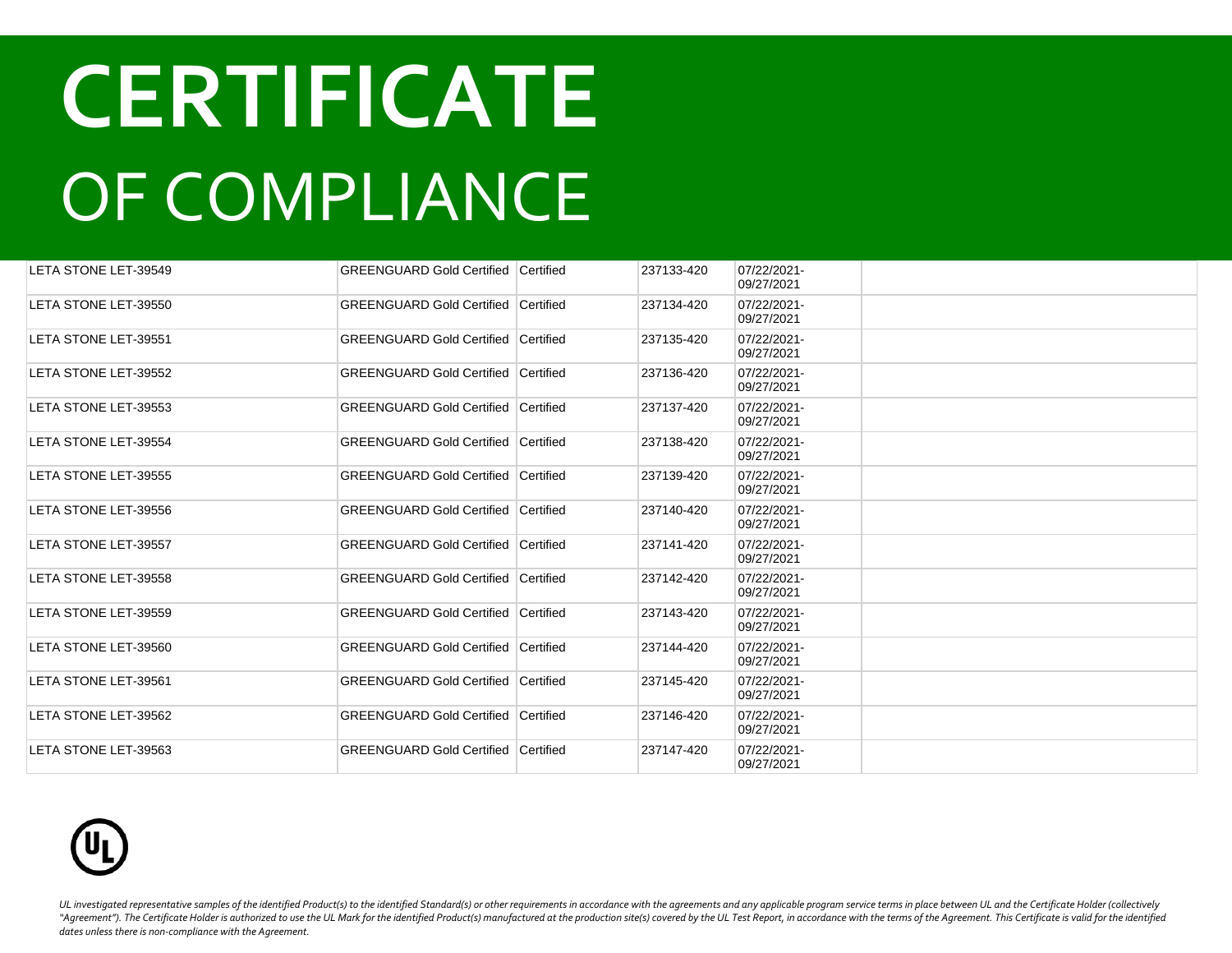# CERTIFICATE

# OF COMPLIANCE

| | | | | | |
|---|---|---|---|---|---|
| LETA STONE LET-39549 | GREENGUARD Gold Certified | Certified | 237133-420 | 07/22/2021-09/27/2021 | |
| LETA STONE LET-39550 | GREENGUARD Gold Certified | Certified | 237134-420 | 07/22/2021-09/27/2021 | |
| LETA STONE LET-39551 | GREENGUARD Gold Certified | Certified | 237135-420 | 07/22/2021-09/27/2021 | |
| LETA STONE LET-39552 | GREENGUARD Gold Certified | Certified | 237136-420 | 07/22/2021-09/27/2021 | |
| LETA STONE LET-39553 | GREENGUARD Gold Certified | Certified | 237137-420 | 07/22/2021-09/27/2021 | |
| LETA STONE LET-39554 | GREENGUARD Gold Certified | Certified | 237138-420 | 07/22/2021-09/27/2021 | |
| LETA STONE LET-39555 | GREENGUARD Gold Certified | Certified | 237139-420 | 07/22/2021-09/27/2021 | |
| LETA STONE LET-39556 | GREENGUARD Gold Certified | Certified | 237140-420 | 07/22/2021-09/27/2021 | |
| LETA STONE LET-39557 | GREENGUARD Gold Certified | Certified | 237141-420 | 07/22/2021-09/27/2021 | |
| LETA STONE LET-39558 | GREENGUARD Gold Certified | Certified | 237142-420 | 07/22/2021-09/27/2021 | |
| LETA STONE LET-39559 | GREENGUARD Gold Certified | Certified | 237143-420 | 07/22/2021-09/27/2021 | |
| LETA STONE LET-39560 | GREENGUARD Gold Certified | Certified | 237144-420 | 07/22/2021-09/27/2021 | |
| LETA STONE LET-39561 | GREENGUARD Gold Certified | Certified | 237145-420 | 07/22/2021-09/27/2021 | |
| LETA STONE LET-39562 | GREENGUARD Gold Certified | Certified | 237146-420 | 07/22/2021-09/27/2021 | |
| LETA STONE LET-39563 | GREENGUARD Gold Certified | Certified | 237147-420 | 07/22/2021-09/27/2021 | |

*UL investigated representative samples of the identified Product(s) to the identified Standard(s) or other requirements in accordance with the agreements and any applicable program service terms in place between UL and the Certificate Holder (collectively "Agreement"). The Certificate Holder is authorized to use the UL Mark for the identified Product(s) manufactured at the production site(s) covered by the UL Test Report, in accordance with the terms of the Agreement. This Certificate is valid for the identified dates unless there is non-compliance with the Agreement.*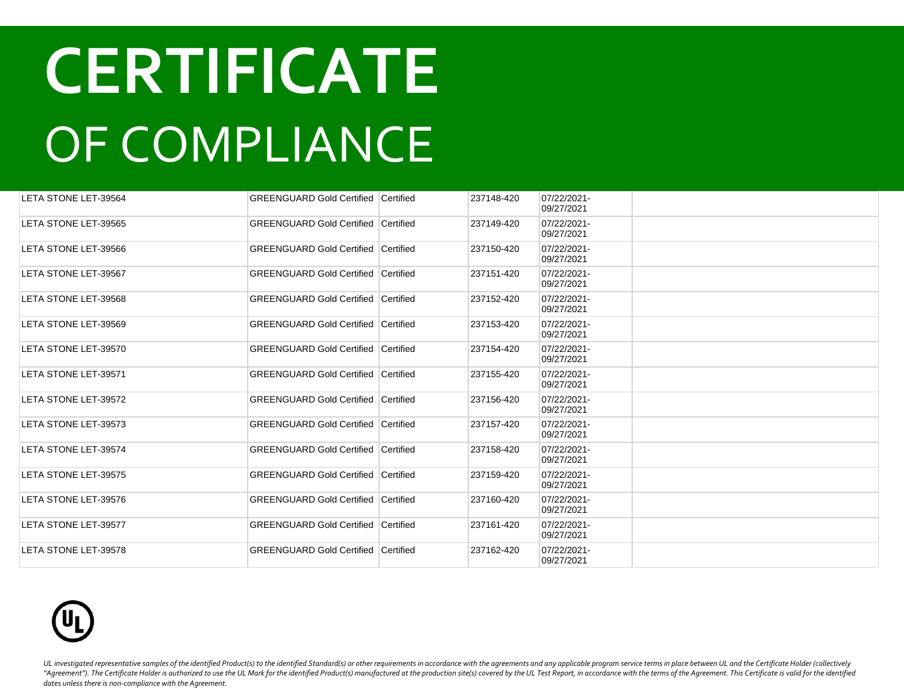# CERTIFICATE

# OF COMPLIANCE

| | | | | | |
|---|---|---|---|---|---|
| LETA STONE LET-39564 | GREENGUARD Gold Certified | Certified | 237148-420 | 07/22/2021-09/27/2021 | |
| LETA STONE LET-39565 | GREENGUARD Gold Certified | Certified | 237149-420 | 07/22/2021-09/27/2021 | |
| LETA STONE LET-39566 | GREENGUARD Gold Certified | Certified | 237150-420 | 07/22/2021-09/27/2021 | |
| LETA STONE LET-39567 | GREENGUARD Gold Certified | Certified | 237151-420 | 07/22/2021-09/27/2021 | |
| LETA STONE LET-39568 | GREENGUARD Gold Certified | Certified | 237152-420 | 07/22/2021-09/27/2021 | |
| LETA STONE LET-39569 | GREENGUARD Gold Certified | Certified | 237153-420 | 07/22/2021-09/27/2021 | |
| LETA STONE LET-39570 | GREENGUARD Gold Certified | Certified | 237154-420 | 07/22/2021-09/27/2021 | |
| LETA STONE LET-39571 | GREENGUARD Gold Certified | Certified | 237155-420 | 07/22/2021-09/27/2021 | |
| LETA STONE LET-39572 | GREENGUARD Gold Certified | Certified | 237156-420 | 07/22/2021-09/27/2021 | |
| LETA STONE LET-39573 | GREENGUARD Gold Certified | Certified | 237157-420 | 07/22/2021-09/27/2021 | |
| LETA STONE LET-39574 | GREENGUARD Gold Certified | Certified | 237158-420 | 07/22/2021-09/27/2021 | |
| LETA STONE LET-39575 | GREENGUARD Gold Certified | Certified | 237159-420 | 07/22/2021-09/27/2021 | |
| LETA STONE LET-39576 | GREENGUARD Gold Certified | Certified | 237160-420 | 07/22/2021-09/27/2021 | |
| LETA STONE LET-39577 | GREENGUARD Gold Certified | Certified | 237161-420 | 07/22/2021-09/27/2021 | |
| LETA STONE LET-39578 | GREENGUARD Gold Certified | Certified | 237162-420 | 07/22/2021-09/27/2021 | |

*UL investigated representative samples of the identified Product(s) to the identified Standard(s) or other requirements in accordance with the agreements and any applicable program service terms in place between UL and the Certificate Holder (collectively "Agreement"). The Certificate Holder is authorized to use the UL Mark for the identified Product(s) manufactured at the production site(s) covered by the UL Test Report, in accordance with the terms of the Agreement. This Certificate is valid for the identified dates unless there is non-compliance with the Agreement.*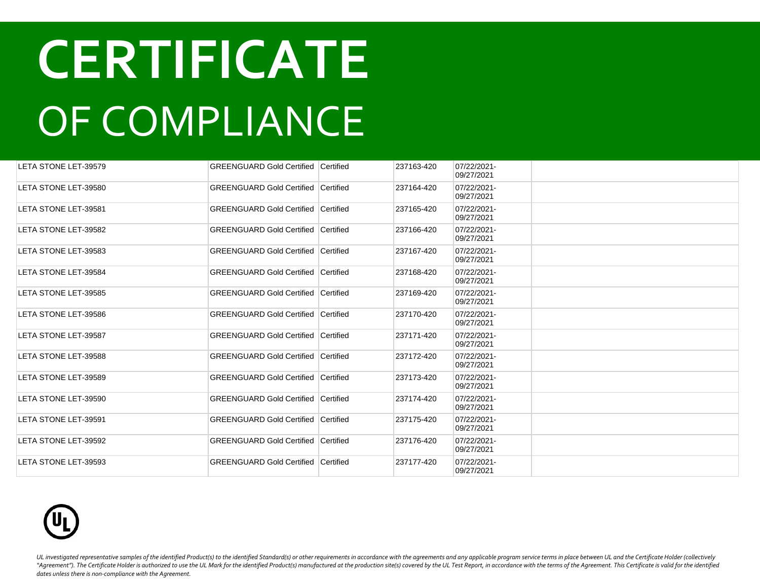# CERTIFICATE

# OF COMPLIANCE

| | | | | | |
|---|---|---|---|---|---|
| LETA STONE LET-39579 | GREENGUARD Gold Certified | Certified | 237163-420 | 07/22/2021-09/27/2021 | |
| LETA STONE LET-39580 | GREENGUARD Gold Certified | Certified | 237164-420 | 07/22/2021-09/27/2021 | |
| LETA STONE LET-39581 | GREENGUARD Gold Certified | Certified | 237165-420 | 07/22/2021-09/27/2021 | |
| LETA STONE LET-39582 | GREENGUARD Gold Certified | Certified | 237166-420 | 07/22/2021-09/27/2021 | |
| LETA STONE LET-39583 | GREENGUARD Gold Certified | Certified | 237167-420 | 07/22/2021-09/27/2021 | |
| LETA STONE LET-39584 | GREENGUARD Gold Certified | Certified | 237168-420 | 07/22/2021-09/27/2021 | |
| LETA STONE LET-39585 | GREENGUARD Gold Certified | Certified | 237169-420 | 07/22/2021-09/27/2021 | |
| LETA STONE LET-39586 | GREENGUARD Gold Certified | Certified | 237170-420 | 07/22/2021-09/27/2021 | |
| LETA STONE LET-39587 | GREENGUARD Gold Certified | Certified | 237171-420 | 07/22/2021-09/27/2021 | |
| LETA STONE LET-39588 | GREENGUARD Gold Certified | Certified | 237172-420 | 07/22/2021-09/27/2021 | |
| LETA STONE LET-39589 | GREENGUARD Gold Certified | Certified | 237173-420 | 07/22/2021-09/27/2021 | |
| LETA STONE LET-39590 | GREENGUARD Gold Certified | Certified | 237174-420 | 07/22/2021-09/27/2021 | |
| LETA STONE LET-39591 | GREENGUARD Gold Certified | Certified | 237175-420 | 07/22/2021-09/27/2021 | |
| LETA STONE LET-39592 | GREENGUARD Gold Certified | Certified | 237176-420 | 07/22/2021-09/27/2021 | |
| LETA STONE LET-39593 | GREENGUARD Gold Certified | Certified | 237177-420 | 07/22/2021-09/27/2021 | |

*UL investigated representative samples of the identified Product(s) to the identified Standard(s) or other requirements in accordance with the agreements and any applicable program service terms in place between UL and the Certificate Holder (collectively "Agreement"). The Certificate Holder is authorized to use the UL Mark for the identified Product(s) manufactured at the production site(s) covered by the UL Test Report, in accordance with the terms of the Agreement. This Certificate is valid for the identified dates unless there is non-compliance with the Agreement.*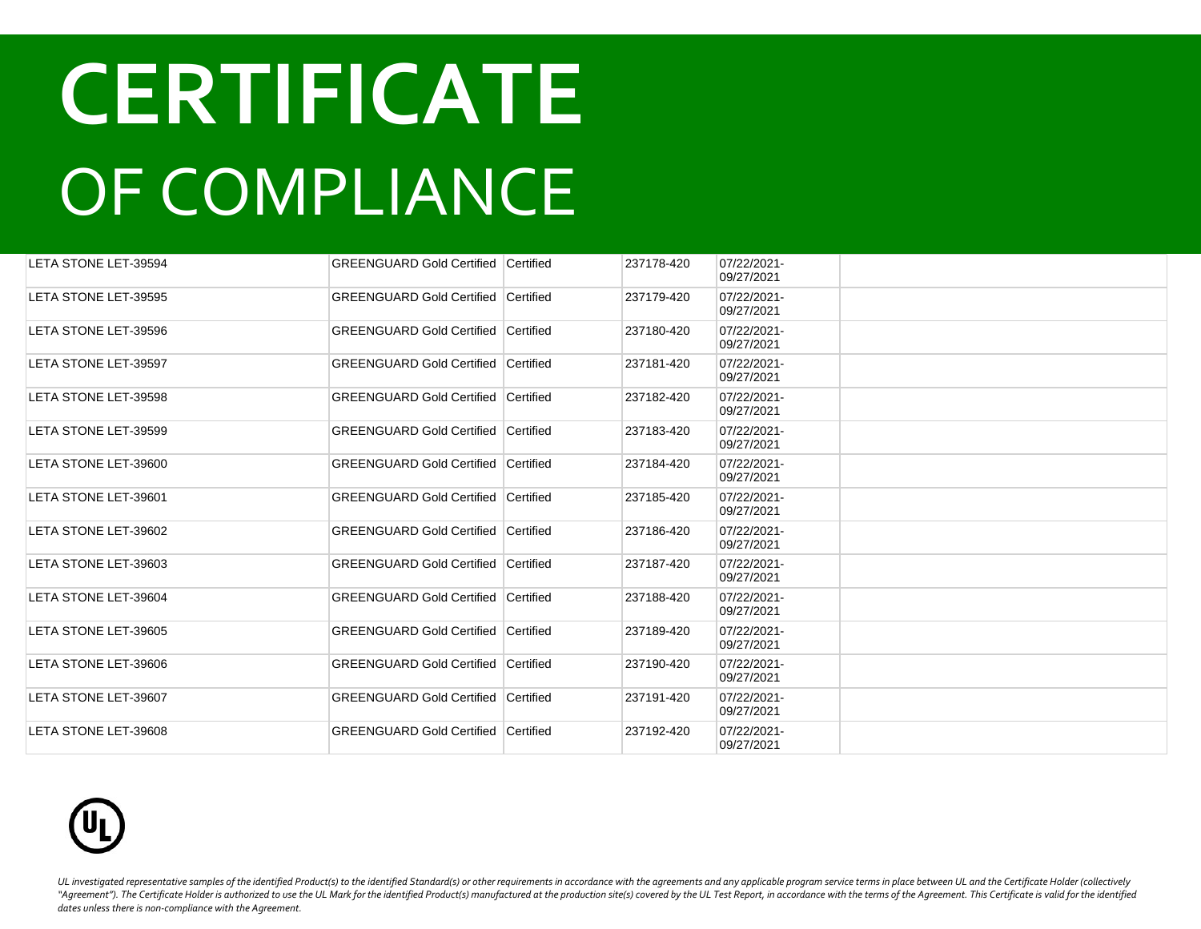# CERTIFICATE

# OF COMPLIANCE

| | | | | | |
|---|---|---|---|---|---|
| LETA STONE LET-39594 | GREENGUARD Gold Certified | Certified | 237178-420 | 07/22/2021-09/27/2021 | |
| LETA STONE LET-39595 | GREENGUARD Gold Certified | Certified | 237179-420 | 07/22/2021-09/27/2021 | |
| LETA STONE LET-39596 | GREENGUARD Gold Certified | Certified | 237180-420 | 07/22/2021-09/27/2021 | |
| LETA STONE LET-39597 | GREENGUARD Gold Certified | Certified | 237181-420 | 07/22/2021-09/27/2021 | |
| LETA STONE LET-39598 | GREENGUARD Gold Certified | Certified | 237182-420 | 07/22/2021-09/27/2021 | |
| LETA STONE LET-39599 | GREENGUARD Gold Certified | Certified | 237183-420 | 07/22/2021-09/27/2021 | |
| LETA STONE LET-39600 | GREENGUARD Gold Certified | Certified | 237184-420 | 07/22/2021-09/27/2021 | |
| LETA STONE LET-39601 | GREENGUARD Gold Certified | Certified | 237185-420 | 07/22/2021-09/27/2021 | |
| LETA STONE LET-39602 | GREENGUARD Gold Certified | Certified | 237186-420 | 07/22/2021-09/27/2021 | |
| LETA STONE LET-39603 | GREENGUARD Gold Certified | Certified | 237187-420 | 07/22/2021-09/27/2021 | |
| LETA STONE LET-39604 | GREENGUARD Gold Certified | Certified | 237188-420 | 07/22/2021-09/27/2021 | |
| LETA STONE LET-39605 | GREENGUARD Gold Certified | Certified | 237189-420 | 07/22/2021-09/27/2021 | |
| LETA STONE LET-39606 | GREENGUARD Gold Certified | Certified | 237190-420 | 07/22/2021-09/27/2021 | |
| LETA STONE LET-39607 | GREENGUARD Gold Certified | Certified | 237191-420 | 07/22/2021-09/27/2021 | |
| LETA STONE LET-39608 | GREENGUARD Gold Certified | Certified | 237192-420 | 07/22/2021-09/27/2021 | |

*UL investigated representative samples of the identified Product(s) to the identified Standard(s) or other requirements in accordance with the agreements and any applicable program service terms in place between UL and the Certificate Holder (collectively "Agreement"). The Certificate Holder is authorized to use the UL Mark for the identified Product(s) manufactured at the production site(s) covered by the UL Test Report, in accordance with the terms of the Agreement. This Certificate is valid for the identified dates unless there is non-compliance with the Agreement.*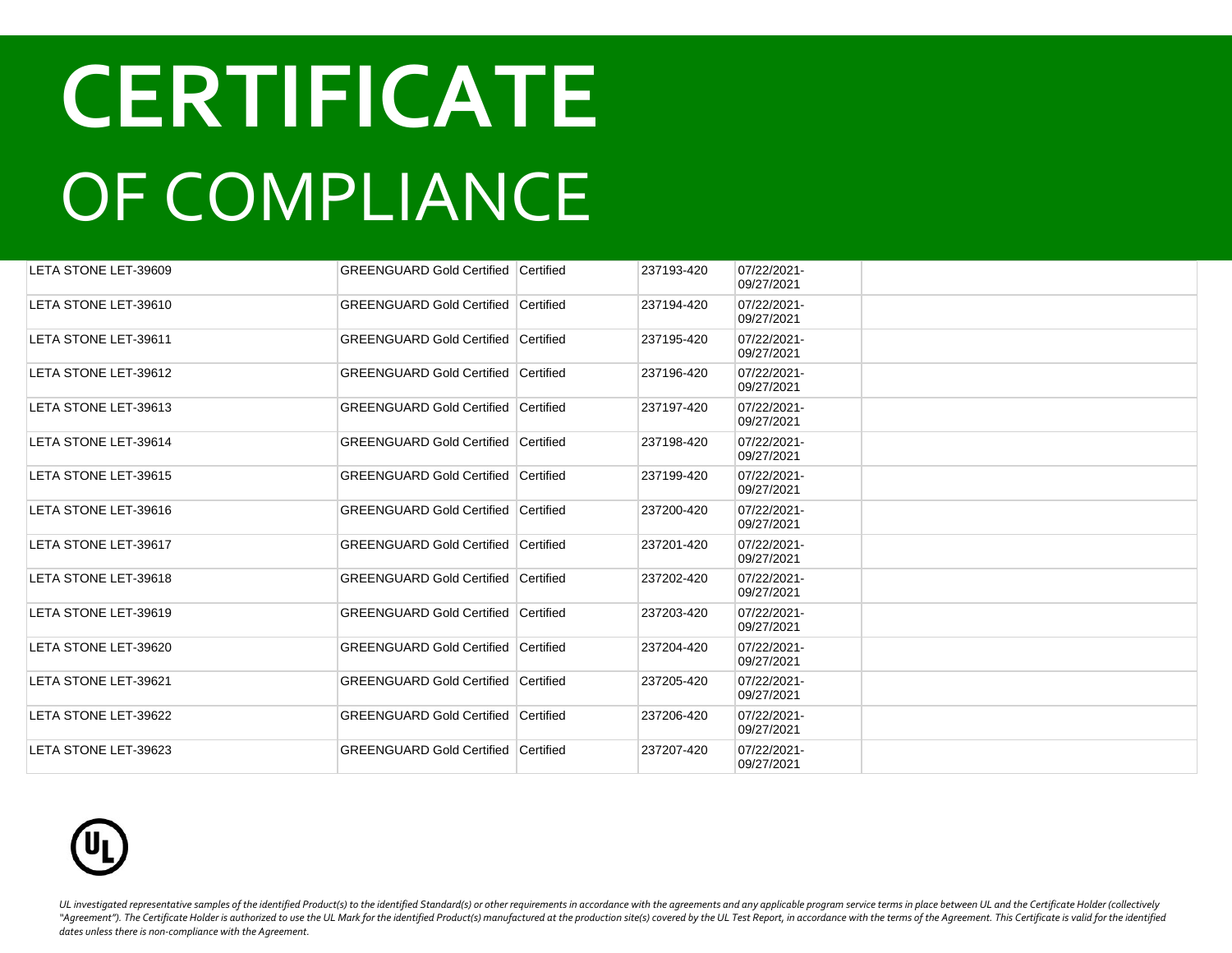# CERTIFICATE

# OF COMPLIANCE

| | | | | | |
|---|---|---|---|---|---|
| LETA STONE LET-39609 | GREENGUARD Gold Certified | Certified | 237193-420 | 07/22/2021-09/27/2021 | |
| LETA STONE LET-39610 | GREENGUARD Gold Certified | Certified | 237194-420 | 07/22/2021-09/27/2021 | |
| LETA STONE LET-39611 | GREENGUARD Gold Certified | Certified | 237195-420 | 07/22/2021-09/27/2021 | |
| LETA STONE LET-39612 | GREENGUARD Gold Certified | Certified | 237196-420 | 07/22/2021-09/27/2021 | |
| LETA STONE LET-39613 | GREENGUARD Gold Certified | Certified | 237197-420 | 07/22/2021-09/27/2021 | |
| LETA STONE LET-39614 | GREENGUARD Gold Certified | Certified | 237198-420 | 07/22/2021-09/27/2021 | |
| LETA STONE LET-39615 | GREENGUARD Gold Certified | Certified | 237199-420 | 07/22/2021-09/27/2021 | |
| LETA STONE LET-39616 | GREENGUARD Gold Certified | Certified | 237200-420 | 07/22/2021-09/27/2021 | |
| LETA STONE LET-39617 | GREENGUARD Gold Certified | Certified | 237201-420 | 07/22/2021-09/27/2021 | |
| LETA STONE LET-39618 | GREENGUARD Gold Certified | Certified | 237202-420 | 07/22/2021-09/27/2021 | |
| LETA STONE LET-39619 | GREENGUARD Gold Certified | Certified | 237203-420 | 07/22/2021-09/27/2021 | |
| LETA STONE LET-39620 | GREENGUARD Gold Certified | Certified | 237204-420 | 07/22/2021-09/27/2021 | |
| LETA STONE LET-39621 | GREENGUARD Gold Certified | Certified | 237205-420 | 07/22/2021-09/27/2021 | |
| LETA STONE LET-39622 | GREENGUARD Gold Certified | Certified | 237206-420 | 07/22/2021-09/27/2021 | |
| LETA STONE LET-39623 | GREENGUARD Gold Certified | Certified | 237207-420 | 07/22/2021-09/27/2021 | |

*UL investigated representative samples of the identified Product(s) to the identified Standard(s) or other requirements in accordance with the agreements and any applicable program service terms in place between UL and the Certificate Holder (collectively "Agreement"). The Certificate Holder is authorized to use the UL Mark for the identified Product(s) manufactured at the production site(s) covered by the UL Test Report, in accordance with the terms of the Agreement. This Certificate is valid for the identified dates unless there is non-compliance with the Agreement.*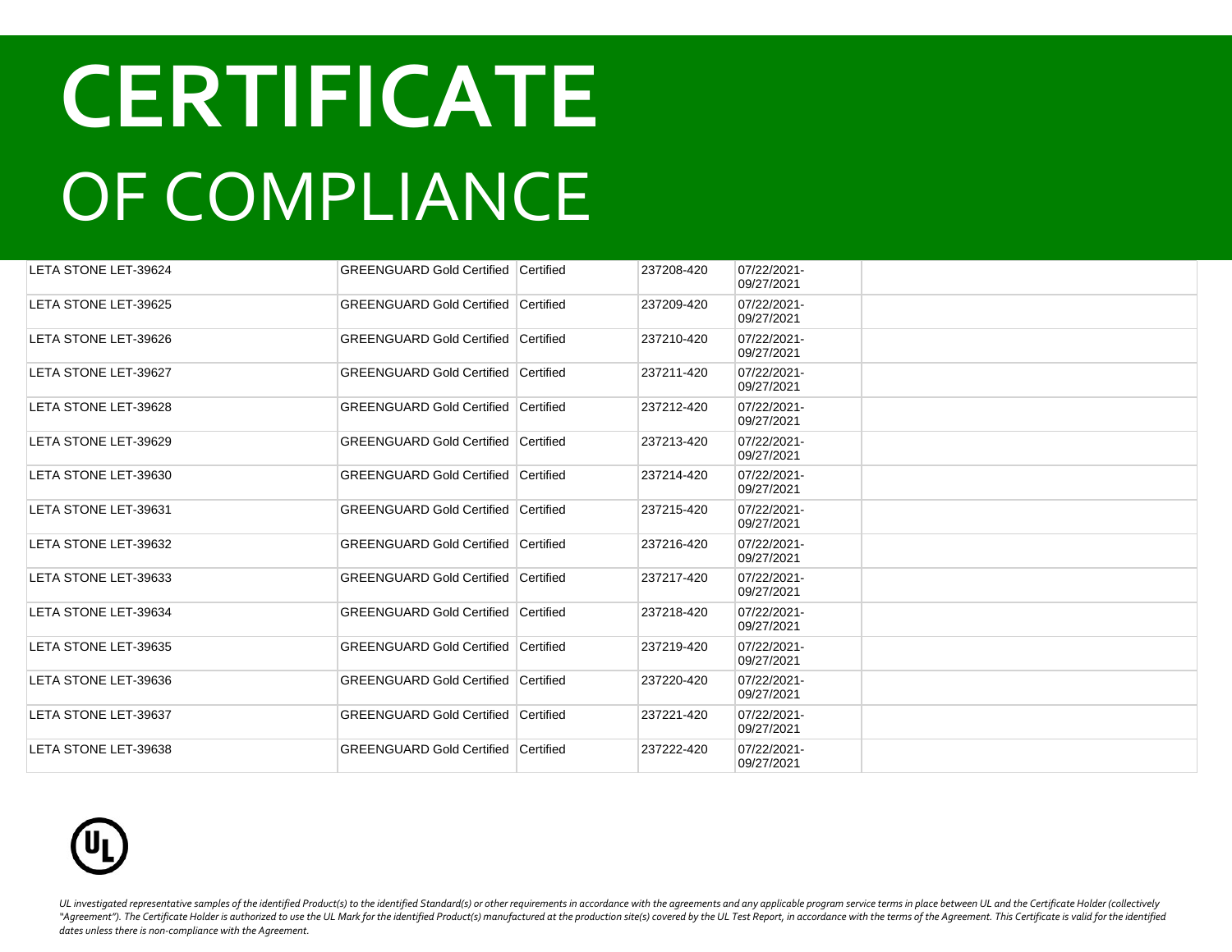# CERTIFICATE

# OF COMPLIANCE

| | | | | | |
|---|---|---|---|---|---|
| LETA STONE LET-39624 | GREENGUARD Gold Certified | Certified | 237208-420 | 07/22/2021-09/27/2021 | |
| LETA STONE LET-39625 | GREENGUARD Gold Certified | Certified | 237209-420 | 07/22/2021-09/27/2021 | |
| LETA STONE LET-39626 | GREENGUARD Gold Certified | Certified | 237210-420 | 07/22/2021-09/27/2021 | |
| LETA STONE LET-39627 | GREENGUARD Gold Certified | Certified | 237211-420 | 07/22/2021-09/27/2021 | |
| LETA STONE LET-39628 | GREENGUARD Gold Certified | Certified | 237212-420 | 07/22/2021-09/27/2021 | |
| LETA STONE LET-39629 | GREENGUARD Gold Certified | Certified | 237213-420 | 07/22/2021-09/27/2021 | |
| LETA STONE LET-39630 | GREENGUARD Gold Certified | Certified | 237214-420 | 07/22/2021-09/27/2021 | |
| LETA STONE LET-39631 | GREENGUARD Gold Certified | Certified | 237215-420 | 07/22/2021-09/27/2021 | |
| LETA STONE LET-39632 | GREENGUARD Gold Certified | Certified | 237216-420 | 07/22/2021-09/27/2021 | |
| LETA STONE LET-39633 | GREENGUARD Gold Certified | Certified | 237217-420 | 07/22/2021-09/27/2021 | |
| LETA STONE LET-39634 | GREENGUARD Gold Certified | Certified | 237218-420 | 07/22/2021-09/27/2021 | |
| LETA STONE LET-39635 | GREENGUARD Gold Certified | Certified | 237219-420 | 07/22/2021-09/27/2021 | |
| LETA STONE LET-39636 | GREENGUARD Gold Certified | Certified | 237220-420 | 07/22/2021-09/27/2021 | |
| LETA STONE LET-39637 | GREENGUARD Gold Certified | Certified | 237221-420 | 07/22/2021-09/27/2021 | |
| LETA STONE LET-39638 | GREENGUARD Gold Certified | Certified | 237222-420 | 07/22/2021-09/27/2021 | |

*UL investigated representative samples of the identified Product(s) to the identified Standard(s) or other requirements in accordance with the agreements and any applicable program service terms in place between UL and the Certificate Holder (collectively "Agreement"). The Certificate Holder is authorized to use the UL Mark for the identified Product(s) manufactured at the production site(s) covered by the UL Test Report, in accordance with the terms of the Agreement. This Certificate is valid for the identified dates unless there is non-compliance with the Agreement.*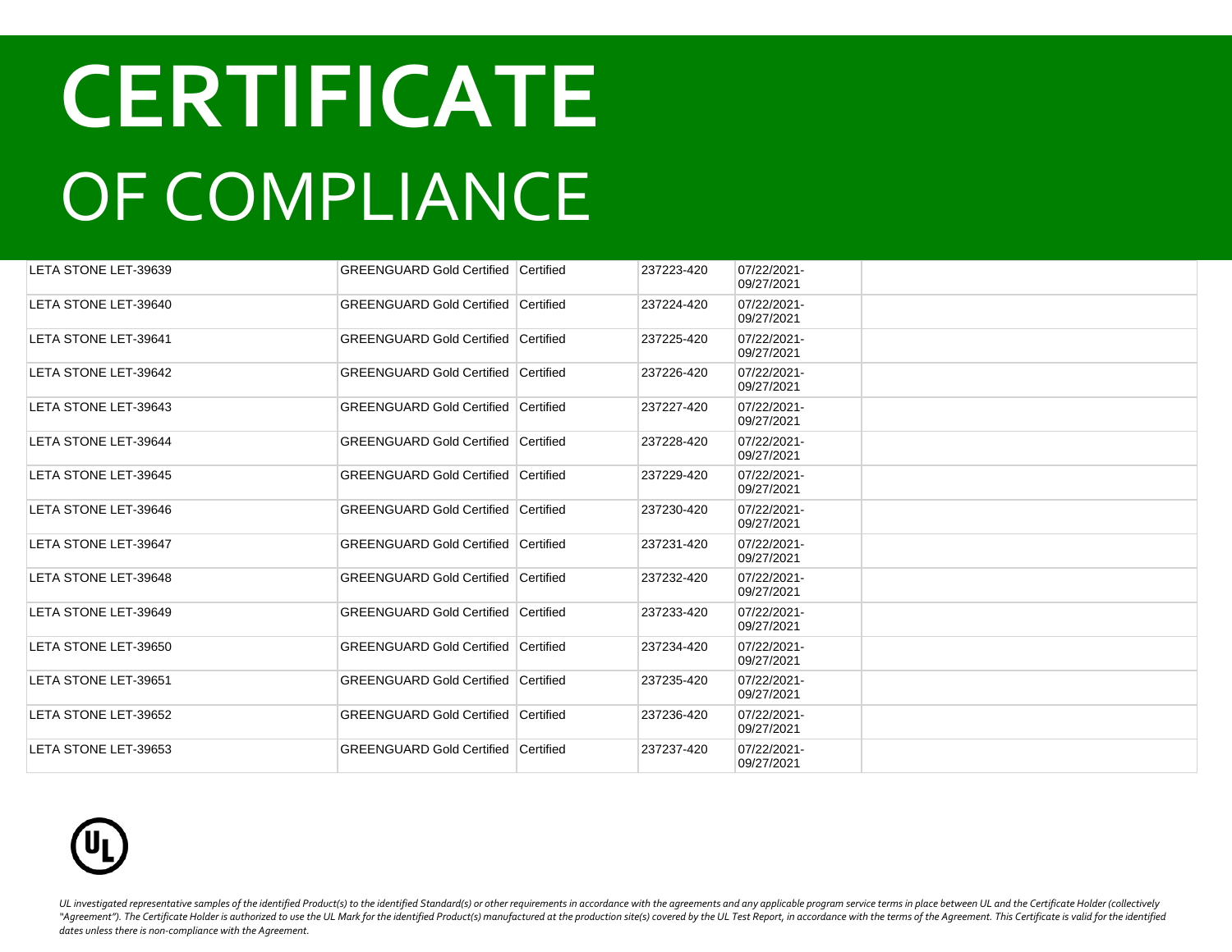# CERTIFICATE

OF COMPLIANCE

| | | | | | |
|---|---|---|---|---|---|
| LETA STONE LET-39639 | GREENGUARD Gold Certified | Certified | 237223-420 | 07/22/2021-09/27/2021 | |
| LETA STONE LET-39640 | GREENGUARD Gold Certified | Certified | 237224-420 | 07/22/2021-09/27/2021 | |
| LETA STONE LET-39641 | GREENGUARD Gold Certified | Certified | 237225-420 | 07/22/2021-09/27/2021 | |
| LETA STONE LET-39642 | GREENGUARD Gold Certified | Certified | 237226-420 | 07/22/2021-09/27/2021 | |
| LETA STONE LET-39643 | GREENGUARD Gold Certified | Certified | 237227-420 | 07/22/2021-09/27/2021 | |
| LETA STONE LET-39644 | GREENGUARD Gold Certified | Certified | 237228-420 | 07/22/2021-09/27/2021 | |
| LETA STONE LET-39645 | GREENGUARD Gold Certified | Certified | 237229-420 | 07/22/2021-09/27/2021 | |
| LETA STONE LET-39646 | GREENGUARD Gold Certified | Certified | 237230-420 | 07/22/2021-09/27/2021 | |
| LETA STONE LET-39647 | GREENGUARD Gold Certified | Certified | 237231-420 | 07/22/2021-09/27/2021 | |
| LETA STONE LET-39648 | GREENGUARD Gold Certified | Certified | 237232-420 | 07/22/2021-09/27/2021 | |
| LETA STONE LET-39649 | GREENGUARD Gold Certified | Certified | 237233-420 | 07/22/2021-09/27/2021 | |
| LETA STONE LET-39650 | GREENGUARD Gold Certified | Certified | 237234-420 | 07/22/2021-09/27/2021 | |
| LETA STONE LET-39651 | GREENGUARD Gold Certified | Certified | 237235-420 | 07/22/2021-09/27/2021 | |
| LETA STONE LET-39652 | GREENGUARD Gold Certified | Certified | 237236-420 | 07/22/2021-09/27/2021 | |
| LETA STONE LET-39653 | GREENGUARD Gold Certified | Certified | 237237-420 | 07/22/2021-09/27/2021 | |

*UL investigated representative samples of the identified Product(s) to the identified Standard(s) or other requirements in accordance with the agreements and any applicable program service terms in place between UL and the Certificate Holder (collectively "Agreement"). The Certificate Holder is authorized to use the UL Mark for the identified Product(s) manufactured at the production site(s) covered by the UL Test Report, in accordance with the terms of the Agreement. This Certificate is valid for the identified dates unless there is non-compliance with the Agreement.*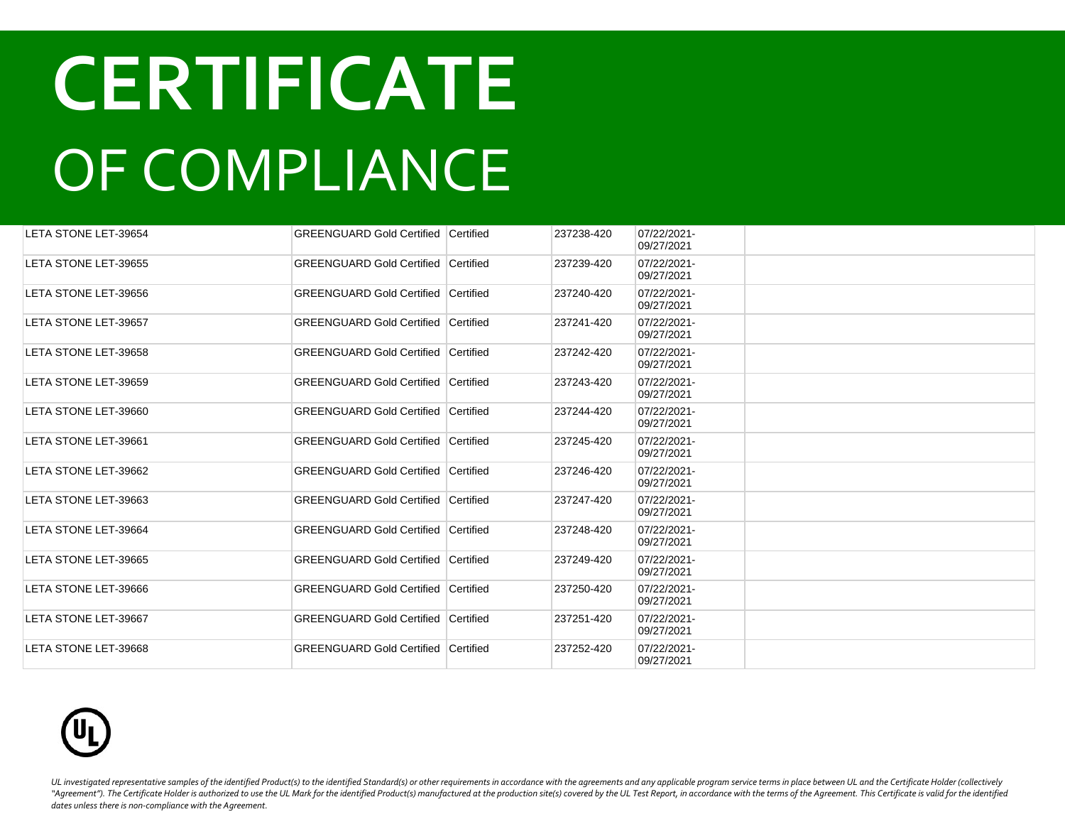# CERTIFICATE
## OF COMPLIANCE

| | | | | | |
|---|---|---|---|---|---|
| LETA STONE LET-39654 | GREENGUARD Gold Certified | Certified | 237238-420 | 07/22/2021-09/27/2021 | |
| LETA STONE LET-39655 | GREENGUARD Gold Certified | Certified | 237239-420 | 07/22/2021-09/27/2021 | |
| LETA STONE LET-39656 | GREENGUARD Gold Certified | Certified | 237240-420 | 07/22/2021-09/27/2021 | |
| LETA STONE LET-39657 | GREENGUARD Gold Certified | Certified | 237241-420 | 07/22/2021-09/27/2021 | |
| LETA STONE LET-39658 | GREENGUARD Gold Certified | Certified | 237242-420 | 07/22/2021-09/27/2021 | |
| LETA STONE LET-39659 | GREENGUARD Gold Certified | Certified | 237243-420 | 07/22/2021-09/27/2021 | |
| LETA STONE LET-39660 | GREENGUARD Gold Certified | Certified | 237244-420 | 07/22/2021-09/27/2021 | |
| LETA STONE LET-39661 | GREENGUARD Gold Certified | Certified | 237245-420 | 07/22/2021-09/27/2021 | |
| LETA STONE LET-39662 | GREENGUARD Gold Certified | Certified | 237246-420 | 07/22/2021-09/27/2021 | |
| LETA STONE LET-39663 | GREENGUARD Gold Certified | Certified | 237247-420 | 07/22/2021-09/27/2021 | |
| LETA STONE LET-39664 | GREENGUARD Gold Certified | Certified | 237248-420 | 07/22/2021-09/27/2021 | |
| LETA STONE LET-39665 | GREENGUARD Gold Certified | Certified | 237249-420 | 07/22/2021-09/27/2021 | |
| LETA STONE LET-39666 | GREENGUARD Gold Certified | Certified | 237250-420 | 07/22/2021-09/27/2021 | |
| LETA STONE LET-39667 | GREENGUARD Gold Certified | Certified | 237251-420 | 07/22/2021-09/27/2021 | |
| LETA STONE LET-39668 | GREENGUARD Gold Certified | Certified | 237252-420 | 07/22/2021-09/27/2021 | |

*UL investigated representative samples of the identified Product(s) to the identified Standard(s) or other requirements in accordance with the agreements and any applicable program service terms in place between UL and the Certificate Holder (collectively "Agreement"). The Certificate Holder is authorized to use the UL Mark for the identified Product(s) manufactured at the production site(s) covered by the UL Test Report, in accordance with the terms of the Agreement. This Certificate is valid for the identified dates unless there is non-compliance with the Agreement.*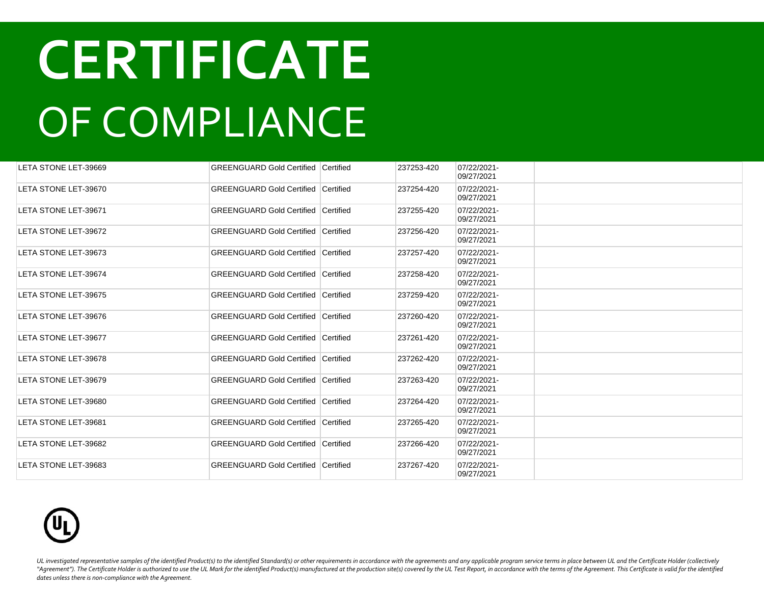# CERTIFICATE
# OF COMPLIANCE

| | | | | | |
|---|---|---|---|---|---|
| LETA STONE LET-39669 | GREENGUARD Gold Certified | Certified | 237253-420 | 07/22/2021-09/27/2021 | |
| LETA STONE LET-39670 | GREENGUARD Gold Certified | Certified | 237254-420 | 07/22/2021-09/27/2021 | |
| LETA STONE LET-39671 | GREENGUARD Gold Certified | Certified | 237255-420 | 07/22/2021-09/27/2021 | |
| LETA STONE LET-39672 | GREENGUARD Gold Certified | Certified | 237256-420 | 07/22/2021-09/27/2021 | |
| LETA STONE LET-39673 | GREENGUARD Gold Certified | Certified | 237257-420 | 07/22/2021-09/27/2021 | |
| LETA STONE LET-39674 | GREENGUARD Gold Certified | Certified | 237258-420 | 07/22/2021-09/27/2021 | |
| LETA STONE LET-39675 | GREENGUARD Gold Certified | Certified | 237259-420 | 07/22/2021-09/27/2021 | |
| LETA STONE LET-39676 | GREENGUARD Gold Certified | Certified | 237260-420 | 07/22/2021-09/27/2021 | |
| LETA STONE LET-39677 | GREENGUARD Gold Certified | Certified | 237261-420 | 07/22/2021-09/27/2021 | |
| LETA STONE LET-39678 | GREENGUARD Gold Certified | Certified | 237262-420 | 07/22/2021-09/27/2021 | |
| LETA STONE LET-39679 | GREENGUARD Gold Certified | Certified | 237263-420 | 07/22/2021-09/27/2021 | |
| LETA STONE LET-39680 | GREENGUARD Gold Certified | Certified | 237264-420 | 07/22/2021-09/27/2021 | |
| LETA STONE LET-39681 | GREENGUARD Gold Certified | Certified | 237265-420 | 07/22/2021-09/27/2021 | |
| LETA STONE LET-39682 | GREENGUARD Gold Certified | Certified | 237266-420 | 07/22/2021-09/27/2021 | |
| LETA STONE LET-39683 | GREENGUARD Gold Certified | Certified | 237267-420 | 07/22/2021-09/27/2021 | |

*UL investigated representative samples of the identified Product(s) to the identified Standard(s) or other requirements in accordance with the agreements and any applicable program service terms in place between UL and the Certificate Holder (collectively "Agreement"). The Certificate Holder is authorized to use the UL Mark for the identified Product(s) manufactured at the production site(s) covered by the UL Test Report, in accordance with the terms of the Agreement. This Certificate is valid for the identified dates unless there is non-compliance with the Agreement.*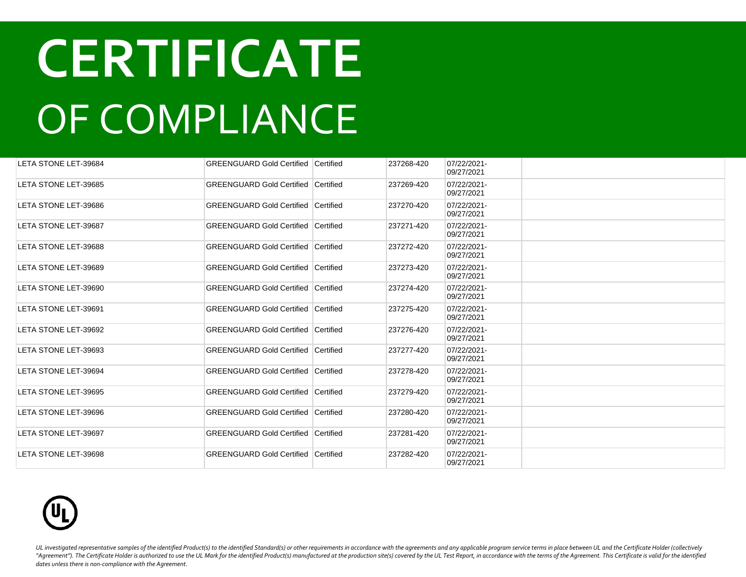# CERTIFICATE

# OF COMPLIANCE

| | | | | | |
|---|---|---|---|---|---|
| LETA STONE LET-39684 | GREENGUARD Gold Certified | Certified | 237268-420 | 07/22/2021-09/27/2021 | |
| LETA STONE LET-39685 | GREENGUARD Gold Certified | Certified | 237269-420 | 07/22/2021-09/27/2021 | |
| LETA STONE LET-39686 | GREENGUARD Gold Certified | Certified | 237270-420 | 07/22/2021-09/27/2021 | |
| LETA STONE LET-39687 | GREENGUARD Gold Certified | Certified | 237271-420 | 07/22/2021-09/27/2021 | |
| LETA STONE LET-39688 | GREENGUARD Gold Certified | Certified | 237272-420 | 07/22/2021-09/27/2021 | |
| LETA STONE LET-39689 | GREENGUARD Gold Certified | Certified | 237273-420 | 07/22/2021-09/27/2021 | |
| LETA STONE LET-39690 | GREENGUARD Gold Certified | Certified | 237274-420 | 07/22/2021-09/27/2021 | |
| LETA STONE LET-39691 | GREENGUARD Gold Certified | Certified | 237275-420 | 07/22/2021-09/27/2021 | |
| LETA STONE LET-39692 | GREENGUARD Gold Certified | Certified | 237276-420 | 07/22/2021-09/27/2021 | |
| LETA STONE LET-39693 | GREENGUARD Gold Certified | Certified | 237277-420 | 07/22/2021-09/27/2021 | |
| LETA STONE LET-39694 | GREENGUARD Gold Certified | Certified | 237278-420 | 07/22/2021-09/27/2021 | |
| LETA STONE LET-39695 | GREENGUARD Gold Certified | Certified | 237279-420 | 07/22/2021-09/27/2021 | |
| LETA STONE LET-39696 | GREENGUARD Gold Certified | Certified | 237280-420 | 07/22/2021-09/27/2021 | |
| LETA STONE LET-39697 | GREENGUARD Gold Certified | Certified | 237281-420 | 07/22/2021-09/27/2021 | |
| LETA STONE LET-39698 | GREENGUARD Gold Certified | Certified | 237282-420 | 07/22/2021-09/27/2021 | |

*UL investigated representative samples of the identified Product(s) to the identified Standard(s) or other requirements in accordance with the agreements and any applicable program service terms in place between UL and the Certificate Holder (collectively "Agreement"). The Certificate Holder is authorized to use the UL Mark for the identified Product(s) manufactured at the production site(s) covered by the UL Test Report, in accordance with the terms of the Agreement. This Certificate is valid for the identified dates unless there is non-compliance with the Agreement.*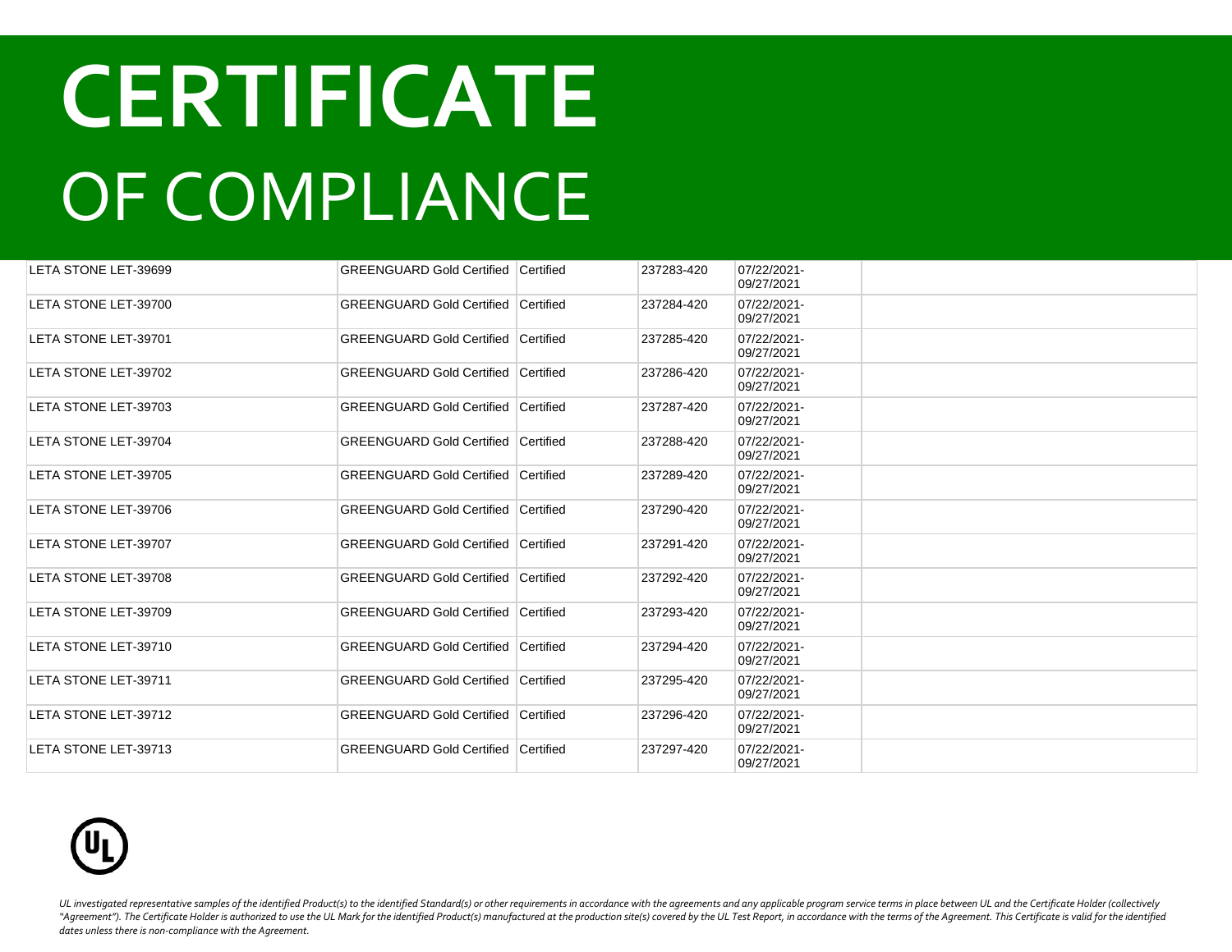# CERTIFICATE

OF COMPLIANCE

| | | | | | |
|---|---|---|---|---|---|
| LETA STONE LET-39699 | GREENGUARD Gold Certified | Certified | 237283-420 | 07/22/2021-09/27/2021 | |
| LETA STONE LET-39700 | GREENGUARD Gold Certified | Certified | 237284-420 | 07/22/2021-09/27/2021 | |
| LETA STONE LET-39701 | GREENGUARD Gold Certified | Certified | 237285-420 | 07/22/2021-09/27/2021 | |
| LETA STONE LET-39702 | GREENGUARD Gold Certified | Certified | 237286-420 | 07/22/2021-09/27/2021 | |
| LETA STONE LET-39703 | GREENGUARD Gold Certified | Certified | 237287-420 | 07/22/2021-09/27/2021 | |
| LETA STONE LET-39704 | GREENGUARD Gold Certified | Certified | 237288-420 | 07/22/2021-09/27/2021 | |
| LETA STONE LET-39705 | GREENGUARD Gold Certified | Certified | 237289-420 | 07/22/2021-09/27/2021 | |
| LETA STONE LET-39706 | GREENGUARD Gold Certified | Certified | 237290-420 | 07/22/2021-09/27/2021 | |
| LETA STONE LET-39707 | GREENGUARD Gold Certified | Certified | 237291-420 | 07/22/2021-09/27/2021 | |
| LETA STONE LET-39708 | GREENGUARD Gold Certified | Certified | 237292-420 | 07/22/2021-09/27/2021 | |
| LETA STONE LET-39709 | GREENGUARD Gold Certified | Certified | 237293-420 | 07/22/2021-09/27/2021 | |
| LETA STONE LET-39710 | GREENGUARD Gold Certified | Certified | 237294-420 | 07/22/2021-09/27/2021 | |
| LETA STONE LET-39711 | GREENGUARD Gold Certified | Certified | 237295-420 | 07/22/2021-09/27/2021 | |
| LETA STONE LET-39712 | GREENGUARD Gold Certified | Certified | 237296-420 | 07/22/2021-09/27/2021 | |
| LETA STONE LET-39713 | GREENGUARD Gold Certified | Certified | 237297-420 | 07/22/2021-09/27/2021 | |

*UL investigated representative samples of the identified Product(s) to the identified Standard(s) or other requirements in accordance with the agreements and any applicable program service terms in place between UL and the Certificate Holder (collectively "Agreement"). The Certificate Holder is authorized to use the UL Mark for the identified Product(s) manufactured at the production site(s) covered by the UL Test Report, in accordance with the terms of the Agreement. This Certificate is valid for the identified dates unless there is non-compliance with the Agreement.*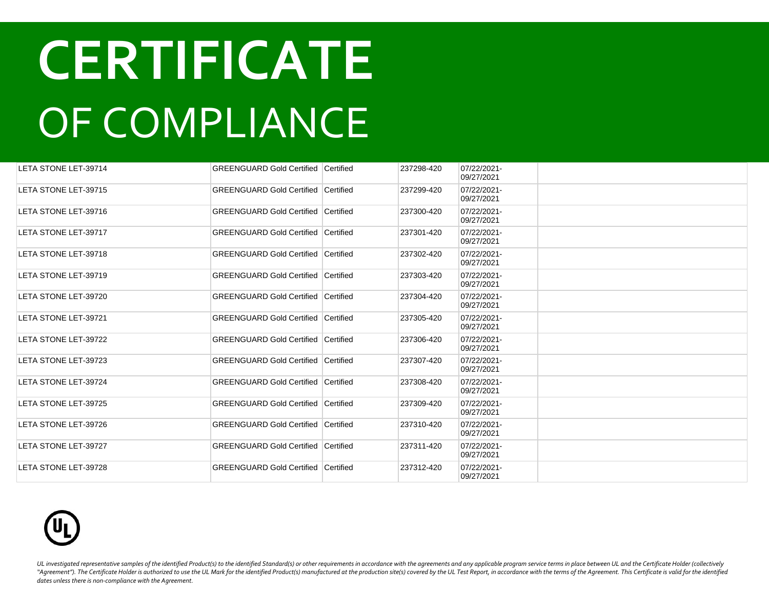# CERTIFICATE
# OF COMPLIANCE

| | | | | | |
|---|---|---|---|---|---|
| LETA STONE LET-39714 | GREENGUARD Gold Certified | Certified | 237298-420 | 07/22/2021-09/27/2021 | |
| LETA STONE LET-39715 | GREENGUARD Gold Certified | Certified | 237299-420 | 07/22/2021-09/27/2021 | |
| LETA STONE LET-39716 | GREENGUARD Gold Certified | Certified | 237300-420 | 07/22/2021-09/27/2021 | |
| LETA STONE LET-39717 | GREENGUARD Gold Certified | Certified | 237301-420 | 07/22/2021-09/27/2021 | |
| LETA STONE LET-39718 | GREENGUARD Gold Certified | Certified | 237302-420 | 07/22/2021-09/27/2021 | |
| LETA STONE LET-39719 | GREENGUARD Gold Certified | Certified | 237303-420 | 07/22/2021-09/27/2021 | |
| LETA STONE LET-39720 | GREENGUARD Gold Certified | Certified | 237304-420 | 07/22/2021-09/27/2021 | |
| LETA STONE LET-39721 | GREENGUARD Gold Certified | Certified | 237305-420 | 07/22/2021-09/27/2021 | |
| LETA STONE LET-39722 | GREENGUARD Gold Certified | Certified | 237306-420 | 07/22/2021-09/27/2021 | |
| LETA STONE LET-39723 | GREENGUARD Gold Certified | Certified | 237307-420 | 07/22/2021-09/27/2021 | |
| LETA STONE LET-39724 | GREENGUARD Gold Certified | Certified | 237308-420 | 07/22/2021-09/27/2021 | |
| LETA STONE LET-39725 | GREENGUARD Gold Certified | Certified | 237309-420 | 07/22/2021-09/27/2021 | |
| LETA STONE LET-39726 | GREENGUARD Gold Certified | Certified | 237310-420 | 07/22/2021-09/27/2021 | |
| LETA STONE LET-39727 | GREENGUARD Gold Certified | Certified | 237311-420 | 07/22/2021-09/27/2021 | |
| LETA STONE LET-39728 | GREENGUARD Gold Certified | Certified | 237312-420 | 07/22/2021-09/27/2021 | |

*UL investigated representative samples of the identified Product(s) to the identified Standard(s) or other requirements in accordance with the agreements and any applicable program service terms in place between UL and the Certificate Holder (collectively "Agreement"). The Certificate Holder is authorized to use the UL Mark for the identified Product(s) manufactured at the production site(s) covered by the UL Test Report, in accordance with the terms of the Agreement. This Certificate is valid for the identified dates unless there is non-compliance with the Agreement.*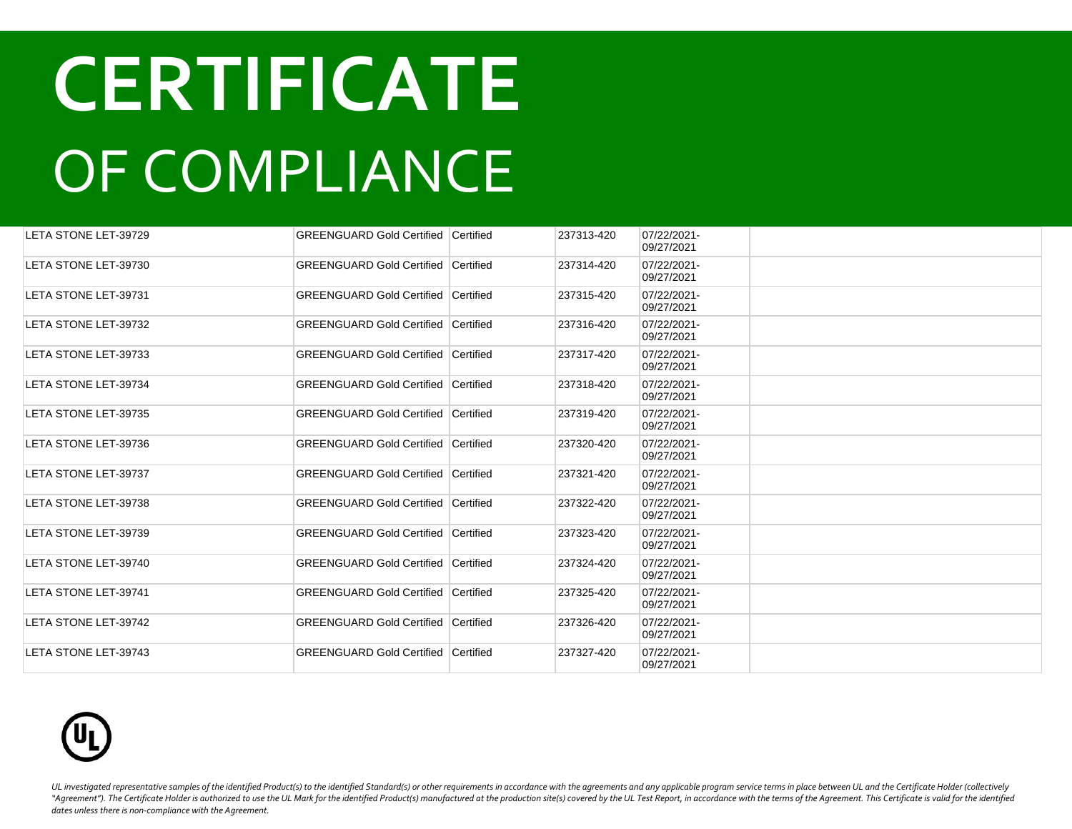# CERTIFICATE
# OF COMPLIANCE

| | | | | | |
|---|---|---|---|---|---|
| LETA STONE LET-39729 | GREENGUARD Gold Certified | Certified | 237313-420 | 07/22/2021-09/27/2021 | |
| LETA STONE LET-39730 | GREENGUARD Gold Certified | Certified | 237314-420 | 07/22/2021-09/27/2021 | |
| LETA STONE LET-39731 | GREENGUARD Gold Certified | Certified | 237315-420 | 07/22/2021-09/27/2021 | |
| LETA STONE LET-39732 | GREENGUARD Gold Certified | Certified | 237316-420 | 07/22/2021-09/27/2021 | |
| LETA STONE LET-39733 | GREENGUARD Gold Certified | Certified | 237317-420 | 07/22/2021-09/27/2021 | |
| LETA STONE LET-39734 | GREENGUARD Gold Certified | Certified | 237318-420 | 07/22/2021-09/27/2021 | |
| LETA STONE LET-39735 | GREENGUARD Gold Certified | Certified | 237319-420 | 07/22/2021-09/27/2021 | |
| LETA STONE LET-39736 | GREENGUARD Gold Certified | Certified | 237320-420 | 07/22/2021-09/27/2021 | |
| LETA STONE LET-39737 | GREENGUARD Gold Certified | Certified | 237321-420 | 07/22/2021-09/27/2021 | |
| LETA STONE LET-39738 | GREENGUARD Gold Certified | Certified | 237322-420 | 07/22/2021-09/27/2021 | |
| LETA STONE LET-39739 | GREENGUARD Gold Certified | Certified | 237323-420 | 07/22/2021-09/27/2021 | |
| LETA STONE LET-39740 | GREENGUARD Gold Certified | Certified | 237324-420 | 07/22/2021-09/27/2021 | |
| LETA STONE LET-39741 | GREENGUARD Gold Certified | Certified | 237325-420 | 07/22/2021-09/27/2021 | |
| LETA STONE LET-39742 | GREENGUARD Gold Certified | Certified | 237326-420 | 07/22/2021-09/27/2021 | |
| LETA STONE LET-39743 | GREENGUARD Gold Certified | Certified | 237327-420 | 07/22/2021-09/27/2021 | |

*UL investigated representative samples of the identified Product(s) to the identified Standard(s) or other requirements in accordance with the agreements and any applicable program service terms in place between UL and the Certificate Holder (collectively "Agreement"). The Certificate Holder is authorized to use the UL Mark for the identified Product(s) manufactured at the production site(s) covered by the UL Test Report, in accordance with the terms of the Agreement. This Certificate is valid for the identified dates unless there is non-compliance with the Agreement.*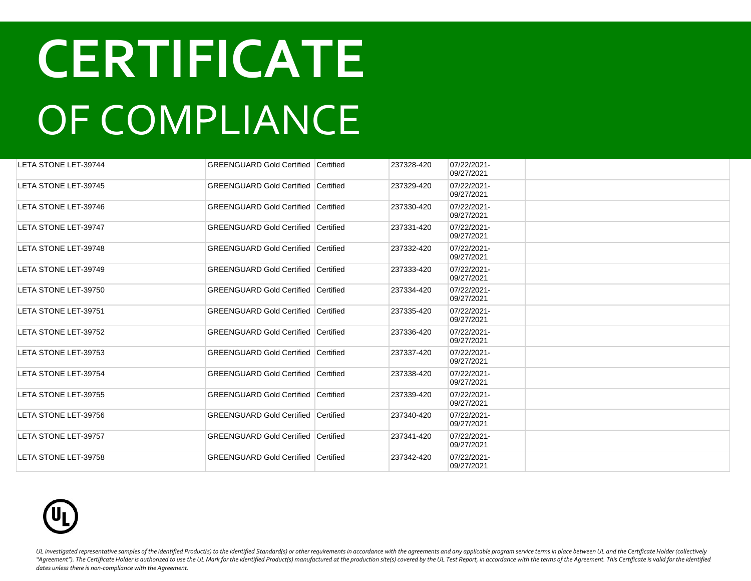# CERTIFICATE

# OF COMPLIANCE

| | | | | | |
|---|---|---|---|---|---|
| LETA STONE LET-39744 | GREENGUARD Gold Certified | Certified | 237328-420 | 07/22/2021-09/27/2021 | |
| LETA STONE LET-39745 | GREENGUARD Gold Certified | Certified | 237329-420 | 07/22/2021-09/27/2021 | |
| LETA STONE LET-39746 | GREENGUARD Gold Certified | Certified | 237330-420 | 07/22/2021-09/27/2021 | |
| LETA STONE LET-39747 | GREENGUARD Gold Certified | Certified | 237331-420 | 07/22/2021-09/27/2021 | |
| LETA STONE LET-39748 | GREENGUARD Gold Certified | Certified | 237332-420 | 07/22/2021-09/27/2021 | |
| LETA STONE LET-39749 | GREENGUARD Gold Certified | Certified | 237333-420 | 07/22/2021-09/27/2021 | |
| LETA STONE LET-39750 | GREENGUARD Gold Certified | Certified | 237334-420 | 07/22/2021-09/27/2021 | |
| LETA STONE LET-39751 | GREENGUARD Gold Certified | Certified | 237335-420 | 07/22/2021-09/27/2021 | |
| LETA STONE LET-39752 | GREENGUARD Gold Certified | Certified | 237336-420 | 07/22/2021-09/27/2021 | |
| LETA STONE LET-39753 | GREENGUARD Gold Certified | Certified | 237337-420 | 07/22/2021-09/27/2021 | |
| LETA STONE LET-39754 | GREENGUARD Gold Certified | Certified | 237338-420 | 07/22/2021-09/27/2021 | |
| LETA STONE LET-39755 | GREENGUARD Gold Certified | Certified | 237339-420 | 07/22/2021-09/27/2021 | |
| LETA STONE LET-39756 | GREENGUARD Gold Certified | Certified | 237340-420 | 07/22/2021-09/27/2021 | |
| LETA STONE LET-39757 | GREENGUARD Gold Certified | Certified | 237341-420 | 07/22/2021-09/27/2021 | |
| LETA STONE LET-39758 | GREENGUARD Gold Certified | Certified | 237342-420 | 07/22/2021-09/27/2021 | |

*UL investigated representative samples of the identified Product(s) to the identified Standard(s) or other requirements in accordance with the agreements and any applicable program service terms in place between UL and the Certificate Holder (collectively "Agreement"). The Certificate Holder is authorized to use the UL Mark for the identified Product(s) manufactured at the production site(s) covered by the UL Test Report, in accordance with the terms of the Agreement. This Certificate is valid for the identified dates unless there is non-compliance with the Agreement.*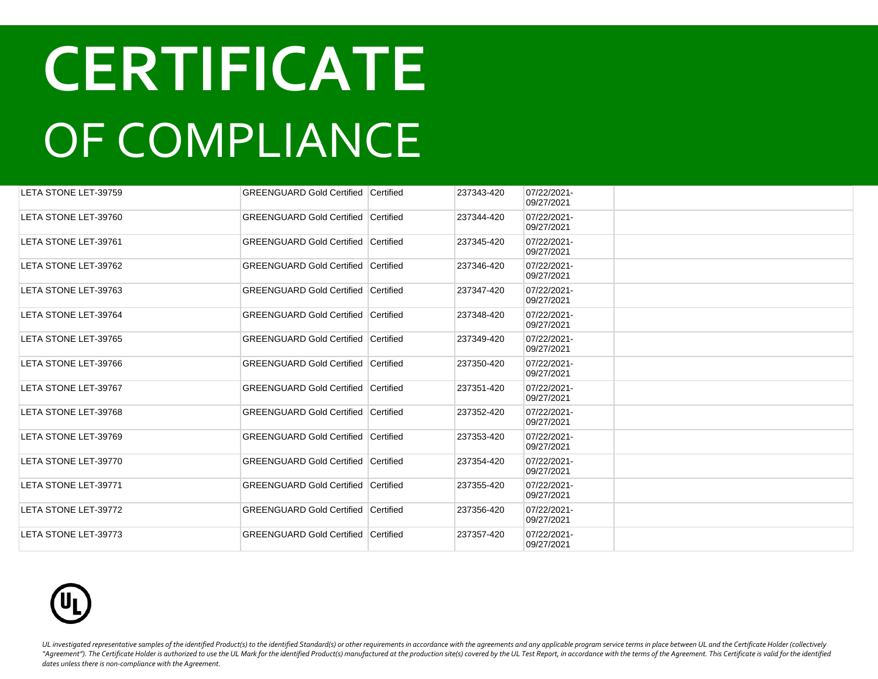# CERTIFICATE
# OF COMPLIANCE

| | | | | | |
|---|---|---|---|---|---|
| LETA STONE LET-39759 | GREENGUARD Gold Certified | Certified | 237343-420 | 07/22/2021-09/27/2021 | |
| LETA STONE LET-39760 | GREENGUARD Gold Certified | Certified | 237344-420 | 07/22/2021-09/27/2021 | |
| LETA STONE LET-39761 | GREENGUARD Gold Certified | Certified | 237345-420 | 07/22/2021-09/27/2021 | |
| LETA STONE LET-39762 | GREENGUARD Gold Certified | Certified | 237346-420 | 07/22/2021-09/27/2021 | |
| LETA STONE LET-39763 | GREENGUARD Gold Certified | Certified | 237347-420 | 07/22/2021-09/27/2021 | |
| LETA STONE LET-39764 | GREENGUARD Gold Certified | Certified | 237348-420 | 07/22/2021-09/27/2021 | |
| LETA STONE LET-39765 | GREENGUARD Gold Certified | Certified | 237349-420 | 07/22/2021-09/27/2021 | |
| LETA STONE LET-39766 | GREENGUARD Gold Certified | Certified | 237350-420 | 07/22/2021-09/27/2021 | |
| LETA STONE LET-39767 | GREENGUARD Gold Certified | Certified | 237351-420 | 07/22/2021-09/27/2021 | |
| LETA STONE LET-39768 | GREENGUARD Gold Certified | Certified | 237352-420 | 07/22/2021-09/27/2021 | |
| LETA STONE LET-39769 | GREENGUARD Gold Certified | Certified | 237353-420 | 07/22/2021-09/27/2021 | |
| LETA STONE LET-39770 | GREENGUARD Gold Certified | Certified | 237354-420 | 07/22/2021-09/27/2021 | |
| LETA STONE LET-39771 | GREENGUARD Gold Certified | Certified | 237355-420 | 07/22/2021-09/27/2021 | |
| LETA STONE LET-39772 | GREENGUARD Gold Certified | Certified | 237356-420 | 07/22/2021-09/27/2021 | |
| LETA STONE LET-39773 | GREENGUARD Gold Certified | Certified | 237357-420 | 07/22/2021-09/27/2021 | |

*UL investigated representative samples of the identified Product(s) to the identified Standard(s) or other requirements in accordance with the agreements and any applicable program service terms in place between UL and the Certificate Holder (collectively "Agreement"). The Certificate Holder is authorized to use the UL Mark for the identified Product(s) manufactured at the production site(s) covered by the UL Test Report, in accordance with the terms of the Agreement. This Certificate is valid for the identified dates unless there is non-compliance with the Agreement.*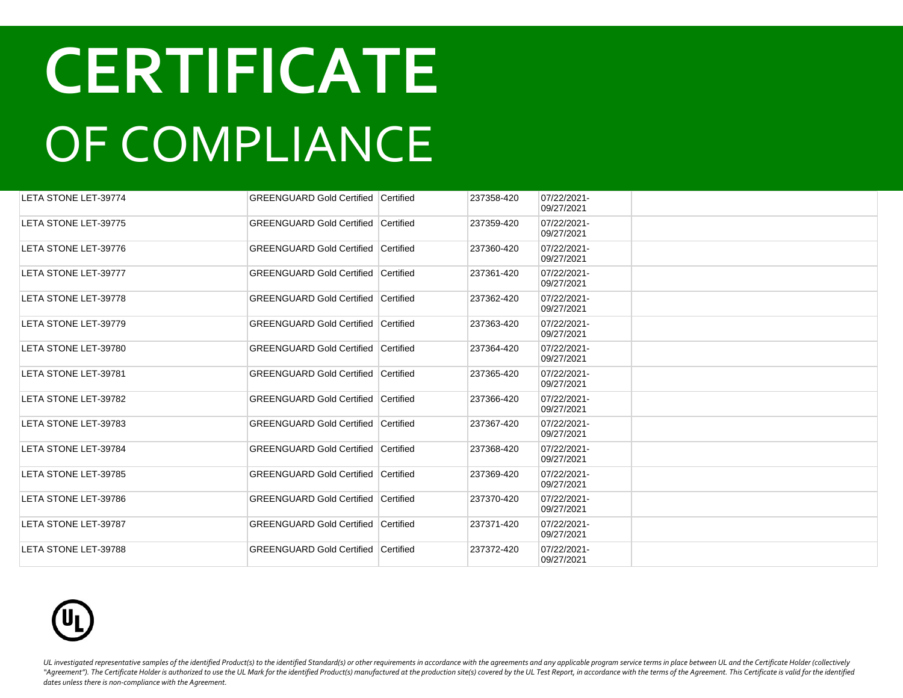# CERTIFICATE

# OF COMPLIANCE

| | | | | | |
|---|---|---|---|---|---|
| LETA STONE LET-39774 | GREENGUARD Gold Certified | Certified | 237358-420 | 07/22/2021-09/27/2021 | |
| LETA STONE LET-39775 | GREENGUARD Gold Certified | Certified | 237359-420 | 07/22/2021-09/27/2021 | |
| LETA STONE LET-39776 | GREENGUARD Gold Certified | Certified | 237360-420 | 07/22/2021-09/27/2021 | |
| LETA STONE LET-39777 | GREENGUARD Gold Certified | Certified | 237361-420 | 07/22/2021-09/27/2021 | |
| LETA STONE LET-39778 | GREENGUARD Gold Certified | Certified | 237362-420 | 07/22/2021-09/27/2021 | |
| LETA STONE LET-39779 | GREENGUARD Gold Certified | Certified | 237363-420 | 07/22/2021-09/27/2021 | |
| LETA STONE LET-39780 | GREENGUARD Gold Certified | Certified | 237364-420 | 07/22/2021-09/27/2021 | |
| LETA STONE LET-39781 | GREENGUARD Gold Certified | Certified | 237365-420 | 07/22/2021-09/27/2021 | |
| LETA STONE LET-39782 | GREENGUARD Gold Certified | Certified | 237366-420 | 07/22/2021-09/27/2021 | |
| LETA STONE LET-39783 | GREENGUARD Gold Certified | Certified | 237367-420 | 07/22/2021-09/27/2021 | |
| LETA STONE LET-39784 | GREENGUARD Gold Certified | Certified | 237368-420 | 07/22/2021-09/27/2021 | |
| LETA STONE LET-39785 | GREENGUARD Gold Certified | Certified | 237369-420 | 07/22/2021-09/27/2021 | |
| LETA STONE LET-39786 | GREENGUARD Gold Certified | Certified | 237370-420 | 07/22/2021-09/27/2021 | |
| LETA STONE LET-39787 | GREENGUARD Gold Certified | Certified | 237371-420 | 07/22/2021-09/27/2021 | |
| LETA STONE LET-39788 | GREENGUARD Gold Certified | Certified | 237372-420 | 07/22/2021-09/27/2021 | |

*UL investigated representative samples of the identified Product(s) to the identified Standard(s) or other requirements in accordance with the agreements and any applicable program service terms in place between UL and the Certificate Holder (collectively "Agreement"). The Certificate Holder is authorized to use the UL Mark for the identified Product(s) manufactured at the production site(s) covered by the UL Test Report, in accordance with the terms of the Agreement. This Certificate is valid for the identified dates unless there is non-compliance with the Agreement.*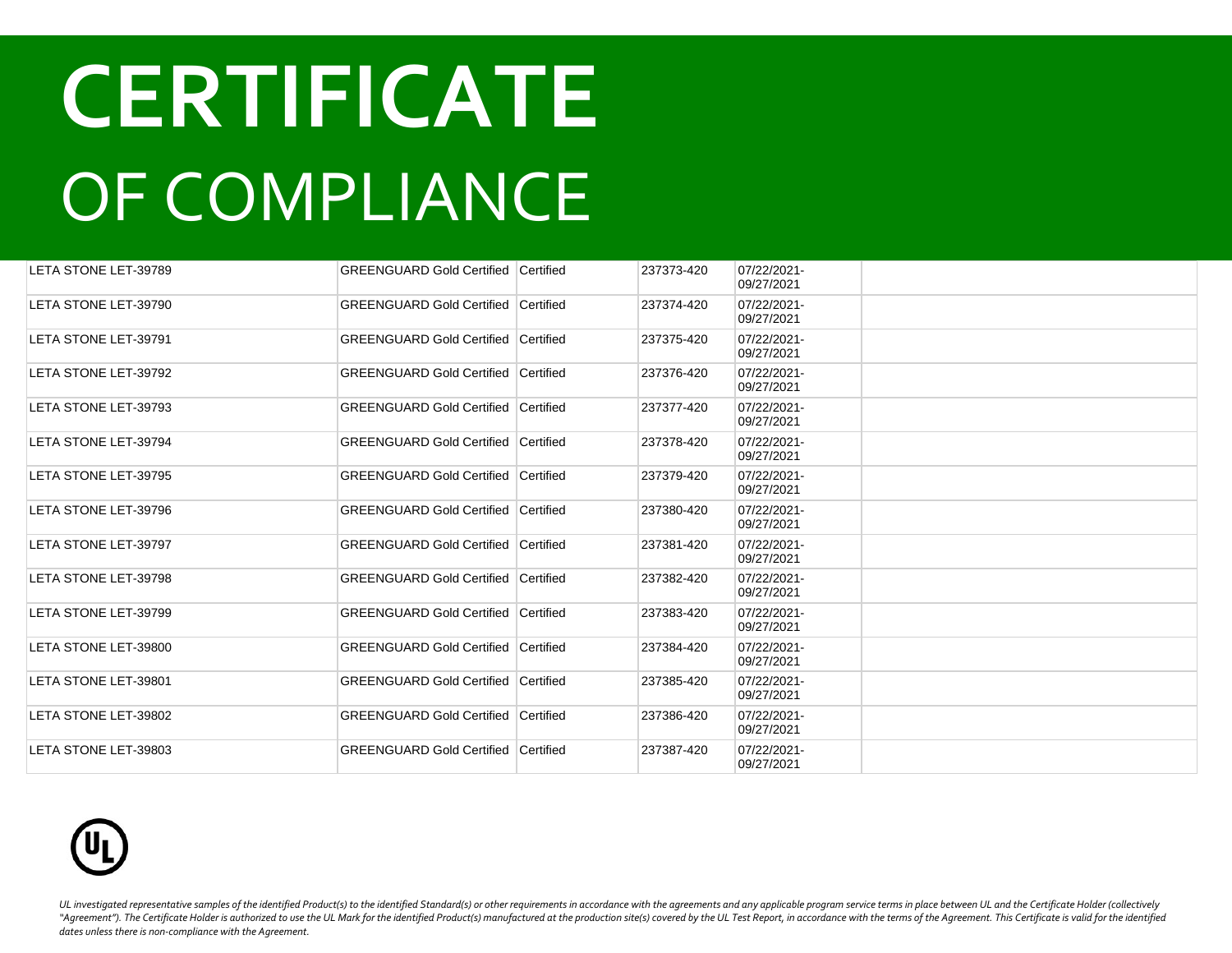# CERTIFICATE

# OF COMPLIANCE

| | | | | | |
|---|---|---|---|---|---|
| LETA STONE LET-39789 | GREENGUARD Gold Certified | Certified | 237373-420 | 07/22/2021-09/27/2021 | |
| LETA STONE LET-39790 | GREENGUARD Gold Certified | Certified | 237374-420 | 07/22/2021-09/27/2021 | |
| LETA STONE LET-39791 | GREENGUARD Gold Certified | Certified | 237375-420 | 07/22/2021-09/27/2021 | |
| LETA STONE LET-39792 | GREENGUARD Gold Certified | Certified | 237376-420 | 07/22/2021-09/27/2021 | |
| LETA STONE LET-39793 | GREENGUARD Gold Certified | Certified | 237377-420 | 07/22/2021-09/27/2021 | |
| LETA STONE LET-39794 | GREENGUARD Gold Certified | Certified | 237378-420 | 07/22/2021-09/27/2021 | |
| LETA STONE LET-39795 | GREENGUARD Gold Certified | Certified | 237379-420 | 07/22/2021-09/27/2021 | |
| LETA STONE LET-39796 | GREENGUARD Gold Certified | Certified | 237380-420 | 07/22/2021-09/27/2021 | |
| LETA STONE LET-39797 | GREENGUARD Gold Certified | Certified | 237381-420 | 07/22/2021-09/27/2021 | |
| LETA STONE LET-39798 | GREENGUARD Gold Certified | Certified | 237382-420 | 07/22/2021-09/27/2021 | |
| LETA STONE LET-39799 | GREENGUARD Gold Certified | Certified | 237383-420 | 07/22/2021-09/27/2021 | |
| LETA STONE LET-39800 | GREENGUARD Gold Certified | Certified | 237384-420 | 07/22/2021-09/27/2021 | |
| LETA STONE LET-39801 | GREENGUARD Gold Certified | Certified | 237385-420 | 07/22/2021-09/27/2021 | |
| LETA STONE LET-39802 | GREENGUARD Gold Certified | Certified | 237386-420 | 07/22/2021-09/27/2021 | |
| LETA STONE LET-39803 | GREENGUARD Gold Certified | Certified | 237387-420 | 07/22/2021-09/27/2021 | |

*UL investigated representative samples of the identified Product(s) to the identified Standard(s) or other requirements in accordance with the agreements and any applicable program service terms in place between UL and the Certificate Holder (collectively "Agreement"). The Certificate Holder is authorized to use the UL Mark for the identified Product(s) manufactured at the production site(s) covered by the UL Test Report, in accordance with the terms of the Agreement. This Certificate is valid for the identified dates unless there is non-compliance with the Agreement.*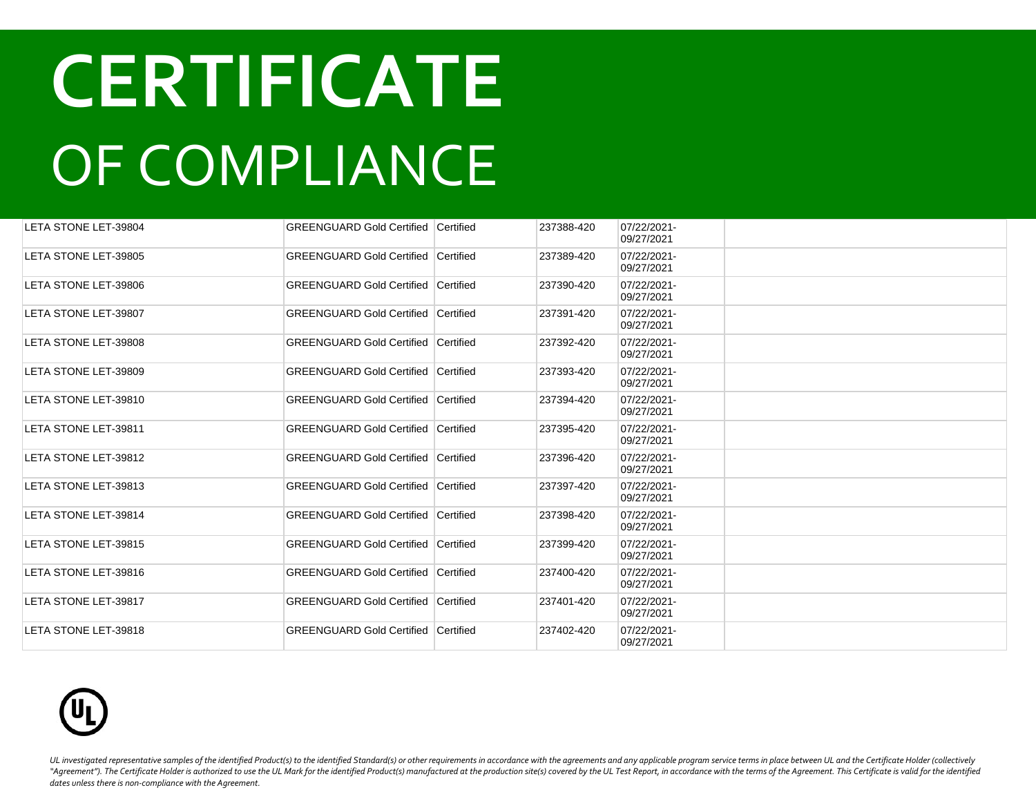# CERTIFICATE

# OF COMPLIANCE

| | | | | | |
|---|---|---|---|---|---|
| LETA STONE LET-39804 | GREENGUARD Gold Certified | Certified | 237388-420 | 07/22/2021-09/27/2021 | |
| LETA STONE LET-39805 | GREENGUARD Gold Certified | Certified | 237389-420 | 07/22/2021-09/27/2021 | |
| LETA STONE LET-39806 | GREENGUARD Gold Certified | Certified | 237390-420 | 07/22/2021-09/27/2021 | |
| LETA STONE LET-39807 | GREENGUARD Gold Certified | Certified | 237391-420 | 07/22/2021-09/27/2021 | |
| LETA STONE LET-39808 | GREENGUARD Gold Certified | Certified | 237392-420 | 07/22/2021-09/27/2021 | |
| LETA STONE LET-39809 | GREENGUARD Gold Certified | Certified | 237393-420 | 07/22/2021-09/27/2021 | |
| LETA STONE LET-39810 | GREENGUARD Gold Certified | Certified | 237394-420 | 07/22/2021-09/27/2021 | |
| LETA STONE LET-39811 | GREENGUARD Gold Certified | Certified | 237395-420 | 07/22/2021-09/27/2021 | |
| LETA STONE LET-39812 | GREENGUARD Gold Certified | Certified | 237396-420 | 07/22/2021-09/27/2021 | |
| LETA STONE LET-39813 | GREENGUARD Gold Certified | Certified | 237397-420 | 07/22/2021-09/27/2021 | |
| LETA STONE LET-39814 | GREENGUARD Gold Certified | Certified | 237398-420 | 07/22/2021-09/27/2021 | |
| LETA STONE LET-39815 | GREENGUARD Gold Certified | Certified | 237399-420 | 07/22/2021-09/27/2021 | |
| LETA STONE LET-39816 | GREENGUARD Gold Certified | Certified | 237400-420 | 07/22/2021-09/27/2021 | |
| LETA STONE LET-39817 | GREENGUARD Gold Certified | Certified | 237401-420 | 07/22/2021-09/27/2021 | |
| LETA STONE LET-39818 | GREENGUARD Gold Certified | Certified | 237402-420 | 07/22/2021-09/27/2021 | |

*UL investigated representative samples of the identified Product(s) to the identified Standard(s) or other requirements in accordance with the agreements and any applicable program service terms in place between UL and the Certificate Holder (collectively "Agreement"). The Certificate Holder is authorized to use the UL Mark for the identified Product(s) manufactured at the production site(s) covered by the UL Test Report, in accordance with the terms of the Agreement. This Certificate is valid for the identified dates unless there is non-compliance with the Agreement.*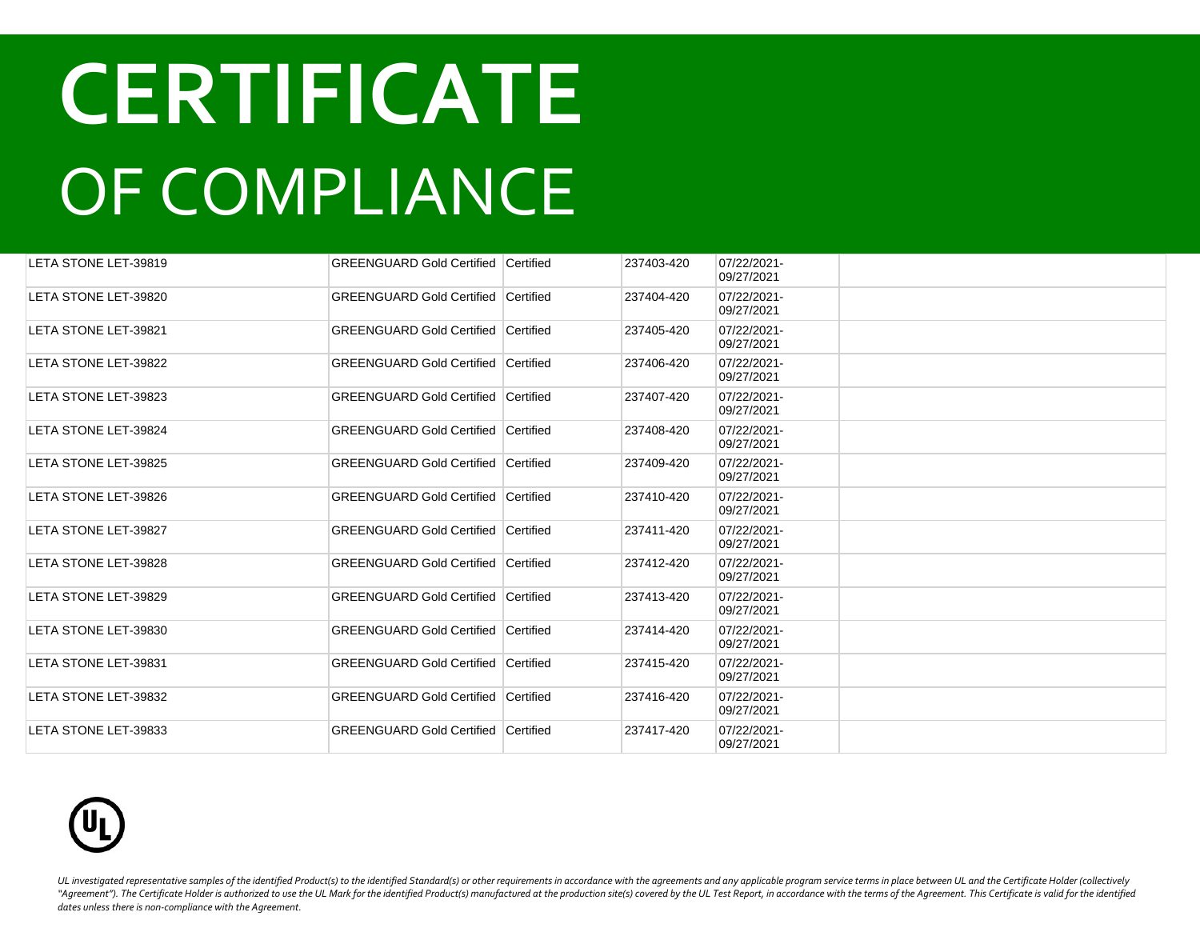# CERTIFICATE
# OF COMPLIANCE

| | | | | | |
|---|---|---|---|---|---|
| LETA STONE LET-39819 | GREENGUARD Gold Certified | Certified | 237403-420 | 07/22/2021-09/27/2021 | |
| LETA STONE LET-39820 | GREENGUARD Gold Certified | Certified | 237404-420 | 07/22/2021-09/27/2021 | |
| LETA STONE LET-39821 | GREENGUARD Gold Certified | Certified | 237405-420 | 07/22/2021-09/27/2021 | |
| LETA STONE LET-39822 | GREENGUARD Gold Certified | Certified | 237406-420 | 07/22/2021-09/27/2021 | |
| LETA STONE LET-39823 | GREENGUARD Gold Certified | Certified | 237407-420 | 07/22/2021-09/27/2021 | |
| LETA STONE LET-39824 | GREENGUARD Gold Certified | Certified | 237408-420 | 07/22/2021-09/27/2021 | |
| LETA STONE LET-39825 | GREENGUARD Gold Certified | Certified | 237409-420 | 07/22/2021-09/27/2021 | |
| LETA STONE LET-39826 | GREENGUARD Gold Certified | Certified | 237410-420 | 07/22/2021-09/27/2021 | |
| LETA STONE LET-39827 | GREENGUARD Gold Certified | Certified | 237411-420 | 07/22/2021-09/27/2021 | |
| LETA STONE LET-39828 | GREENGUARD Gold Certified | Certified | 237412-420 | 07/22/2021-09/27/2021 | |
| LETA STONE LET-39829 | GREENGUARD Gold Certified | Certified | 237413-420 | 07/22/2021-09/27/2021 | |
| LETA STONE LET-39830 | GREENGUARD Gold Certified | Certified | 237414-420 | 07/22/2021-09/27/2021 | |
| LETA STONE LET-39831 | GREENGUARD Gold Certified | Certified | 237415-420 | 07/22/2021-09/27/2021 | |
| LETA STONE LET-39832 | GREENGUARD Gold Certified | Certified | 237416-420 | 07/22/2021-09/27/2021 | |
| LETA STONE LET-39833 | GREENGUARD Gold Certified | Certified | 237417-420 | 07/22/2021-09/27/2021 | |

*UL investigated representative samples of the identified Product(s) to the identified Standard(s) or other requirements in accordance with the agreements and any applicable program service terms in place between UL and the Certificate Holder (collectively "Agreement"). The Certificate Holder is authorized to use the UL Mark for the identified Product(s) manufactured at the production site(s) covered by the UL Test Report, in accordance with the terms of the Agreement. This Certificate is valid for the identified dates unless there is non-compliance with the Agreement.*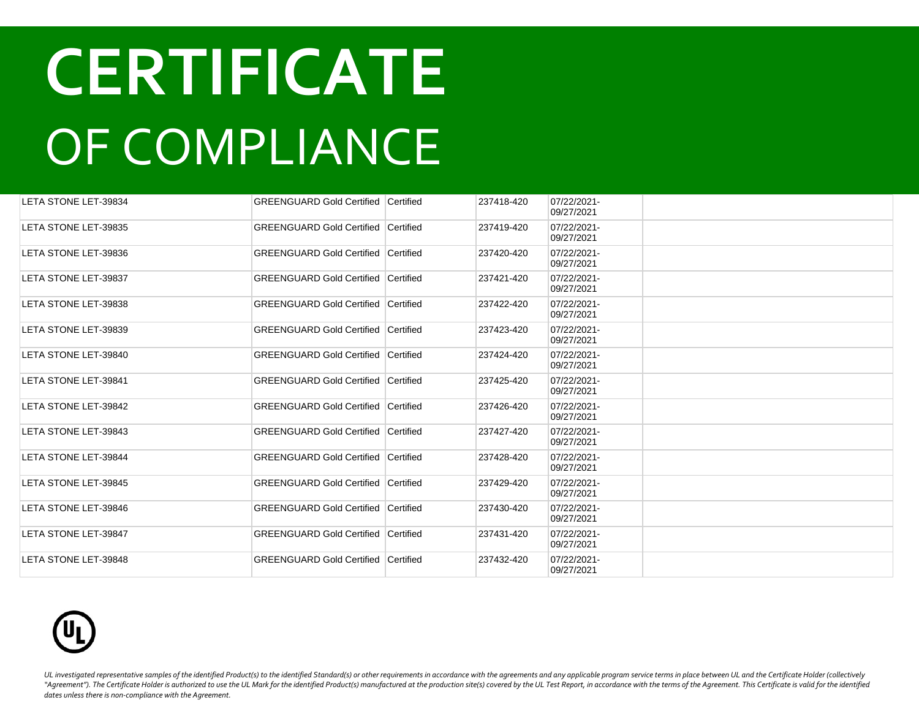# CERTIFICATE

# OF COMPLIANCE

| | | | | | |
|---|---|---|---|---|---|
| LETA STONE LET-39834 | GREENGUARD Gold Certified | Certified | 237418-420 | 07/22/2021-09/27/2021 | |
| LETA STONE LET-39835 | GREENGUARD Gold Certified | Certified | 237419-420 | 07/22/2021-09/27/2021 | |
| LETA STONE LET-39836 | GREENGUARD Gold Certified | Certified | 237420-420 | 07/22/2021-09/27/2021 | |
| LETA STONE LET-39837 | GREENGUARD Gold Certified | Certified | 237421-420 | 07/22/2021-09/27/2021 | |
| LETA STONE LET-39838 | GREENGUARD Gold Certified | Certified | 237422-420 | 07/22/2021-09/27/2021 | |
| LETA STONE LET-39839 | GREENGUARD Gold Certified | Certified | 237423-420 | 07/22/2021-09/27/2021 | |
| LETA STONE LET-39840 | GREENGUARD Gold Certified | Certified | 237424-420 | 07/22/2021-09/27/2021 | |
| LETA STONE LET-39841 | GREENGUARD Gold Certified | Certified | 237425-420 | 07/22/2021-09/27/2021 | |
| LETA STONE LET-39842 | GREENGUARD Gold Certified | Certified | 237426-420 | 07/22/2021-09/27/2021 | |
| LETA STONE LET-39843 | GREENGUARD Gold Certified | Certified | 237427-420 | 07/22/2021-09/27/2021 | |
| LETA STONE LET-39844 | GREENGUARD Gold Certified | Certified | 237428-420 | 07/22/2021-09/27/2021 | |
| LETA STONE LET-39845 | GREENGUARD Gold Certified | Certified | 237429-420 | 07/22/2021-09/27/2021 | |
| LETA STONE LET-39846 | GREENGUARD Gold Certified | Certified | 237430-420 | 07/22/2021-09/27/2021 | |
| LETA STONE LET-39847 | GREENGUARD Gold Certified | Certified | 237431-420 | 07/22/2021-09/27/2021 | |
| LETA STONE LET-39848 | GREENGUARD Gold Certified | Certified | 237432-420 | 07/22/2021-09/27/2021 | |

*UL investigated representative samples of the identified Product(s) to the identified Standard(s) or other requirements in accordance with the agreements and any applicable program service terms in place between UL and the Certificate Holder (collectively "Agreement"). The Certificate Holder is authorized to use the UL Mark for the identified Product(s) manufactured at the production site(s) covered by the UL Test Report, in accordance with the terms of the Agreement. This Certificate is valid for the identified dates unless there is non-compliance with the Agreement.*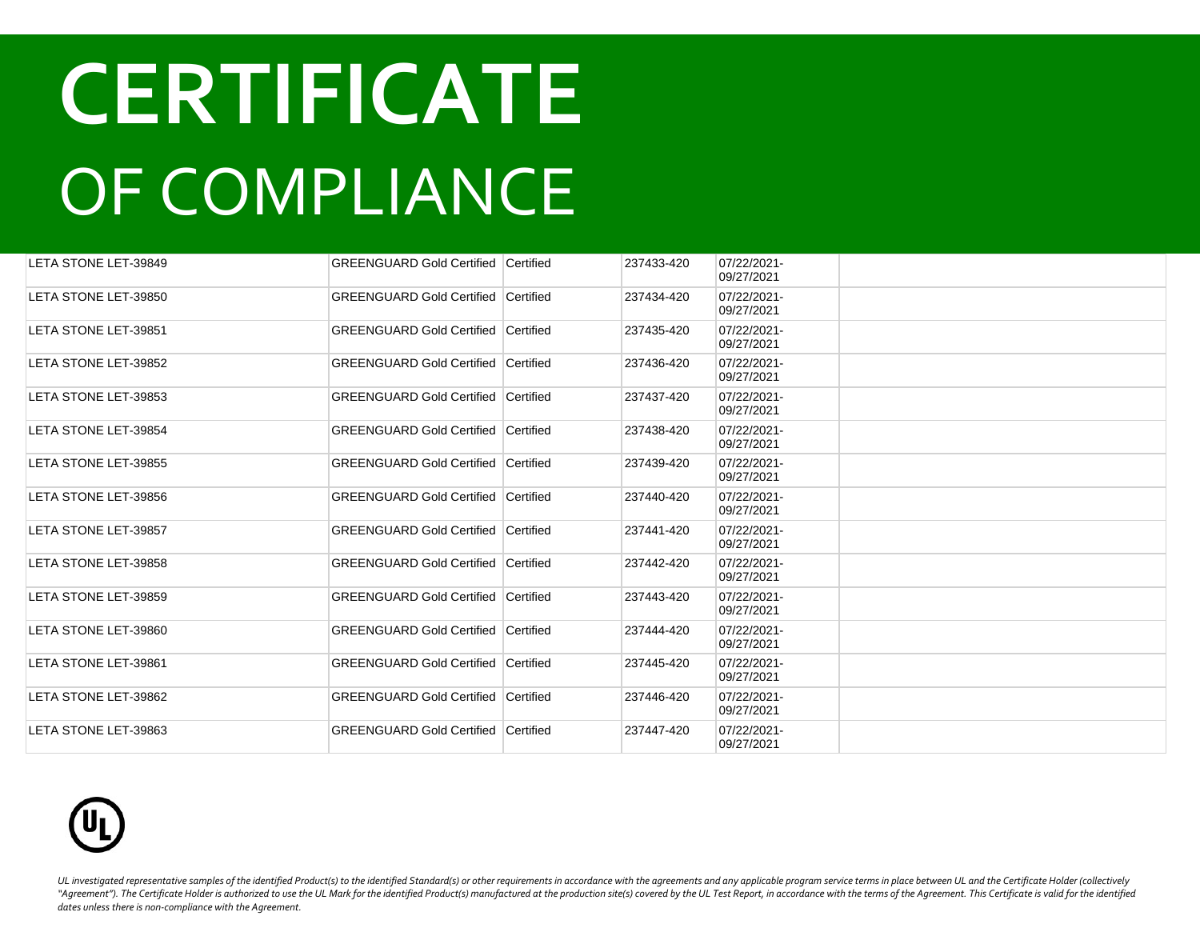# CERTIFICATE
# OF COMPLIANCE

| | | | | | |
|---|---|---|---|---|---|
| LETA STONE LET-39849 | GREENGUARD Gold Certified | Certified | 237433-420 | 07/22/2021-09/27/2021 | |
| LETA STONE LET-39850 | GREENGUARD Gold Certified | Certified | 237434-420 | 07/22/2021-09/27/2021 | |
| LETA STONE LET-39851 | GREENGUARD Gold Certified | Certified | 237435-420 | 07/22/2021-09/27/2021 | |
| LETA STONE LET-39852 | GREENGUARD Gold Certified | Certified | 237436-420 | 07/22/2021-09/27/2021 | |
| LETA STONE LET-39853 | GREENGUARD Gold Certified | Certified | 237437-420 | 07/22/2021-09/27/2021 | |
| LETA STONE LET-39854 | GREENGUARD Gold Certified | Certified | 237438-420 | 07/22/2021-09/27/2021 | |
| LETA STONE LET-39855 | GREENGUARD Gold Certified | Certified | 237439-420 | 07/22/2021-09/27/2021 | |
| LETA STONE LET-39856 | GREENGUARD Gold Certified | Certified | 237440-420 | 07/22/2021-09/27/2021 | |
| LETA STONE LET-39857 | GREENGUARD Gold Certified | Certified | 237441-420 | 07/22/2021-09/27/2021 | |
| LETA STONE LET-39858 | GREENGUARD Gold Certified | Certified | 237442-420 | 07/22/2021-09/27/2021 | |
| LETA STONE LET-39859 | GREENGUARD Gold Certified | Certified | 237443-420 | 07/22/2021-09/27/2021 | |
| LETA STONE LET-39860 | GREENGUARD Gold Certified | Certified | 237444-420 | 07/22/2021-09/27/2021 | |
| LETA STONE LET-39861 | GREENGUARD Gold Certified | Certified | 237445-420 | 07/22/2021-09/27/2021 | |
| LETA STONE LET-39862 | GREENGUARD Gold Certified | Certified | 237446-420 | 07/22/2021-09/27/2021 | |
| LETA STONE LET-39863 | GREENGUARD Gold Certified | Certified | 237447-420 | 07/22/2021-09/27/2021 | |

*UL investigated representative samples of the identified Product(s) to the identified Standard(s) or other requirements in accordance with the agreements and any applicable program service terms in place between UL and the Certificate Holder (collectively "Agreement"). The Certificate Holder is authorized to use the UL Mark for the identified Product(s) manufactured at the production site(s) covered by the UL Test Report, in accordance with the terms of the Agreement. This Certificate is valid for the identified dates unless there is non-compliance with the Agreement.*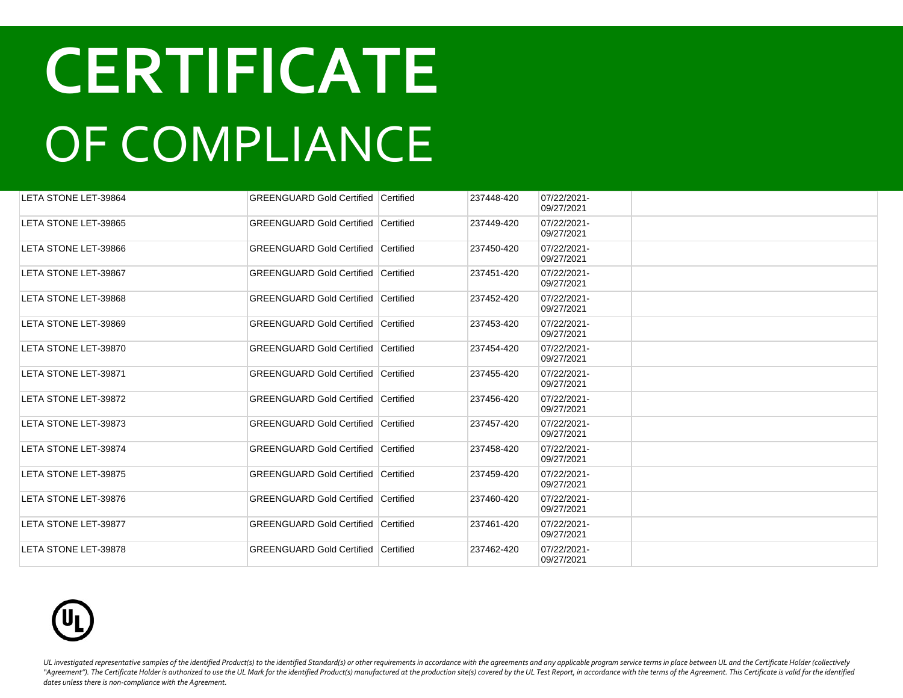# CERTIFICATE

# OF COMPLIANCE

| | | | | | |
|---|---|---|---|---|---|
| LETA STONE LET-39864 | GREENGUARD Gold Certified | Certified | 237448-420 | 07/22/2021-09/27/2021 | |
| LETA STONE LET-39865 | GREENGUARD Gold Certified | Certified | 237449-420 | 07/22/2021-09/27/2021 | |
| LETA STONE LET-39866 | GREENGUARD Gold Certified | Certified | 237450-420 | 07/22/2021-09/27/2021 | |
| LETA STONE LET-39867 | GREENGUARD Gold Certified | Certified | 237451-420 | 07/22/2021-09/27/2021 | |
| LETA STONE LET-39868 | GREENGUARD Gold Certified | Certified | 237452-420 | 07/22/2021-09/27/2021 | |
| LETA STONE LET-39869 | GREENGUARD Gold Certified | Certified | 237453-420 | 07/22/2021-09/27/2021 | |
| LETA STONE LET-39870 | GREENGUARD Gold Certified | Certified | 237454-420 | 07/22/2021-09/27/2021 | |
| LETA STONE LET-39871 | GREENGUARD Gold Certified | Certified | 237455-420 | 07/22/2021-09/27/2021 | |
| LETA STONE LET-39872 | GREENGUARD Gold Certified | Certified | 237456-420 | 07/22/2021-09/27/2021 | |
| LETA STONE LET-39873 | GREENGUARD Gold Certified | Certified | 237457-420 | 07/22/2021-09/27/2021 | |
| LETA STONE LET-39874 | GREENGUARD Gold Certified | Certified | 237458-420 | 07/22/2021-09/27/2021 | |
| LETA STONE LET-39875 | GREENGUARD Gold Certified | Certified | 237459-420 | 07/22/2021-09/27/2021 | |
| LETA STONE LET-39876 | GREENGUARD Gold Certified | Certified | 237460-420 | 07/22/2021-09/27/2021 | |
| LETA STONE LET-39877 | GREENGUARD Gold Certified | Certified | 237461-420 | 07/22/2021-09/27/2021 | |
| LETA STONE LET-39878 | GREENGUARD Gold Certified | Certified | 237462-420 | 07/22/2021-09/27/2021 | |

*UL investigated representative samples of the identified Product(s) to the identified Standard(s) or other requirements in accordance with the agreements and any applicable program service terms in place between UL and the Certificate Holder (collectively "Agreement"). The Certificate Holder is authorized to use the UL Mark for the identified Product(s) manufactured at the production site(s) covered by the UL Test Report, in accordance with the terms of the Agreement. This Certificate is valid for the identified dates unless there is non-compliance with the Agreement.*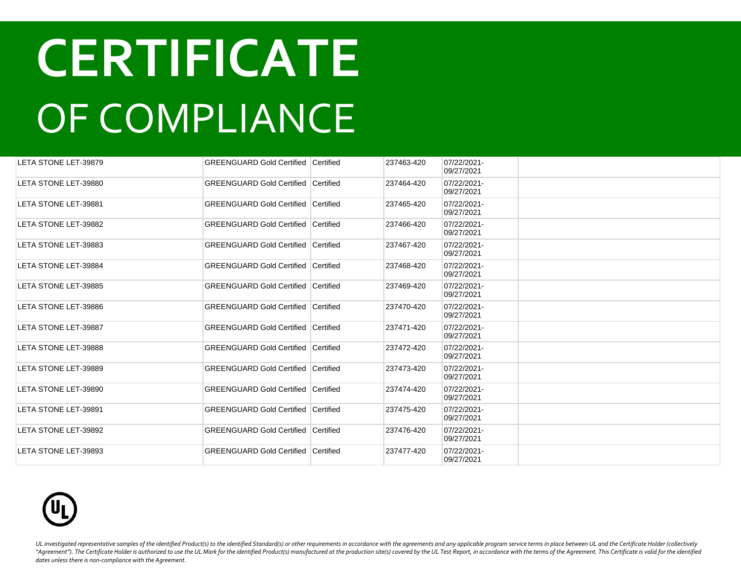# CERTIFICATE OF COMPLIANCE

| | | | | | |
|---|---|---|---|---|---|
| LETA STONE LET-39879 | GREENGUARD Gold Certified | Certified | 237463-420 | 07/22/2021-09/27/2021 | |
| LETA STONE LET-39880 | GREENGUARD Gold Certified | Certified | 237464-420 | 07/22/2021-09/27/2021 | |
| LETA STONE LET-39881 | GREENGUARD Gold Certified | Certified | 237465-420 | 07/22/2021-09/27/2021 | |
| LETA STONE LET-39882 | GREENGUARD Gold Certified | Certified | 237466-420 | 07/22/2021-09/27/2021 | |
| LETA STONE LET-39883 | GREENGUARD Gold Certified | Certified | 237467-420 | 07/22/2021-09/27/2021 | |
| LETA STONE LET-39884 | GREENGUARD Gold Certified | Certified | 237468-420 | 07/22/2021-09/27/2021 | |
| LETA STONE LET-39885 | GREENGUARD Gold Certified | Certified | 237469-420 | 07/22/2021-09/27/2021 | |
| LETA STONE LET-39886 | GREENGUARD Gold Certified | Certified | 237470-420 | 07/22/2021-09/27/2021 | |
| LETA STONE LET-39887 | GREENGUARD Gold Certified | Certified | 237471-420 | 07/22/2021-09/27/2021 | |
| LETA STONE LET-39888 | GREENGUARD Gold Certified | Certified | 237472-420 | 07/22/2021-09/27/2021 | |
| LETA STONE LET-39889 | GREENGUARD Gold Certified | Certified | 237473-420 | 07/22/2021-09/27/2021 | |
| LETA STONE LET-39890 | GREENGUARD Gold Certified | Certified | 237474-420 | 07/22/2021-09/27/2021 | |
| LETA STONE LET-39891 | GREENGUARD Gold Certified | Certified | 237475-420 | 07/22/2021-09/27/2021 | |
| LETA STONE LET-39892 | GREENGUARD Gold Certified | Certified | 237476-420 | 07/22/2021-09/27/2021 | |
| LETA STONE LET-39893 | GREENGUARD Gold Certified | Certified | 237477-420 | 07/22/2021-09/27/2021 | |

*UL investigated representative samples of the identified Product(s) to the identified Standard(s) or other requirements in accordance with the agreements and any applicable program service terms in place between UL and the Certificate Holder (collectively "Agreement"). The Certificate Holder is authorized to use the UL Mark for the identified Product(s) manufactured at the production site(s) covered by the UL Test Report, in accordance with the terms of the Agreement. This Certificate is valid for the identified dates unless there is non-compliance with the Agreement.*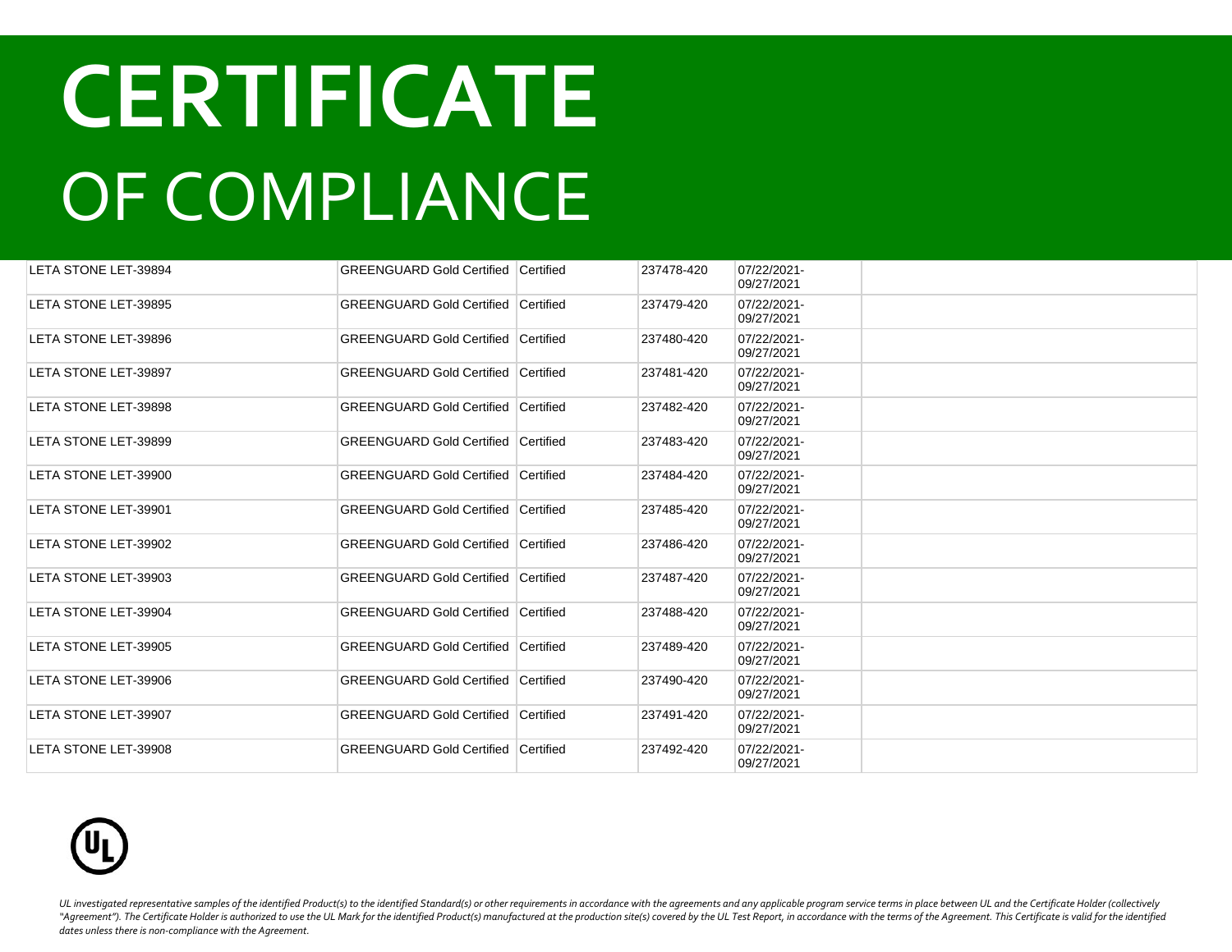# CERTIFICATE

# OF COMPLIANCE

| | | | | | |
|---|---|---|---|---|---|
| LETA STONE LET-39894 | GREENGUARD Gold Certified | Certified | 237478-420 | 07/22/2021-09/27/2021 | |
| LETA STONE LET-39895 | GREENGUARD Gold Certified | Certified | 237479-420 | 07/22/2021-09/27/2021 | |
| LETA STONE LET-39896 | GREENGUARD Gold Certified | Certified | 237480-420 | 07/22/2021-09/27/2021 | |
| LETA STONE LET-39897 | GREENGUARD Gold Certified | Certified | 237481-420 | 07/22/2021-09/27/2021 | |
| LETA STONE LET-39898 | GREENGUARD Gold Certified | Certified | 237482-420 | 07/22/2021-09/27/2021 | |
| LETA STONE LET-39899 | GREENGUARD Gold Certified | Certified | 237483-420 | 07/22/2021-09/27/2021 | |
| LETA STONE LET-39900 | GREENGUARD Gold Certified | Certified | 237484-420 | 07/22/2021-09/27/2021 | |
| LETA STONE LET-39901 | GREENGUARD Gold Certified | Certified | 237485-420 | 07/22/2021-09/27/2021 | |
| LETA STONE LET-39902 | GREENGUARD Gold Certified | Certified | 237486-420 | 07/22/2021-09/27/2021 | |
| LETA STONE LET-39903 | GREENGUARD Gold Certified | Certified | 237487-420 | 07/22/2021-09/27/2021 | |
| LETA STONE LET-39904 | GREENGUARD Gold Certified | Certified | 237488-420 | 07/22/2021-09/27/2021 | |
| LETA STONE LET-39905 | GREENGUARD Gold Certified | Certified | 237489-420 | 07/22/2021-09/27/2021 | |
| LETA STONE LET-39906 | GREENGUARD Gold Certified | Certified | 237490-420 | 07/22/2021-09/27/2021 | |
| LETA STONE LET-39907 | GREENGUARD Gold Certified | Certified | 237491-420 | 07/22/2021-09/27/2021 | |
| LETA STONE LET-39908 | GREENGUARD Gold Certified | Certified | 237492-420 | 07/22/2021-09/27/2021 | |

*UL investigated representative samples of the identified Product(s) to the identified Standard(s) or other requirements in accordance with the agreements and any applicable program service terms in place between UL and the Certificate Holder (collectively "Agreement"). The Certificate Holder is authorized to use the UL Mark for the identified Product(s) manufactured at the production site(s) covered by the UL Test Report, in accordance with the terms of the Agreement. This Certificate is valid for the identified dates unless there is non-compliance with the Agreement.*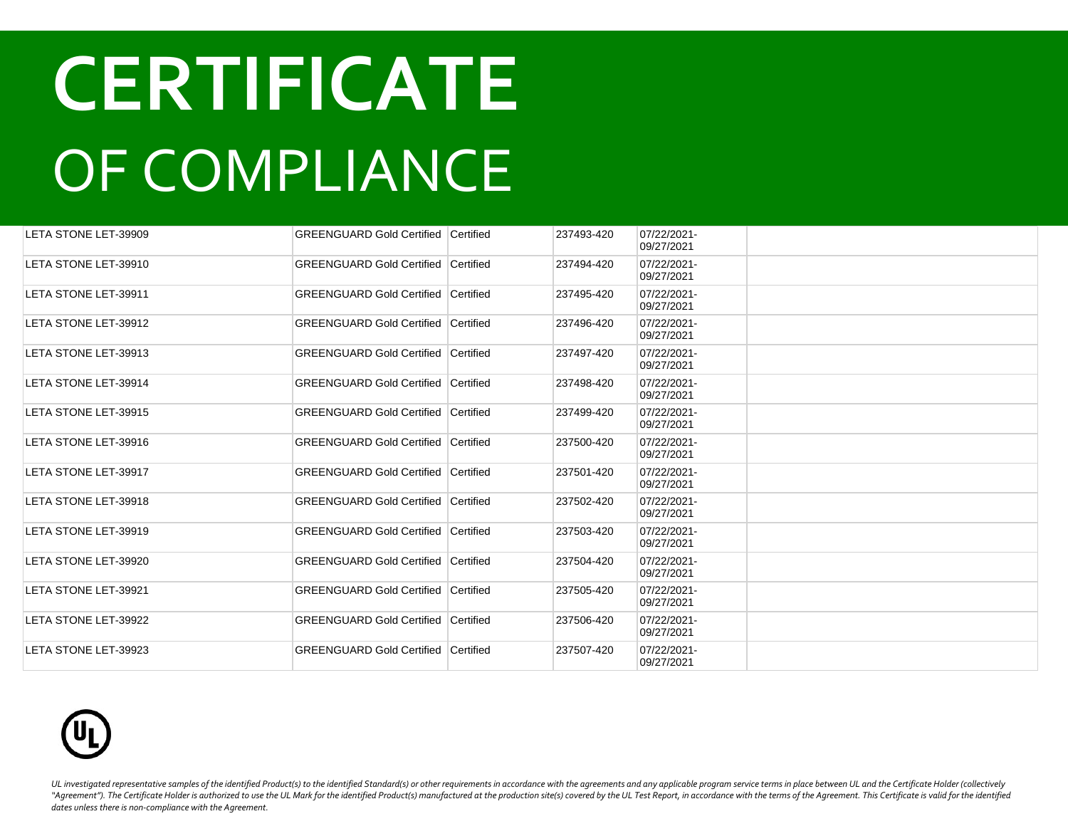# CERTIFICATE

# OF COMPLIANCE

| | | | | | |
|---|---|---|---|---|---|
| LETA STONE LET-39909 | GREENGUARD Gold Certified | Certified | 237493-420 | 07/22/2021-09/27/2021 | |
| LETA STONE LET-39910 | GREENGUARD Gold Certified | Certified | 237494-420 | 07/22/2021-09/27/2021 | |
| LETA STONE LET-39911 | GREENGUARD Gold Certified | Certified | 237495-420 | 07/22/2021-09/27/2021 | |
| LETA STONE LET-39912 | GREENGUARD Gold Certified | Certified | 237496-420 | 07/22/2021-09/27/2021 | |
| LETA STONE LET-39913 | GREENGUARD Gold Certified | Certified | 237497-420 | 07/22/2021-09/27/2021 | |
| LETA STONE LET-39914 | GREENGUARD Gold Certified | Certified | 237498-420 | 07/22/2021-09/27/2021 | |
| LETA STONE LET-39915 | GREENGUARD Gold Certified | Certified | 237499-420 | 07/22/2021-09/27/2021 | |
| LETA STONE LET-39916 | GREENGUARD Gold Certified | Certified | 237500-420 | 07/22/2021-09/27/2021 | |
| LETA STONE LET-39917 | GREENGUARD Gold Certified | Certified | 237501-420 | 07/22/2021-09/27/2021 | |
| LETA STONE LET-39918 | GREENGUARD Gold Certified | Certified | 237502-420 | 07/22/2021-09/27/2021 | |
| LETA STONE LET-39919 | GREENGUARD Gold Certified | Certified | 237503-420 | 07/22/2021-09/27/2021 | |
| LETA STONE LET-39920 | GREENGUARD Gold Certified | Certified | 237504-420 | 07/22/2021-09/27/2021 | |
| LETA STONE LET-39921 | GREENGUARD Gold Certified | Certified | 237505-420 | 07/22/2021-09/27/2021 | |
| LETA STONE LET-39922 | GREENGUARD Gold Certified | Certified | 237506-420 | 07/22/2021-09/27/2021 | |
| LETA STONE LET-39923 | GREENGUARD Gold Certified | Certified | 237507-420 | 07/22/2021-09/27/2021 | |

*UL investigated representative samples of the identified Product(s) to the identified Standard(s) or other requirements in accordance with the agreements and any applicable program service terms in place between UL and the Certificate Holder (collectively "Agreement"). The Certificate Holder is authorized to use the UL Mark for the identified Product(s) manufactured at the production site(s) covered by the UL Test Report, in accordance with the terms of the Agreement. This Certificate is valid for the identified dates unless there is non-compliance with the Agreement.*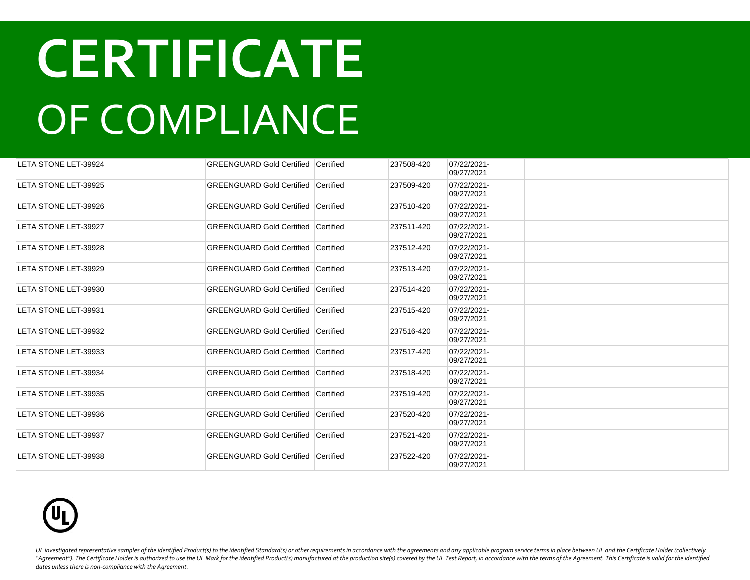# CERTIFICATE
OF COMPLIANCE

| | | | | | |
|---|---|---|---|---|---|
| LETA STONE LET-39924 | GREENGUARD Gold Certified | Certified | 237508-420 | 07/22/2021-09/27/2021 | |
| LETA STONE LET-39925 | GREENGUARD Gold Certified | Certified | 237509-420 | 07/22/2021-09/27/2021 | |
| LETA STONE LET-39926 | GREENGUARD Gold Certified | Certified | 237510-420 | 07/22/2021-09/27/2021 | |
| LETA STONE LET-39927 | GREENGUARD Gold Certified | Certified | 237511-420 | 07/22/2021-09/27/2021 | |
| LETA STONE LET-39928 | GREENGUARD Gold Certified | Certified | 237512-420 | 07/22/2021-09/27/2021 | |
| LETA STONE LET-39929 | GREENGUARD Gold Certified | Certified | 237513-420 | 07/22/2021-09/27/2021 | |
| LETA STONE LET-39930 | GREENGUARD Gold Certified | Certified | 237514-420 | 07/22/2021-09/27/2021 | |
| LETA STONE LET-39931 | GREENGUARD Gold Certified | Certified | 237515-420 | 07/22/2021-09/27/2021 | |
| LETA STONE LET-39932 | GREENGUARD Gold Certified | Certified | 237516-420 | 07/22/2021-09/27/2021 | |
| LETA STONE LET-39933 | GREENGUARD Gold Certified | Certified | 237517-420 | 07/22/2021-09/27/2021 | |
| LETA STONE LET-39934 | GREENGUARD Gold Certified | Certified | 237518-420 | 07/22/2021-09/27/2021 | |
| LETA STONE LET-39935 | GREENGUARD Gold Certified | Certified | 237519-420 | 07/22/2021-09/27/2021 | |
| LETA STONE LET-39936 | GREENGUARD Gold Certified | Certified | 237520-420 | 07/22/2021-09/27/2021 | |
| LETA STONE LET-39937 | GREENGUARD Gold Certified | Certified | 237521-420 | 07/22/2021-09/27/2021 | |
| LETA STONE LET-39938 | GREENGUARD Gold Certified | Certified | 237522-420 | 07/22/2021-09/27/2021 | |

*UL investigated representative samples of the identified Product(s) to the identified Standard(s) or other requirements in accordance with the agreements and any applicable program service terms in place between UL and the Certificate Holder (collectively "Agreement"). The Certificate Holder is authorized to use the UL Mark for the identified Product(s) manufactured at the production site(s) covered by the UL Test Report, in accordance with the terms of the Agreement. This Certificate is valid for the identified dates unless there is non-compliance with the Agreement.*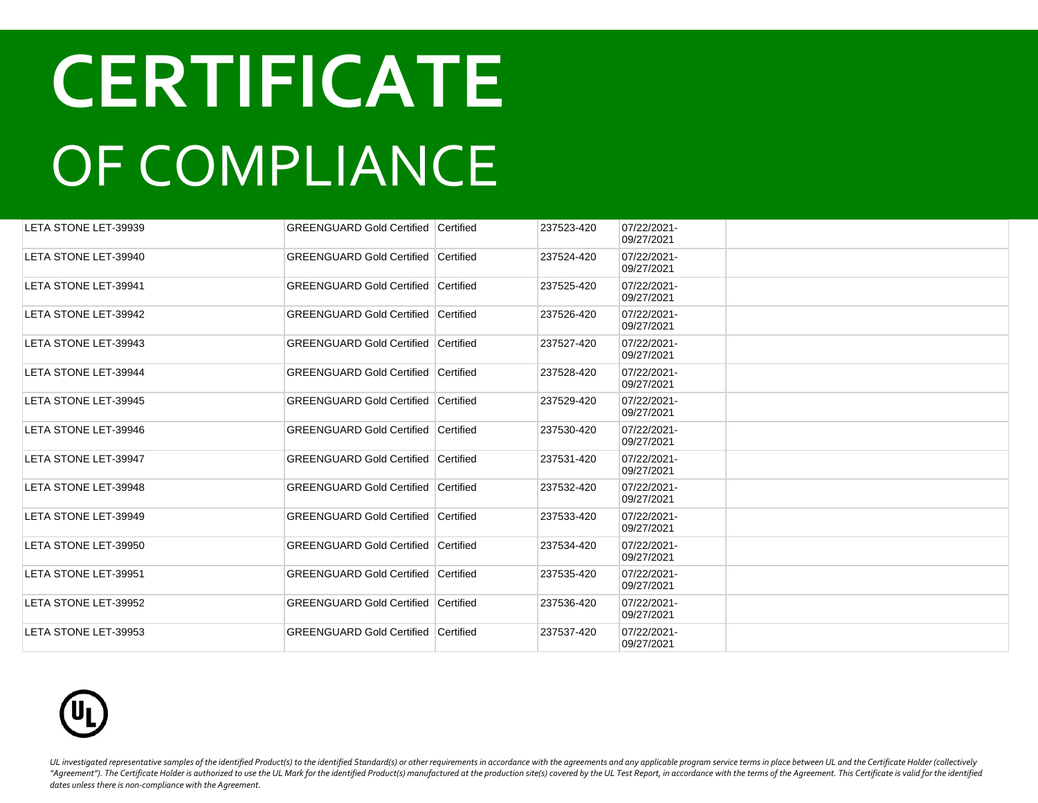# CERTIFICATE
# OF COMPLIANCE

| | | | | | |
|---|---|---|---|---|---|
| LETA STONE LET-39939 | GREENGUARD Gold Certified | Certified | 237523-420 | 07/22/2021-09/27/2021 | |
| LETA STONE LET-39940 | GREENGUARD Gold Certified | Certified | 237524-420 | 07/22/2021-09/27/2021 | |
| LETA STONE LET-39941 | GREENGUARD Gold Certified | Certified | 237525-420 | 07/22/2021-09/27/2021 | |
| LETA STONE LET-39942 | GREENGUARD Gold Certified | Certified | 237526-420 | 07/22/2021-09/27/2021 | |
| LETA STONE LET-39943 | GREENGUARD Gold Certified | Certified | 237527-420 | 07/22/2021-09/27/2021 | |
| LETA STONE LET-39944 | GREENGUARD Gold Certified | Certified | 237528-420 | 07/22/2021-09/27/2021 | |
| LETA STONE LET-39945 | GREENGUARD Gold Certified | Certified | 237529-420 | 07/22/2021-09/27/2021 | |
| LETA STONE LET-39946 | GREENGUARD Gold Certified | Certified | 237530-420 | 07/22/2021-09/27/2021 | |
| LETA STONE LET-39947 | GREENGUARD Gold Certified | Certified | 237531-420 | 07/22/2021-09/27/2021 | |
| LETA STONE LET-39948 | GREENGUARD Gold Certified | Certified | 237532-420 | 07/22/2021-09/27/2021 | |
| LETA STONE LET-39949 | GREENGUARD Gold Certified | Certified | 237533-420 | 07/22/2021-09/27/2021 | |
| LETA STONE LET-39950 | GREENGUARD Gold Certified | Certified | 237534-420 | 07/22/2021-09/27/2021 | |
| LETA STONE LET-39951 | GREENGUARD Gold Certified | Certified | 237535-420 | 07/22/2021-09/27/2021 | |
| LETA STONE LET-39952 | GREENGUARD Gold Certified | Certified | 237536-420 | 07/22/2021-09/27/2021 | |
| LETA STONE LET-39953 | GREENGUARD Gold Certified | Certified | 237537-420 | 07/22/2021-09/27/2021 | |

*UL investigated representative samples of the identified Product(s) to the identified Standard(s) or other requirements in accordance with the agreements and any applicable program service terms in place between UL and the Certificate Holder (collectively "Agreement"). The Certificate Holder is authorized to use the UL Mark for the identified Product(s) manufactured at the production site(s) covered by the UL Test Report, in accordance with the terms of the Agreement. This Certificate is valid for the identified dates unless there is non-compliance with the Agreement.*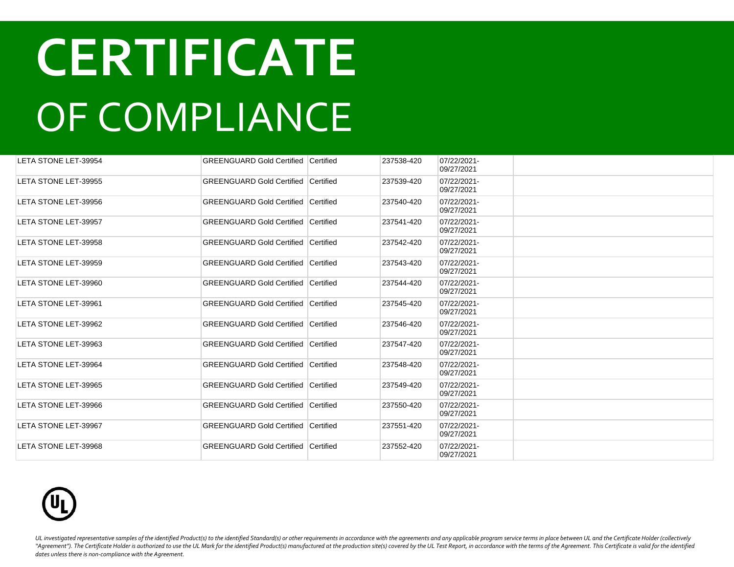# CERTIFICATE
# OF COMPLIANCE

| | | | | | |
|---|---|---|---|---|---|
| LETA STONE LET-39954 | GREENGUARD Gold Certified | Certified | 237538-420 | 07/22/2021-09/27/2021 | |
| LETA STONE LET-39955 | GREENGUARD Gold Certified | Certified | 237539-420 | 07/22/2021-09/27/2021 | |
| LETA STONE LET-39956 | GREENGUARD Gold Certified | Certified | 237540-420 | 07/22/2021-09/27/2021 | |
| LETA STONE LET-39957 | GREENGUARD Gold Certified | Certified | 237541-420 | 07/22/2021-09/27/2021 | |
| LETA STONE LET-39958 | GREENGUARD Gold Certified | Certified | 237542-420 | 07/22/2021-09/27/2021 | |
| LETA STONE LET-39959 | GREENGUARD Gold Certified | Certified | 237543-420 | 07/22/2021-09/27/2021 | |
| LETA STONE LET-39960 | GREENGUARD Gold Certified | Certified | 237544-420 | 07/22/2021-09/27/2021 | |
| LETA STONE LET-39961 | GREENGUARD Gold Certified | Certified | 237545-420 | 07/22/2021-09/27/2021 | |
| LETA STONE LET-39962 | GREENGUARD Gold Certified | Certified | 237546-420 | 07/22/2021-09/27/2021 | |
| LETA STONE LET-39963 | GREENGUARD Gold Certified | Certified | 237547-420 | 07/22/2021-09/27/2021 | |
| LETA STONE LET-39964 | GREENGUARD Gold Certified | Certified | 237548-420 | 07/22/2021-09/27/2021 | |
| LETA STONE LET-39965 | GREENGUARD Gold Certified | Certified | 237549-420 | 07/22/2021-09/27/2021 | |
| LETA STONE LET-39966 | GREENGUARD Gold Certified | Certified | 237550-420 | 07/22/2021-09/27/2021 | |
| LETA STONE LET-39967 | GREENGUARD Gold Certified | Certified | 237551-420 | 07/22/2021-09/27/2021 | |
| LETA STONE LET-39968 | GREENGUARD Gold Certified | Certified | 237552-420 | 07/22/2021-09/27/2021 | |

*UL investigated representative samples of the identified Product(s) to the identified Standard(s) or other requirements in accordance with the agreements and any applicable program service terms in place between UL and the Certificate Holder (collectively "Agreement"). The Certificate Holder is authorized to use the UL Mark for the identified Product(s) manufactured at the production site(s) covered by the UL Test Report, in accordance with the terms of the Agreement. This Certificate is valid for the identified dates unless there is non-compliance with the Agreement.*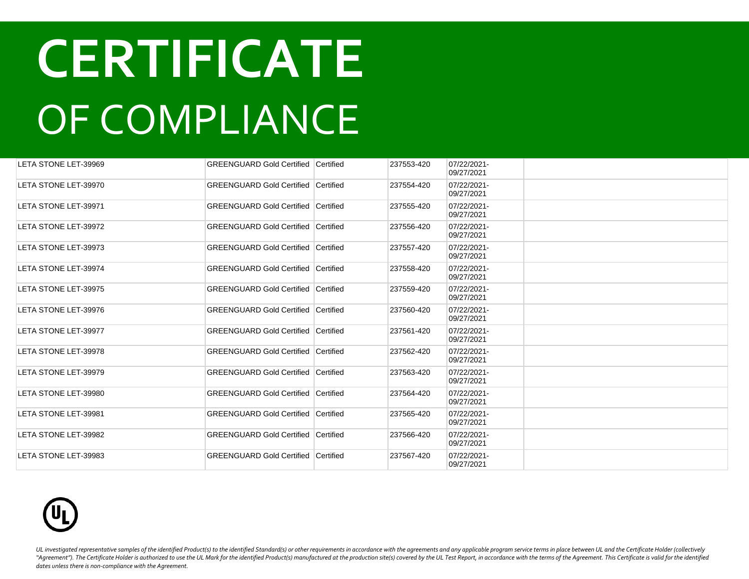# CERTIFICATE

# OF COMPLIANCE

| | | | | | |
|---|---|---|---|---|---|
| LETA STONE LET-39969 | GREENGUARD Gold Certified | Certified | 237553-420 | 07/22/2021-09/27/2021 | |
| LETA STONE LET-39970 | GREENGUARD Gold Certified | Certified | 237554-420 | 07/22/2021-09/27/2021 | |
| LETA STONE LET-39971 | GREENGUARD Gold Certified | Certified | 237555-420 | 07/22/2021-09/27/2021 | |
| LETA STONE LET-39972 | GREENGUARD Gold Certified | Certified | 237556-420 | 07/22/2021-09/27/2021 | |
| LETA STONE LET-39973 | GREENGUARD Gold Certified | Certified | 237557-420 | 07/22/2021-09/27/2021 | |
| LETA STONE LET-39974 | GREENGUARD Gold Certified | Certified | 237558-420 | 07/22/2021-09/27/2021 | |
| LETA STONE LET-39975 | GREENGUARD Gold Certified | Certified | 237559-420 | 07/22/2021-09/27/2021 | |
| LETA STONE LET-39976 | GREENGUARD Gold Certified | Certified | 237560-420 | 07/22/2021-09/27/2021 | |
| LETA STONE LET-39977 | GREENGUARD Gold Certified | Certified | 237561-420 | 07/22/2021-09/27/2021 | |
| LETA STONE LET-39978 | GREENGUARD Gold Certified | Certified | 237562-420 | 07/22/2021-09/27/2021 | |
| LETA STONE LET-39979 | GREENGUARD Gold Certified | Certified | 237563-420 | 07/22/2021-09/27/2021 | |
| LETA STONE LET-39980 | GREENGUARD Gold Certified | Certified | 237564-420 | 07/22/2021-09/27/2021 | |
| LETA STONE LET-39981 | GREENGUARD Gold Certified | Certified | 237565-420 | 07/22/2021-09/27/2021 | |
| LETA STONE LET-39982 | GREENGUARD Gold Certified | Certified | 237566-420 | 07/22/2021-09/27/2021 | |
| LETA STONE LET-39983 | GREENGUARD Gold Certified | Certified | 237567-420 | 07/22/2021-09/27/2021 | |

*UL investigated representative samples of the identified Product(s) to the identified Standard(s) or other requirements in accordance with the agreements and any applicable program service terms in place between UL and the Certificate Holder (collectively "Agreement"). The Certificate Holder is authorized to use the UL Mark for the identified Product(s) manufactured at the production site(s) covered by the UL Test Report, in accordance with the terms of the Agreement. This Certificate is valid for the identified dates unless there is non-compliance with the Agreement.*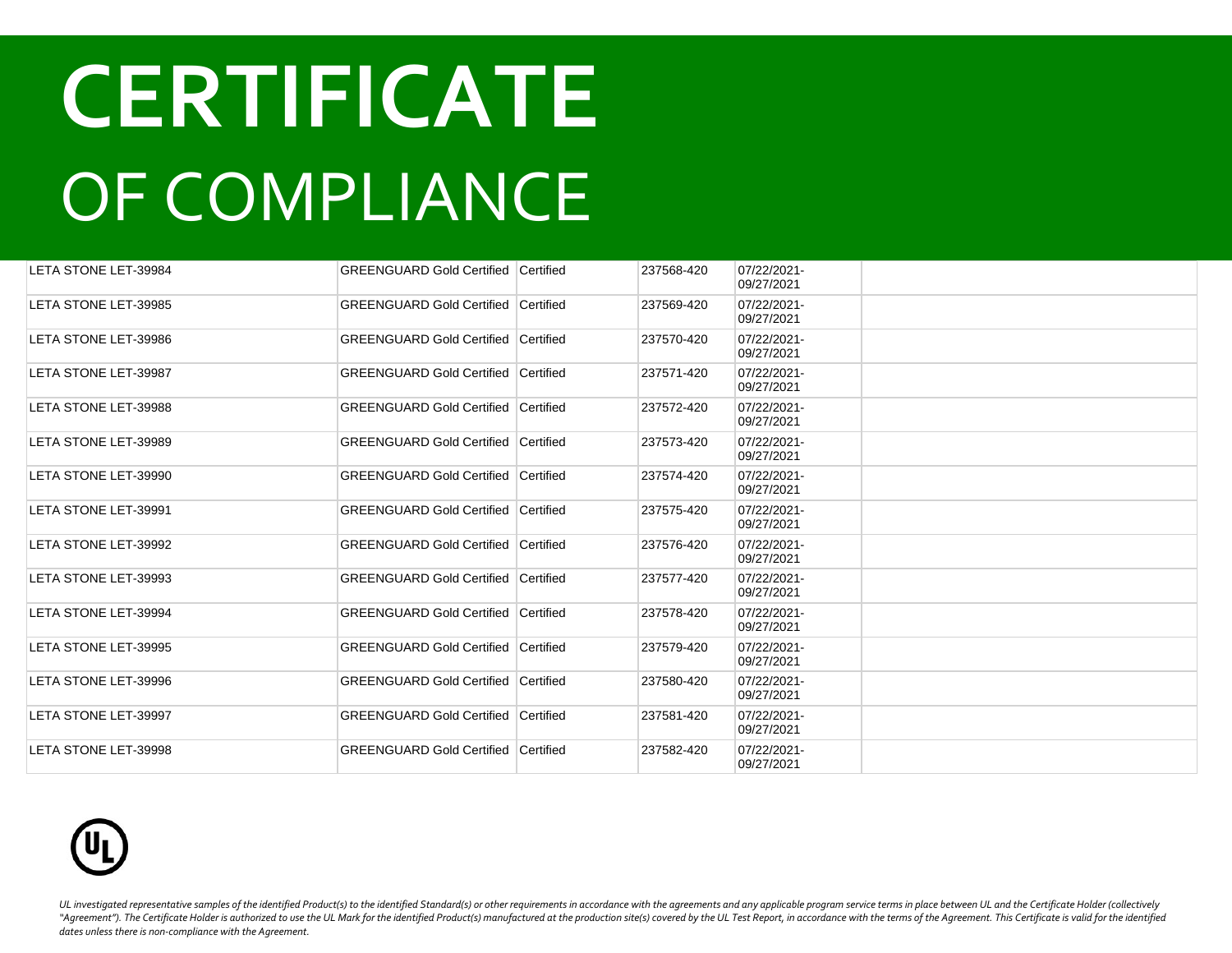# CERTIFICATE

# OF COMPLIANCE

| | | | | | |
|---|---|---|---|---|---|
| LETA STONE LET-39984 | GREENGUARD Gold Certified | Certified | 237568-420 | 07/22/2021-09/27/2021 | |
| LETA STONE LET-39985 | GREENGUARD Gold Certified | Certified | 237569-420 | 07/22/2021-09/27/2021 | |
| LETA STONE LET-39986 | GREENGUARD Gold Certified | Certified | 237570-420 | 07/22/2021-09/27/2021 | |
| LETA STONE LET-39987 | GREENGUARD Gold Certified | Certified | 237571-420 | 07/22/2021-09/27/2021 | |
| LETA STONE LET-39988 | GREENGUARD Gold Certified | Certified | 237572-420 | 07/22/2021-09/27/2021 | |
| LETA STONE LET-39989 | GREENGUARD Gold Certified | Certified | 237573-420 | 07/22/2021-09/27/2021 | |
| LETA STONE LET-39990 | GREENGUARD Gold Certified | Certified | 237574-420 | 07/22/2021-09/27/2021 | |
| LETA STONE LET-39991 | GREENGUARD Gold Certified | Certified | 237575-420 | 07/22/2021-09/27/2021 | |
| LETA STONE LET-39992 | GREENGUARD Gold Certified | Certified | 237576-420 | 07/22/2021-09/27/2021 | |
| LETA STONE LET-39993 | GREENGUARD Gold Certified | Certified | 237577-420 | 07/22/2021-09/27/2021 | |
| LETA STONE LET-39994 | GREENGUARD Gold Certified | Certified | 237578-420 | 07/22/2021-09/27/2021 | |
| LETA STONE LET-39995 | GREENGUARD Gold Certified | Certified | 237579-420 | 07/22/2021-09/27/2021 | |
| LETA STONE LET-39996 | GREENGUARD Gold Certified | Certified | 237580-420 | 07/22/2021-09/27/2021 | |
| LETA STONE LET-39997 | GREENGUARD Gold Certified | Certified | 237581-420 | 07/22/2021-09/27/2021 | |
| LETA STONE LET-39998 | GREENGUARD Gold Certified | Certified | 237582-420 | 07/22/2021-09/27/2021 | |

*UL investigated representative samples of the identified Product(s) to the identified Standard(s) or other requirements in accordance with the agreements and any applicable program service terms in place between UL and the Certificate Holder (collectively "Agreement"). The Certificate Holder is authorized to use the UL Mark for the identified Product(s) manufactured at the production site(s) covered by the UL Test Report, in accordance with the terms of the Agreement. This Certificate is valid for the identified dates unless there is non-compliance with the Agreement.*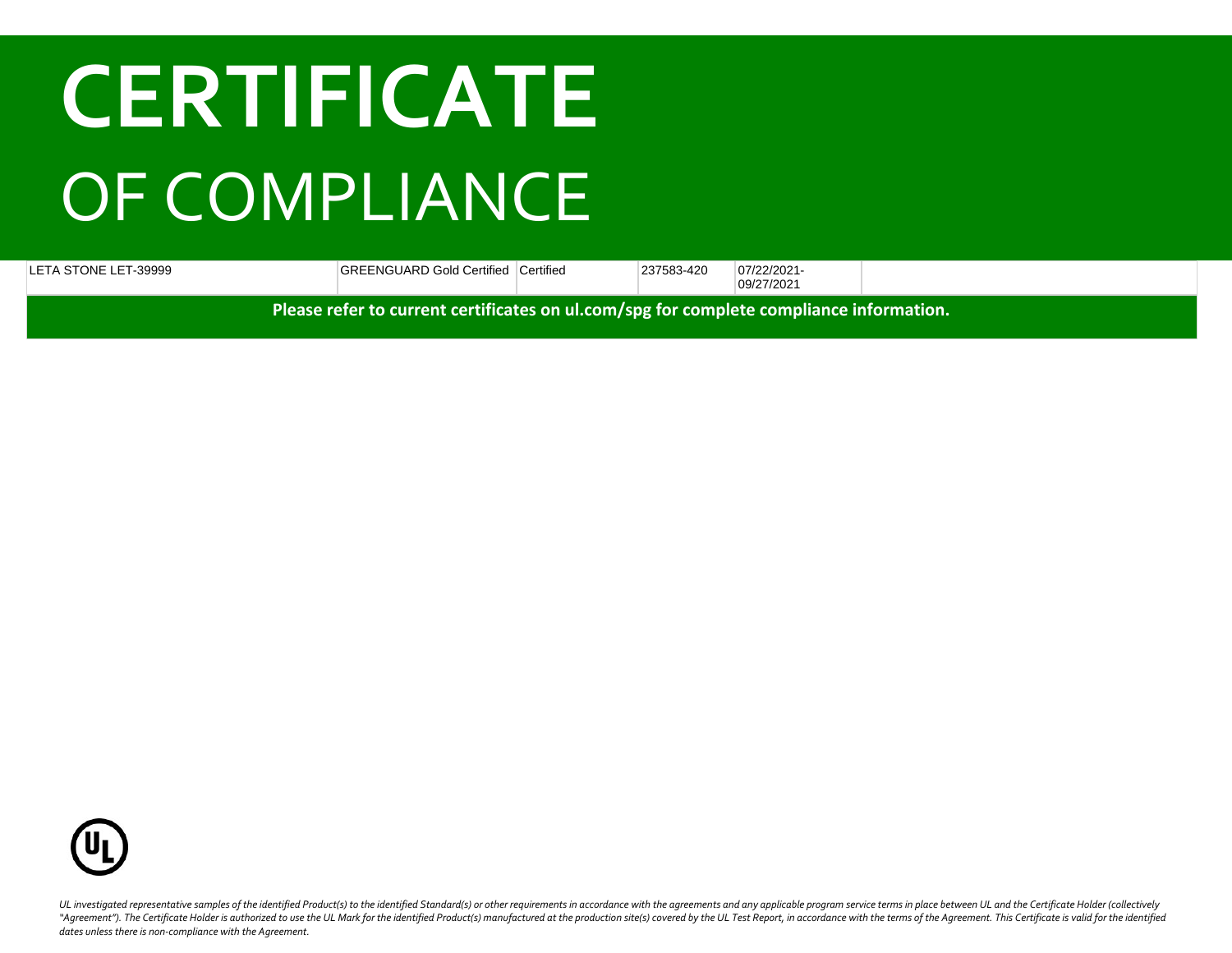# CERTIFICATE

# OF COMPLIANCE

| | | | | | |
|---|---|---|---|---|---|
| LETA STONE LET-39999 | GREENGUARD Gold Certified | Certified | 237583-420 | 07/22/2021-09/27/2021 | |

**Please refer to current certificates on ul.com/spg for complete compliance information.**

*UL investigated representative samples of the identified Product(s) to the identified Standard(s) or other requirements in accordance with the agreements and any applicable program service terms in place between UL and the Certificate Holder (collectively "Agreement"). The Certificate Holder is authorized to use the UL Mark for the identified Product(s) manufactured at the production site(s) covered by the UL Test Report, in accordance with the terms of the Agreement. This Certificate is valid for the identified dates unless there is non-compliance with the Agreement.*